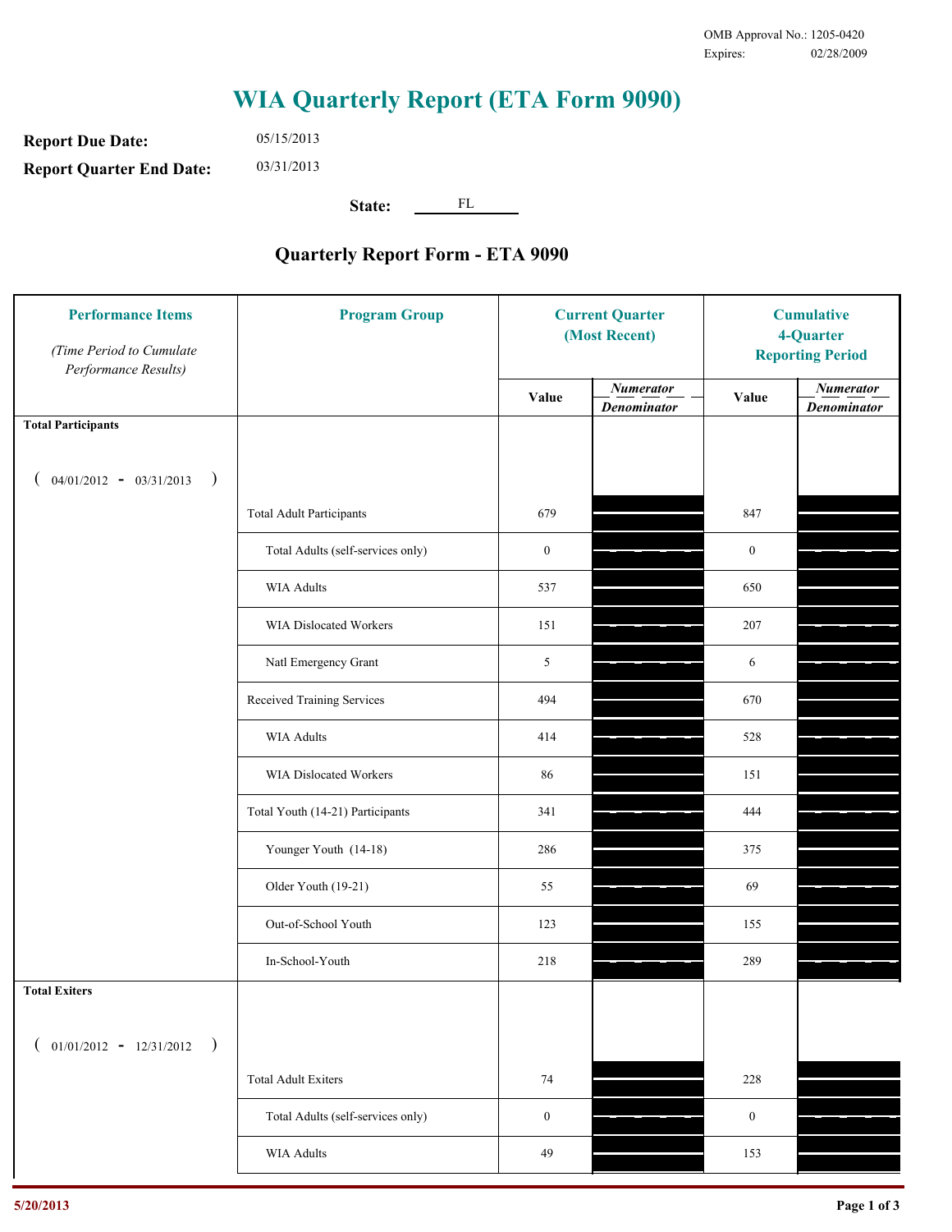OMB Approval No.: 1205-0420
Expires: 02/28/2009

# WIA Quarterly Report (ETA Form 9090)

**Report Due Date:** 05/15/2013

**Report Quarter End Date:** 03/31/2013

**State:** FL

## Quarterly Report Form - ETA 9090

| Performance Items *(Time Period to Cumulate Performance Results)* | Program Group | Current Quarter (Most Recent) | | Cumulative 4-Quarter Reporting Period | |
|---|---|---|---|---|---|
| | | Value | *Numerator / Denominator* | Value | *Numerator / Denominator* |
| **Total Participants** ( 04/01/2012 - 03/31/2013 ) | | | | | |
| | Total Adult Participants | 679 | | 847 | |
| | Total Adults (self-services only) | 0 | | 0 | |
| | WIA Adults | 537 | | 650 | |
| | WIA Dislocated Workers | 151 | | 207 | |
| | Natl Emergency Grant | 5 | | 6 | |
| | Received Training Services | 494 | | 670 | |
| | WIA Adults | 414 | | 528 | |
| | WIA Dislocated Workers | 86 | | 151 | |
| | Total Youth (14-21) Participants | 341 | | 444 | |
| | Younger Youth (14-18) | 286 | | 375 | |
| | Older Youth (19-21) | 55 | | 69 | |
| | Out-of-School Youth | 123 | | 155 | |
| | In-School-Youth | 218 | | 289 | |
| **Total Exiters** ( 01/01/2012 - 12/31/2012 ) | | | | | |
| | Total Adult Exiters | 74 | | 228 | |
| | Total Adults (self-services only) | 0 | | 0 | |
| | WIA Adults | 49 | | 153 | |

5/20/2013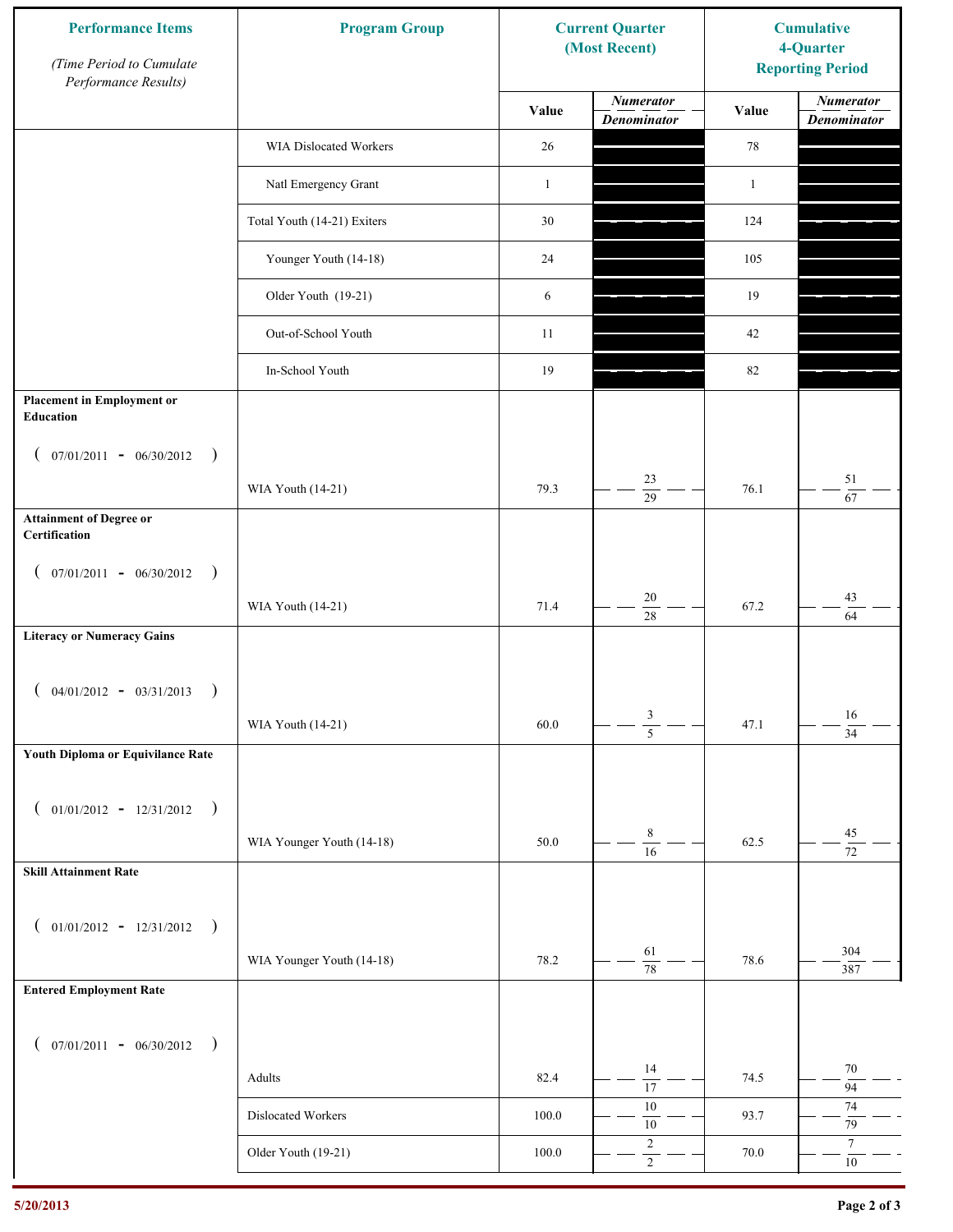| Performance Items (Time Period to Cumulate Performance Results) | Program Group | Current Quarter (Most Recent) | | Cumulative 4-Quarter Reporting Period | |
|---|---|---|---|---|---|
| | | Value | Numerator / Denominator | Value | Numerator / Denominator |
| | WIA Dislocated Workers | 26 | | 78 | |
| | Natl Emergency Grant | 1 | | 1 | |
| | Total Youth (14-21) Exiters | 30 | | 124 | |
| | Younger Youth (14-18) | 24 | | 105 | |
| | Older Youth (19-21) | 6 | | 19 | |
| | Out-of-School Youth | 11 | | 42 | |
| | In-School Youth | 19 | | 82 | |
| **Placement in Employment or Education** ( 07/01/2011 - 06/30/2012 ) | WIA Youth (14-21) | 79.3 | 23 / 29 | 76.1 | 51 / 67 |
| **Attainment of Degree or Certification** ( 07/01/2011 - 06/30/2012 ) | WIA Youth (14-21) | 71.4 | 20 / 28 | 67.2 | 43 / 64 |
| **Literacy or Numeracy Gains** ( 04/01/2012 - 03/31/2013 ) | WIA Youth (14-21) | 60.0 | 3 / 5 | 47.1 | 16 / 34 |
| **Youth Diploma or Equivilance Rate** ( 01/01/2012 - 12/31/2012 ) | WIA Younger Youth (14-18) | 50.0 | 8 / 16 | 62.5 | 45 / 72 |
| **Skill Attainment Rate** ( 01/01/2012 - 12/31/2012 ) | WIA Younger Youth (14-18) | 78.2 | 61 / 78 | 78.6 | 304 / 387 |
| **Entered Employment Rate** ( 07/01/2011 - 06/30/2012 ) | Adults | 82.4 | 14 / 17 | 74.5 | 70 / 94 |
| | Dislocated Workers | 100.0 | 10 / 10 | 93.7 | 74 / 79 |
| | Older Youth (19-21) | 100.0 | 2 / 2 | 70.0 | 7 / 10 |

5/20/2013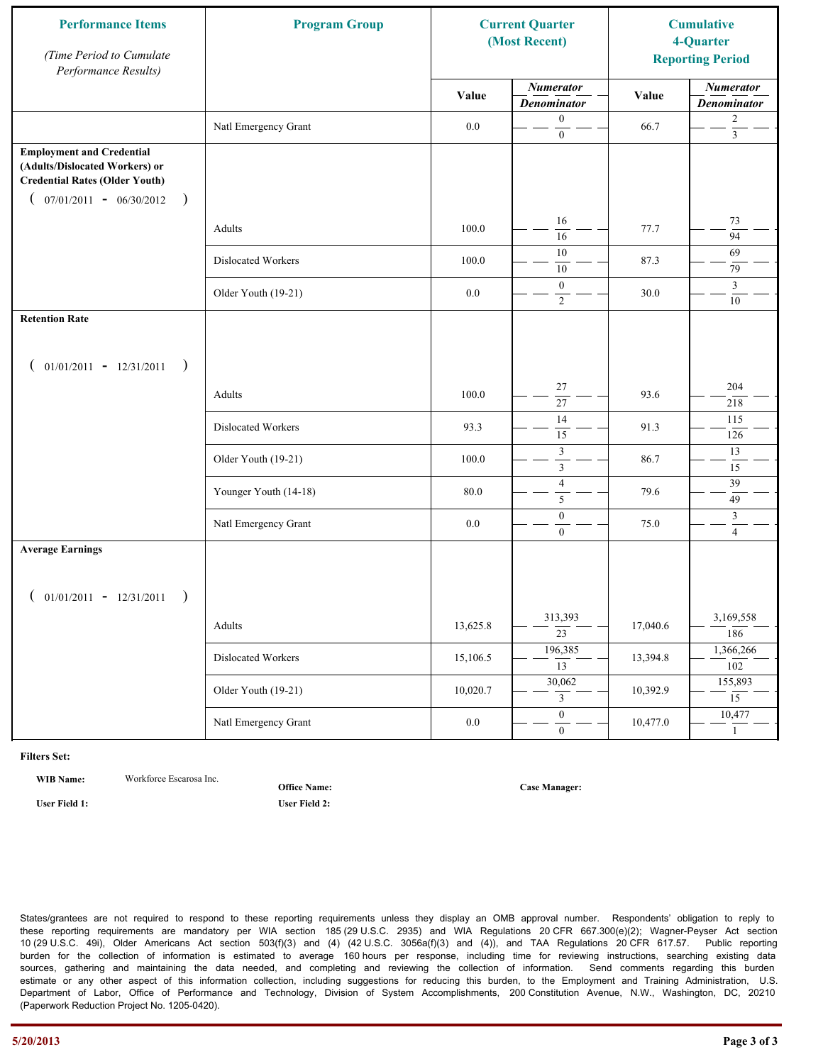| Performance Items *(Time Period to Cumulate Performance Results)* | Program Group | Current Quarter (Most Recent) | | Cumulative 4-Quarter Reporting Period | |
|---|---|---|---|---|---|
| | | Value | Numerator / Denominator | Value | Numerator / Denominator |
| | Natl Emergency Grant | 0.0 | 0 / 0 | 66.7 | 2 / 3 |
| **Employment and Credential (Adults/Dislocated Workers) or Credential Rates (Older Youth)** ( 07/01/2011 - 06/30/2012 ) | | | | | |
| | Adults | 100.0 | 16 / 16 | 77.7 | 73 / 94 |
| | Dislocated Workers | 100.0 | 10 / 10 | 87.3 | 69 / 79 |
| | Older Youth (19-21) | 0.0 | 0 / 2 | 30.0 | 3 / 10 |
| **Retention Rate** ( 01/01/2011 - 12/31/2011 ) | | | | | |
| | Adults | 100.0 | 27 / 27 | 93.6 | 204 / 218 |
| | Dislocated Workers | 93.3 | 14 / 15 | 91.3 | 115 / 126 |
| | Older Youth (19-21) | 100.0 | 3 / 3 | 86.7 | 13 / 15 |
| | Younger Youth (14-18) | 80.0 | 4 / 5 | 79.6 | 39 / 49 |
| | Natl Emergency Grant | 0.0 | 0 / 0 | 75.0 | 3 / 4 |
| **Average Earnings** ( 01/01/2011 - 12/31/2011 ) | | | | | |
| | Adults | 13,625.8 | 313,393 / 23 | 17,040.6 | 3,169,558 / 186 |
| | Dislocated Workers | 15,106.5 | 196,385 / 13 | 13,394.8 | 1,366,266 / 102 |
| | Older Youth (19-21) | 10,020.7 | 30,062 / 3 | 10,392.9 | 155,893 / 15 |
| | Natl Emergency Grant | 0.0 | 0 / 0 | 10,477.0 | 10,477 / 1 |

**Filters Set:**

**WIB Name:** Workforce Escarosa Inc. **Office Name:** **Case Manager:**

**User Field 1:** **User Field 2:**

States/grantees are not required to respond to these reporting requirements unless they display an OMB approval number. Respondents' obligation to reply to these reporting requirements are mandatory per WIA section 185 (29 U.S.C. 2935) and WIA Regulations 20 CFR 667.300(e)(2); Wagner-Peyser Act section 10 (29 U.S.C. 49i), Older Americans Act section 503(f)(3) and (4) (42 U.S.C. 3056a(f)(3) and (4)), and TAA Regulations 20 CFR 617.57. Public reporting burden for the collection of information is estimated to average 160 hours per response, including time for reviewing instructions, searching existing data sources, gathering and maintaining the data needed, and completing and reviewing the collection of information. Send comments regarding this burden estimate or any other aspect of this information collection, including suggestions for reducing this burden, to the Employment and Training Administration, U.S. Department of Labor, Office of Performance and Technology, Division of System Accomplishments, 200 Constitution Avenue, N.W., Washington, DC, 20210 (Paperwork Reduction Project No. 1205-0420).

5/20/2013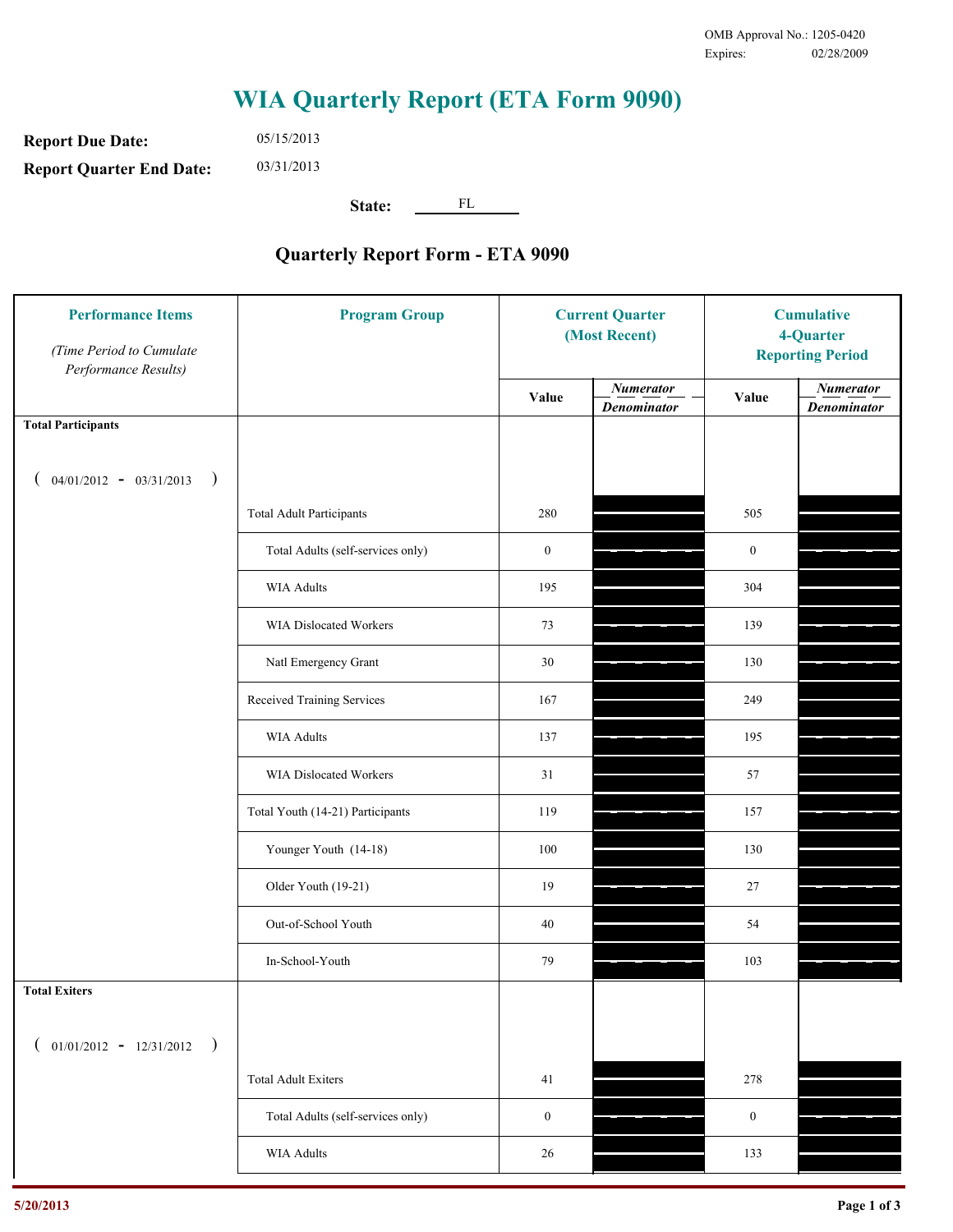OMB Approval No.: 1205-0420
Expires: 02/28/2009

# WIA Quarterly Report (ETA Form 9090)

**Report Due Date:** 05/15/2013

**Report Quarter End Date:** 03/31/2013

**State:** FL

## Quarterly Report Form - ETA 9090

| Performance Items *(Time Period to Cumulate Performance Results)* | Program Group | Current Quarter (Most Recent) Value | Current Quarter Numerator / Denominator | Cumulative 4-Quarter Reporting Period Value | Cumulative Numerator / Denominator |
|---|---|---|---|---|---|
| **Total Participants** ( 04/01/2012 - 03/31/2013 ) | | | | | |
| | Total Adult Participants | 280 | | 505 | |
| | Total Adults (self-services only) | 0 | | 0 | |
| | WIA Adults | 195 | | 304 | |
| | WIA Dislocated Workers | 73 | | 139 | |
| | Natl Emergency Grant | 30 | | 130 | |
| | Received Training Services | 167 | | 249 | |
| | WIA Adults | 137 | | 195 | |
| | WIA Dislocated Workers | 31 | | 57 | |
| | Total Youth (14-21) Participants | 119 | | 157 | |
| | Younger Youth (14-18) | 100 | | 130 | |
| | Older Youth (19-21) | 19 | | 27 | |
| | Out-of-School Youth | 40 | | 54 | |
| | In-School-Youth | 79 | | 103 | |
| **Total Exiters** ( 01/01/2012 - 12/31/2012 ) | | | | | |
| | Total Adult Exiters | 41 | | 278 | |
| | Total Adults (self-services only) | 0 | | 0 | |
| | WIA Adults | 26 | | 133 | |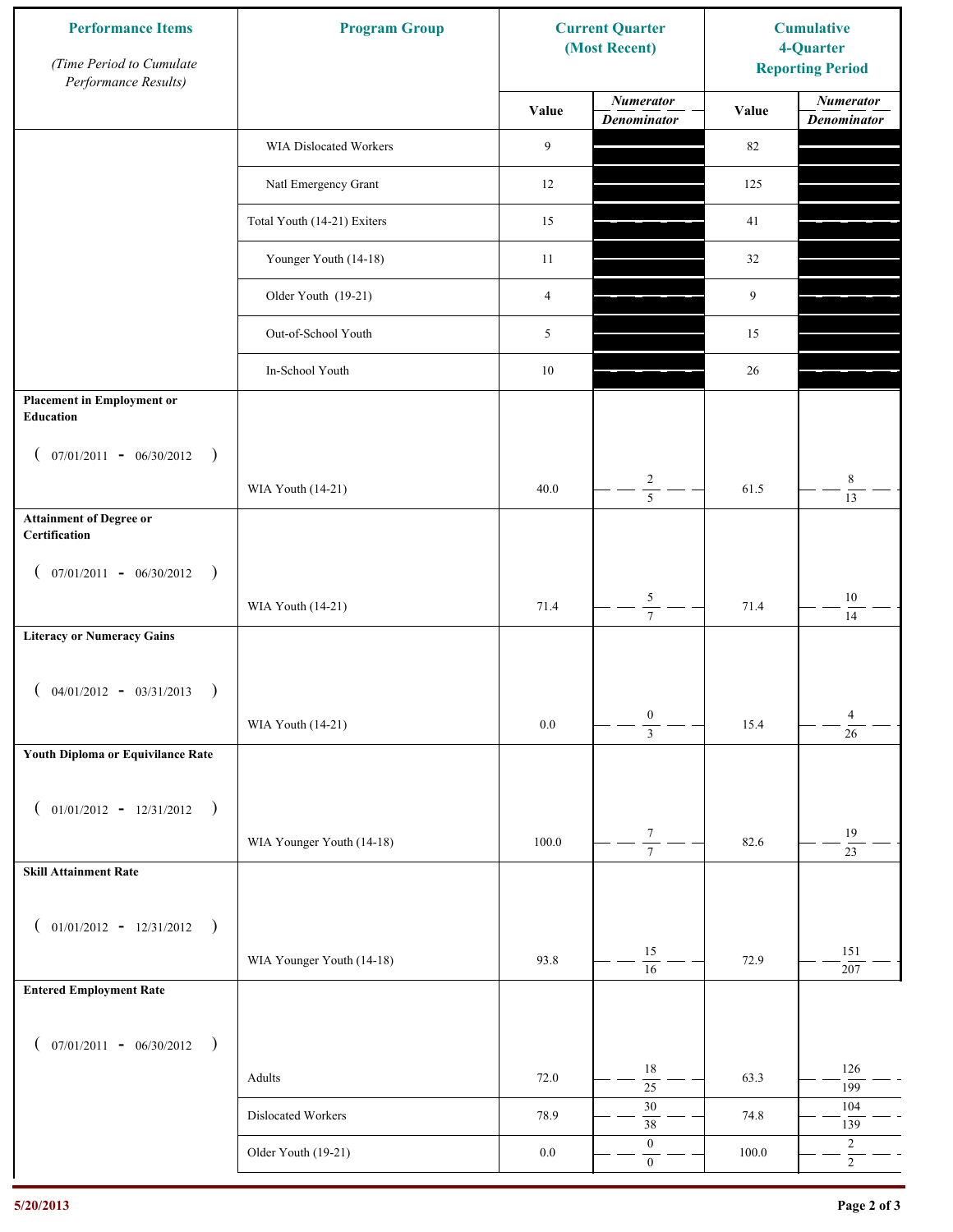| Performance Items<br>*(Time Period to Cumulate Performance Results)* | Program Group | Current Quarter (Most Recent) | | Cumulative 4-Quarter Reporting Period | |
|---|---|---|---|---|---|
| | | Value | *Numerator / Denominator* | Value | *Numerator / Denominator* |
| | WIA Dislocated Workers | 9 | | 82 | |
| | Natl Emergency Grant | 12 | | 125 | |
| | Total Youth (14-21) Exiters | 15 | | 41 | |
| | Younger Youth (14-18) | 11 | | 32 | |
| | Older Youth (19-21) | 4 | | 9 | |
| | Out-of-School Youth | 5 | | 15 | |
| | In-School Youth | 10 | | 26 | |
| **Placement in Employment or Education** ( 07/01/2011 - 06/30/2012 ) | WIA Youth (14-21) | 40.0 | 2 / 5 | 61.5 | 8 / 13 |
| **Attainment of Degree or Certification** ( 07/01/2011 - 06/30/2012 ) | WIA Youth (14-21) | 71.4 | 5 / 7 | 71.4 | 10 / 14 |
| **Literacy or Numeracy Gains** ( 04/01/2012 - 03/31/2013 ) | WIA Youth (14-21) | 0.0 | 0 / 3 | 15.4 | 4 / 26 |
| **Youth Diploma or Equivilance Rate** ( 01/01/2012 - 12/31/2012 ) | WIA Younger Youth (14-18) | 100.0 | 7 / 7 | 82.6 | 19 / 23 |
| **Skill Attainment Rate** ( 01/01/2012 - 12/31/2012 ) | WIA Younger Youth (14-18) | 93.8 | 15 / 16 | 72.9 | 151 / 207 |
| **Entered Employment Rate** ( 07/01/2011 - 06/30/2012 ) | Adults | 72.0 | 18 / 25 | 63.3 | 126 / 199 |
| | Dislocated Workers | 78.9 | 30 / 38 | 74.8 | 104 / 139 |
| | Older Youth (19-21) | 0.0 | 0 / 0 | 100.0 | 2 / 2 |

5/20/2013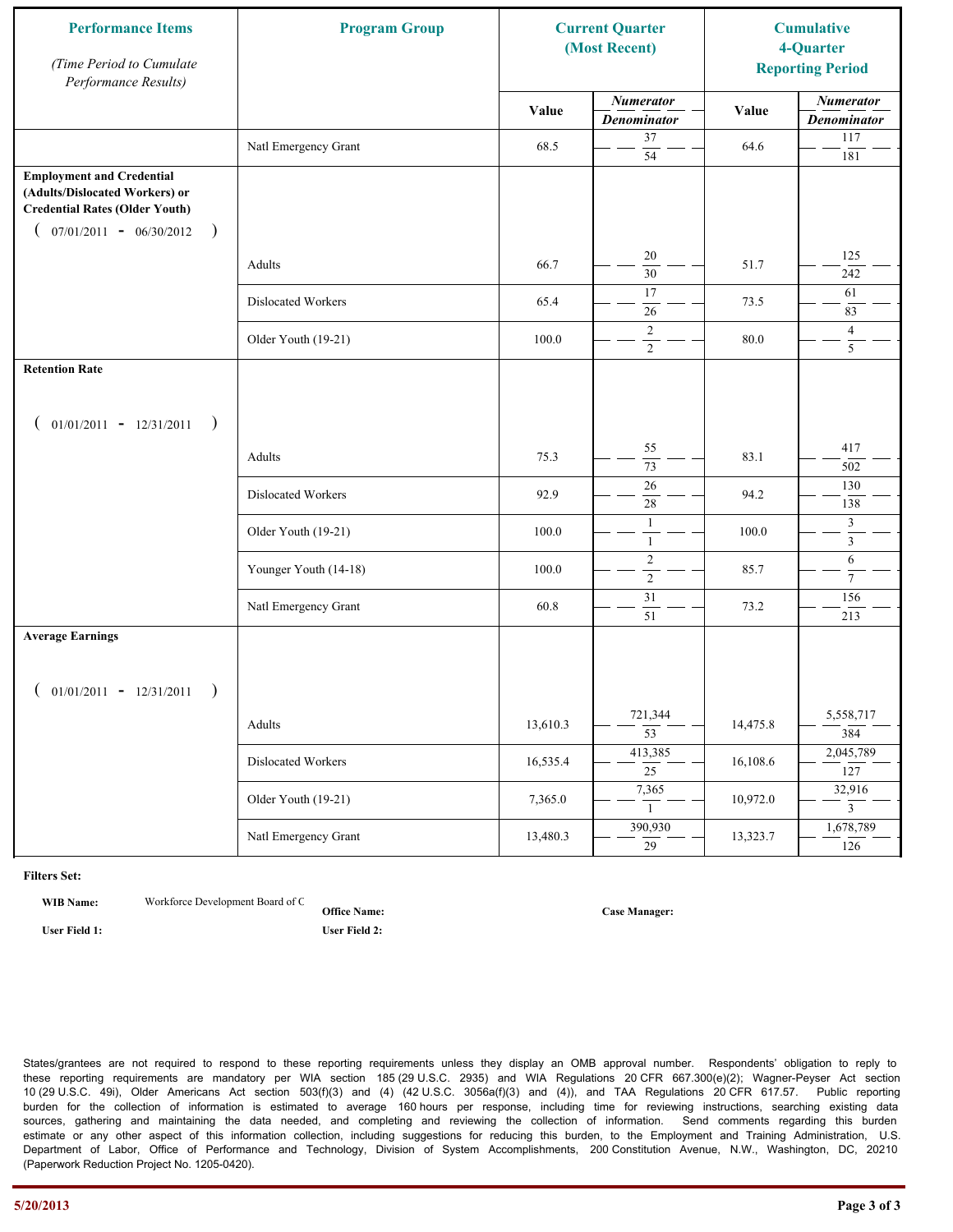| Performance Items *(Time Period to Cumulate Performance Results)* | Program Group | Current Quarter (Most Recent) | | Cumulative 4-Quarter Reporting Period | |
|---|---|---|---|---|---|
| | | Value | *Numerator* / *Denominator* | Value | *Numerator* / *Denominator* |
| | Natl Emergency Grant | 68.5 | 37 / 54 | 64.6 | 117 / 181 |
| **Employment and Credential (Adults/Dislocated Workers) or Credential Rates (Older Youth)** ( 07/01/2011 - 06/30/2012 ) | | | | | |
| | Adults | 66.7 | 20 / 30 | 51.7 | 125 / 242 |
| | Dislocated Workers | 65.4 | 17 / 26 | 73.5 | 61 / 83 |
| | Older Youth (19-21) | 100.0 | 2 / 2 | 80.0 | 4 / 5 |
| **Retention Rate** ( 01/01/2011 - 12/31/2011 ) | | | | | |
| | Adults | 75.3 | 55 / 73 | 83.1 | 417 / 502 |
| | Dislocated Workers | 92.9 | 26 / 28 | 94.2 | 130 / 138 |
| | Older Youth (19-21) | 100.0 | 1 / 1 | 100.0 | 3 / 3 |
| | Younger Youth (14-18) | 100.0 | 2 / 2 | 85.7 | 6 / 7 |
| | Natl Emergency Grant | 60.8 | 31 / 51 | 73.2 | 156 / 213 |
| **Average Earnings** ( 01/01/2011 - 12/31/2011 ) | | | | | |
| | Adults | 13,610.3 | 721,344 / 53 | 14,475.8 | 5,558,717 / 384 |
| | Dislocated Workers | 16,535.4 | 413,385 / 25 | 16,108.6 | 2,045,789 / 127 |
| | Older Youth (19-21) | 7,365.0 | 7,365 / 1 | 10,972.0 | 32,916 / 3 |
| | Natl Emergency Grant | 13,480.3 | 390,930 / 29 | 13,323.7 | 1,678,789 / 126 |

**Filters Set:**

**WIB Name:** Workforce Development Board of C **Office Name:** **Case Manager:**

**User Field 1:** **User Field 2:**

States/grantees are not required to respond to these reporting requirements unless they display an OMB approval number. Respondents' obligation to reply to these reporting requirements are mandatory per WIA section 185 (29 U.S.C. 2935) and WIA Regulations 20 CFR 667.300(e)(2); Wagner-Peyser Act section 10 (29 U.S.C. 49i), Older Americans Act section 503(f)(3) and (4) (42 U.S.C. 3056a(f)(3) and (4)), and TAA Regulations 20 CFR 617.57. Public reporting burden for the collection of information is estimated to average 160 hours per response, including time for reviewing instructions, searching existing data sources, gathering and maintaining the data needed, and completing and reviewing the collection of information. Send comments regarding this burden estimate or any other aspect of this information collection, including suggestions for reducing this burden, to the Employment and Training Administration, U.S. Department of Labor, Office of Performance and Technology, Division of System Accomplishments, 200 Constitution Avenue, N.W., Washington, DC, 20210 (Paperwork Reduction Project No. 1205-0420).

5/20/2013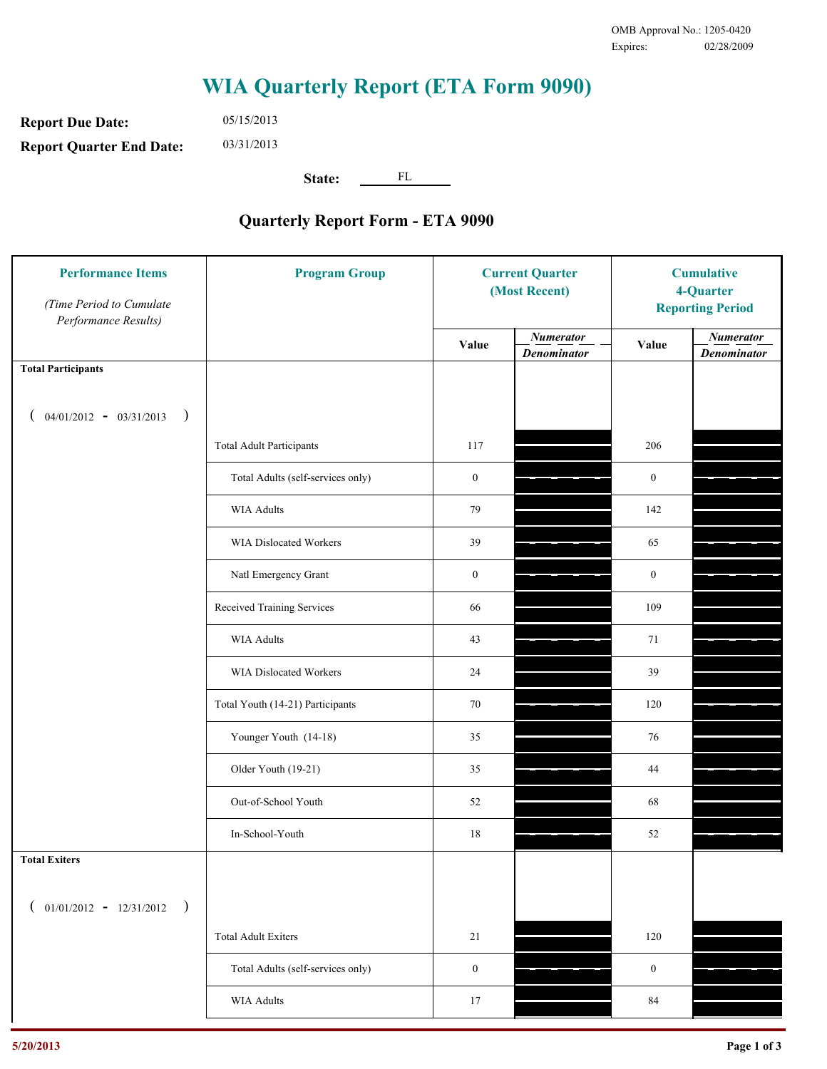OMB Approval No.: 1205-0420
Expires: 02/28/2009

# WIA Quarterly Report (ETA Form 9090)

**Report Due Date:** 05/15/2013

**Report Quarter End Date:** 03/31/2013

**State:** FL

## Quarterly Report Form - ETA 9090

| Performance Items *(Time Period to Cumulate Performance Results)* | Program Group | Current Quarter (Most Recent) Value | Current Quarter Numerator / Denominator | Cumulative 4-Quarter Reporting Period Value | Cumulative 4-Quarter Numerator / Denominator |
|---|---|---|---|---|---|
| **Total Participants** ( 04/01/2012 - 03/31/2013 ) | | | | | |
| | Total Adult Participants | 117 | | 206 | |
| | Total Adults (self-services only) | 0 | | 0 | |
| | WIA Adults | 79 | | 142 | |
| | WIA Dislocated Workers | 39 | | 65 | |
| | Natl Emergency Grant | 0 | | 0 | |
| | Received Training Services | 66 | | 109 | |
| | WIA Adults | 43 | | 71 | |
| | WIA Dislocated Workers | 24 | | 39 | |
| | Total Youth (14-21) Participants | 70 | | 120 | |
| | Younger Youth (14-18) | 35 | | 76 | |
| | Older Youth (19-21) | 35 | | 44 | |
| | Out-of-School Youth | 52 | | 68 | |
| | In-School-Youth | 18 | | 52 | |
| **Total Exiters** ( 01/01/2012 - 12/31/2012 ) | | | | | |
| | Total Adult Exiters | 21 | | 120 | |
| | Total Adults (self-services only) | 0 | | 0 | |
| | WIA Adults | 17 | | 84 | |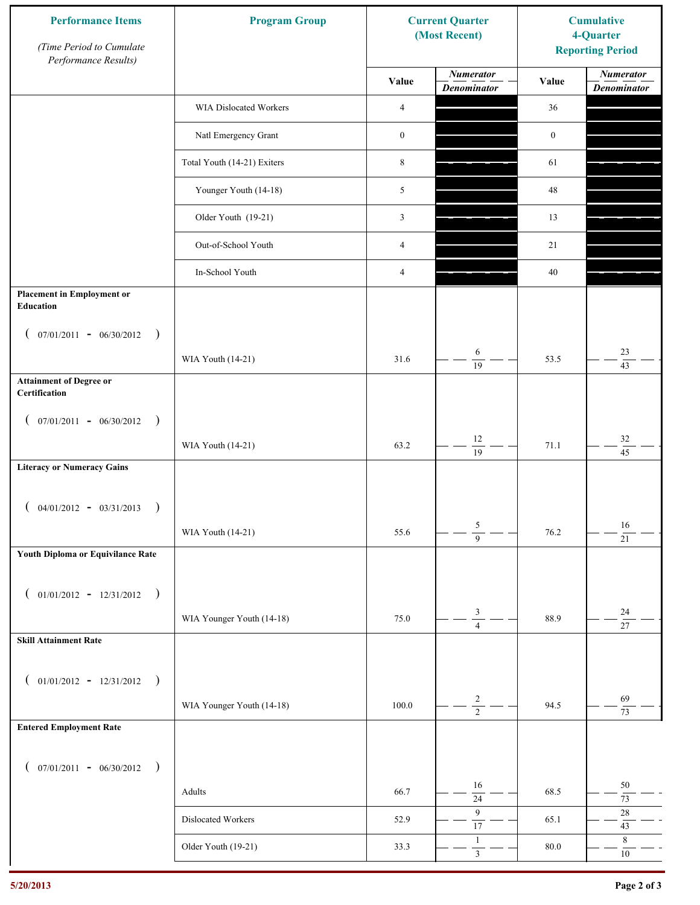| Performance Items (Time Period to Cumulate Performance Results) | Program Group | Current Quarter (Most Recent) | | Cumulative 4-Quarter Reporting Period | |
|---|---|---|---|---|---|
| | | Value | Numerator / Denominator | Value | Numerator / Denominator |
| | WIA Dislocated Workers | 4 | | 36 | |
| | Natl Emergency Grant | 0 | | 0 | |
| | Total Youth (14-21) Exiters | 8 | | 61 | |
| | Younger Youth (14-18) | 5 | | 48 | |
| | Older Youth (19-21) | 3 | | 13 | |
| | Out-of-School Youth | 4 | | 21 | |
| | In-School Youth | 4 | | 40 | |
| **Placement in Employment or Education** (07/01/2011 - 06/30/2012) | WIA Youth (14-21) | 31.6 | 6 / 19 | 53.5 | 23 / 43 |
| **Attainment of Degree or Certification** (07/01/2011 - 06/30/2012) | WIA Youth (14-21) | 63.2 | 12 / 19 | 71.1 | 32 / 45 |
| **Literacy or Numeracy Gains** (04/01/2012 - 03/31/2013) | WIA Youth (14-21) | 55.6 | 5 / 9 | 76.2 | 16 / 21 |
| **Youth Diploma or Equivilance Rate** (01/01/2012 - 12/31/2012) | WIA Younger Youth (14-18) | 75.0 | 3 / 4 | 88.9 | 24 / 27 |
| **Skill Attainment Rate** (01/01/2012 - 12/31/2012) | WIA Younger Youth (14-18) | 100.0 | 2 / 2 | 94.5 | 69 / 73 |
| **Entered Employment Rate** (07/01/2011 - 06/30/2012) | Adults | 66.7 | 16 / 24 | 68.5 | 50 / 73 |
| | Dislocated Workers | 52.9 | 9 / 17 | 65.1 | 28 / 43 |
| | Older Youth (19-21) | 33.3 | 1 / 3 | 80.0 | 8 / 10 |

5/20/2013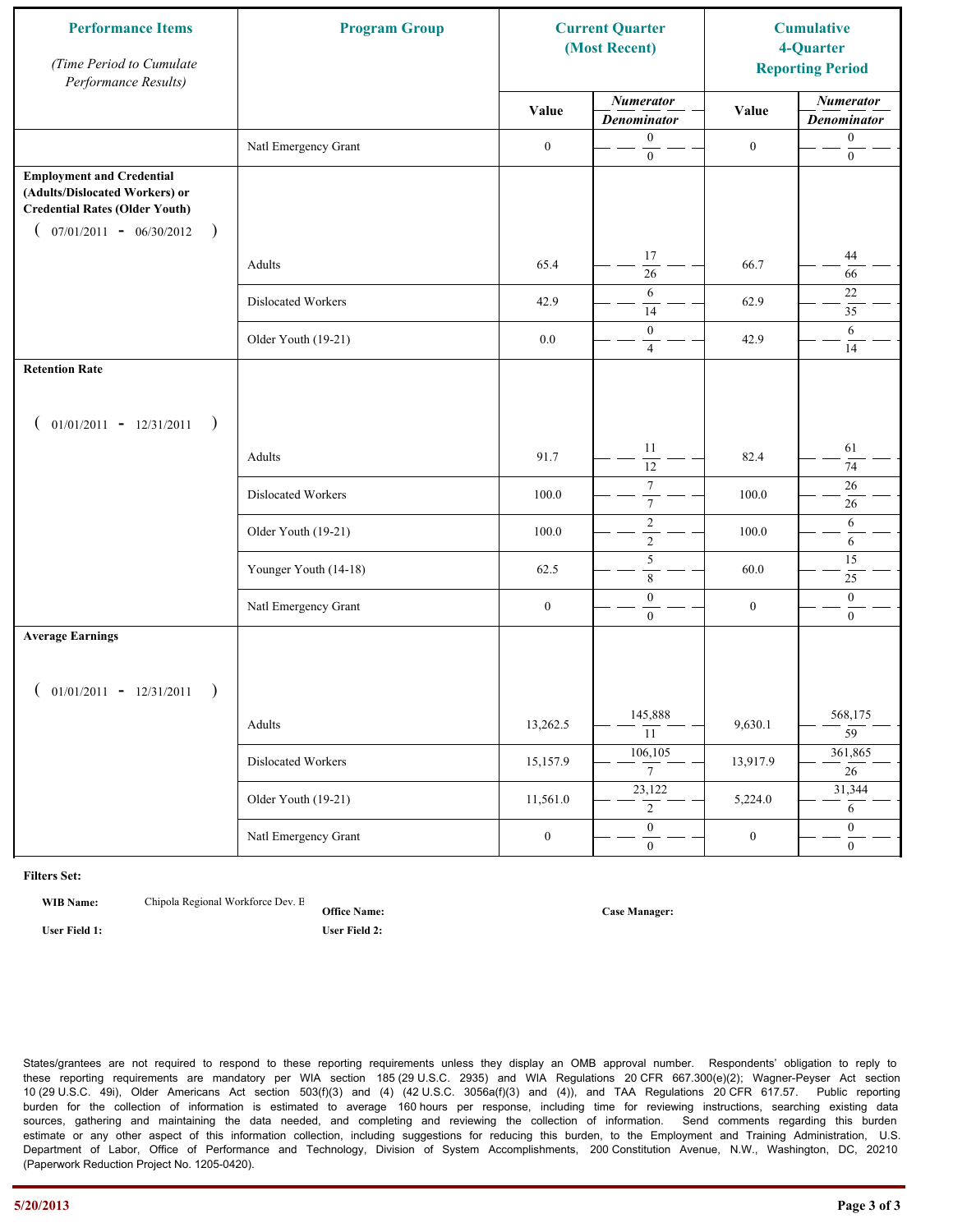| Performance Items *(Time Period to Cumulate Performance Results)* | Program Group | Current Quarter (Most Recent) | | Cumulative 4-Quarter Reporting Period | |
|---|---|---|---|---|---|
| | | Value | *Numerator* / *Denominator* | Value | *Numerator* / *Denominator* |
| | Natl Emergency Grant | 0 | 0 / 0 | 0 | 0 / 0 |
| **Employment and Credential (Adults/Dislocated Workers) or Credential Rates (Older Youth)** ( 07/01/2011 - 06/30/2012 ) | | | | | |
| | Adults | 65.4 | 17 / 26 | 66.7 | 44 / 66 |
| | Dislocated Workers | 42.9 | 6 / 14 | 62.9 | 22 / 35 |
| | Older Youth (19-21) | 0.0 | 0 / 4 | 42.9 | 6 / 14 |
| **Retention Rate** ( 01/01/2011 - 12/31/2011 ) | | | | | |
| | Adults | 91.7 | 11 / 12 | 82.4 | 61 / 74 |
| | Dislocated Workers | 100.0 | 7 / 7 | 100.0 | 26 / 26 |
| | Older Youth (19-21) | 100.0 | 2 / 2 | 100.0 | 6 / 6 |
| | Younger Youth (14-18) | 62.5 | 5 / 8 | 60.0 | 15 / 25 |
| | Natl Emergency Grant | 0 | 0 / 0 | 0 | 0 / 0 |
| **Average Earnings** ( 01/01/2011 - 12/31/2011 ) | | | | | |
| | Adults | 13,262.5 | 145,888 / 11 | 9,630.1 | 568,175 / 59 |
| | Dislocated Workers | 15,157.9 | 106,105 / 7 | 13,917.9 | 361,865 / 26 |
| | Older Youth (19-21) | 11,561.0 | 23,122 / 2 | 5,224.0 | 31,344 / 6 |
| | Natl Emergency Grant | 0 | 0 / 0 | 0 | 0 / 0 |

**Filters Set:**

**WIB Name:** Chipola Regional Workforce Dev. B **Office Name:** **Case Manager:**

**User Field 1:** **User Field 2:**

States/grantees are not required to respond to these reporting requirements unless they display an OMB approval number. Respondents' obligation to reply to these reporting requirements are mandatory per WIA section 185 (29 U.S.C. 2935) and WIA Regulations 20 CFR 667.300(e)(2); Wagner-Peyser Act section 10 (29 U.S.C. 49i), Older Americans Act section 503(f)(3) and (4) (42 U.S.C. 3056a(f)(3) and (4)), and TAA Regulations 20 CFR 617.57. Public reporting burden for the collection of information is estimated to average 160 hours per response, including time for reviewing instructions, searching existing data sources, gathering and maintaining the data needed, and completing and reviewing the collection of information. Send comments regarding this burden estimate or any other aspect of this information collection, including suggestions for reducing this burden, to the Employment and Training Administration, U.S. Department of Labor, Office of Performance and Technology, Division of System Accomplishments, 200 Constitution Avenue, N.W., Washington, DC, 20210 (Paperwork Reduction Project No. 1205-0420).

5/20/2013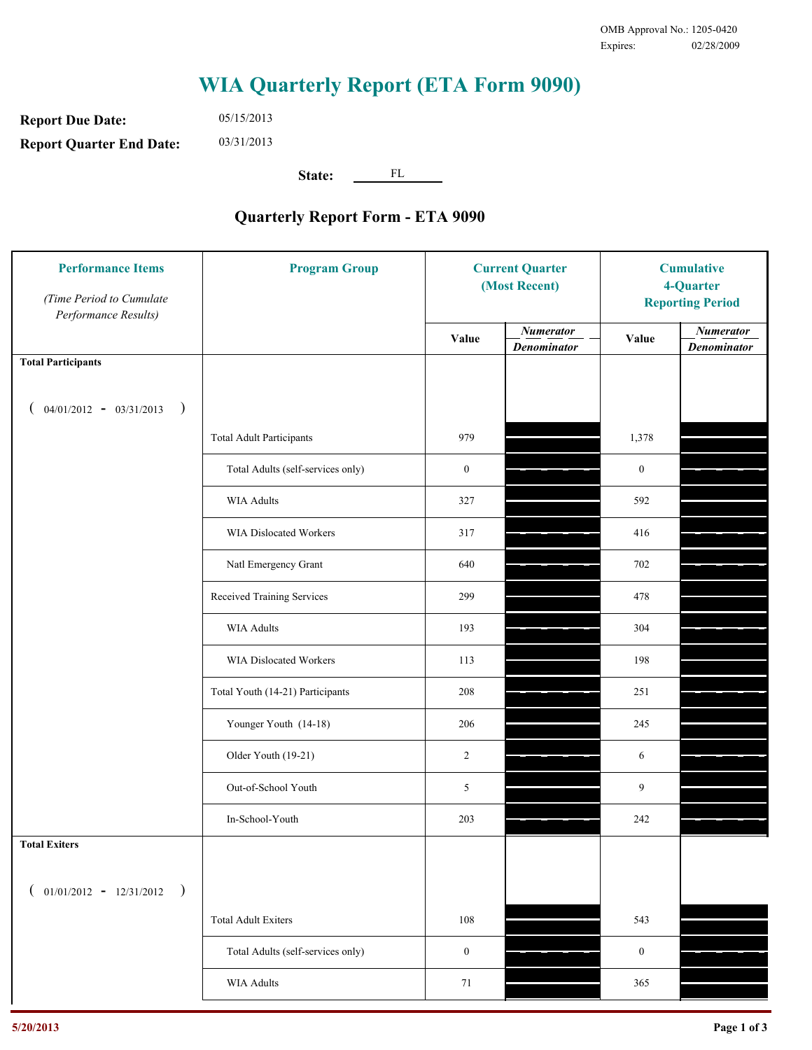OMB Approval No.: 1205-0420
Expires: 02/28/2009

# WIA Quarterly Report (ETA Form 9090)

**Report Due Date:** 05/15/2013

**Report Quarter End Date:** 03/31/2013

**State:** FL

## Quarterly Report Form - ETA 9090

| Performance Items *(Time Period to Cumulate Performance Results)* | Program Group | Current Quarter (Most Recent) Value | Current Quarter Numerator / Denominator | Cumulative 4-Quarter Reporting Period Value | Cumulative Numerator / Denominator |
|---|---|---|---|---|---|
| **Total Participants** ( 04/01/2012 - 03/31/2013 ) | | | | | |
| | Total Adult Participants | 979 | | 1,378 | |
| | Total Adults (self-services only) | 0 | | 0 | |
| | WIA Adults | 327 | | 592 | |
| | WIA Dislocated Workers | 317 | | 416 | |
| | Natl Emergency Grant | 640 | | 702 | |
| | Received Training Services | 299 | | 478 | |
| | WIA Adults | 193 | | 304 | |
| | WIA Dislocated Workers | 113 | | 198 | |
| | Total Youth (14-21) Participants | 208 | | 251 | |
| | Younger Youth (14-18) | 206 | | 245 | |
| | Older Youth (19-21) | 2 | | 6 | |
| | Out-of-School Youth | 5 | | 9 | |
| | In-School-Youth | 203 | | 242 | |
| **Total Exiters** ( 01/01/2012 - 12/31/2012 ) | | | | | |
| | Total Adult Exiters | 108 | | 543 | |
| | Total Adults (self-services only) | 0 | | 0 | |
| | WIA Adults | 71 | | 365 | |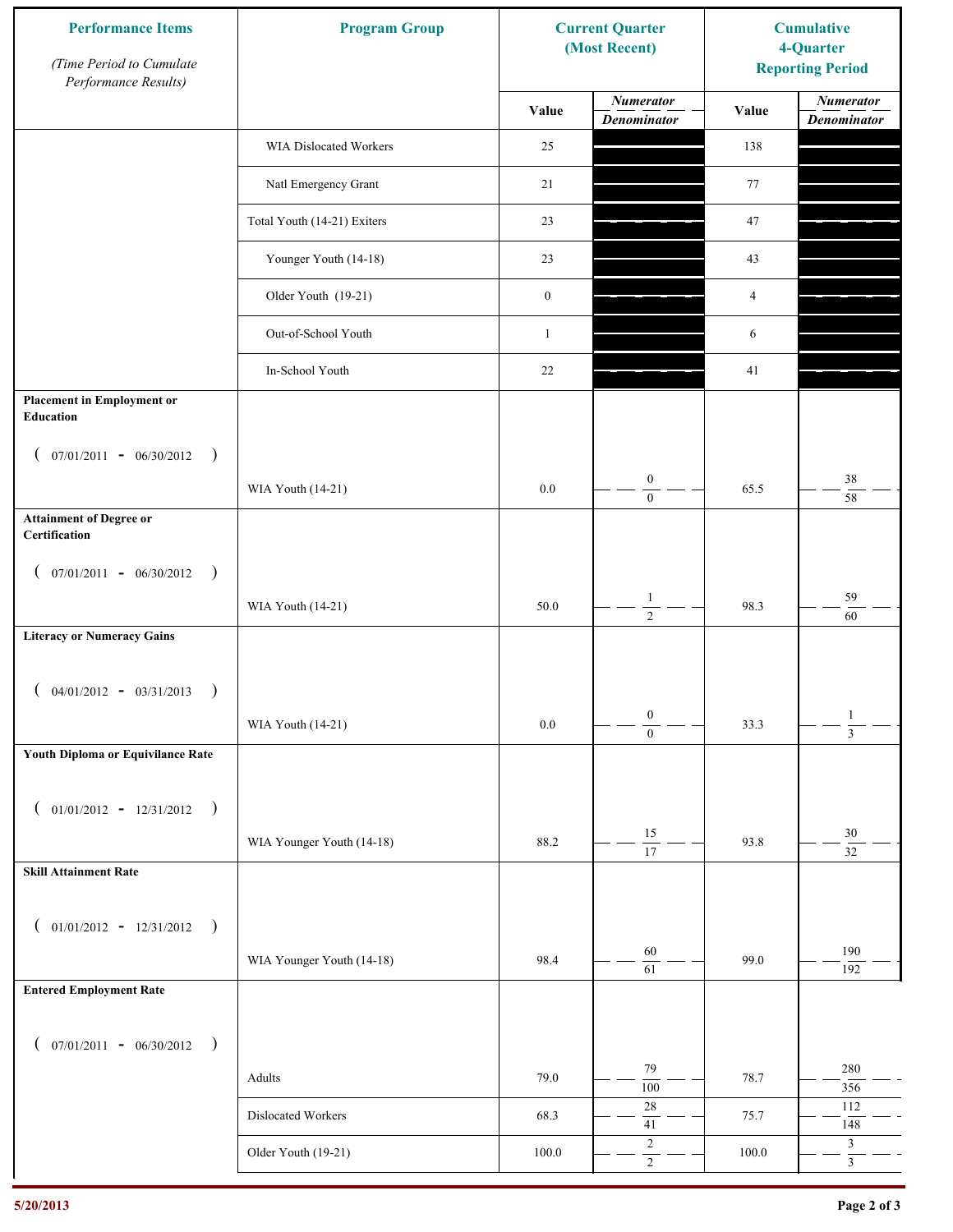| Performance Items *(Time Period to Cumulate Performance Results)* | Program Group | Current Quarter (Most Recent) | | Cumulative 4-Quarter Reporting Period | |
|---|---|---|---|---|---|
| | | Value | *Numerator* / *Denominator* | Value | *Numerator* / *Denominator* |
| | WIA Dislocated Workers | 25 | | 138 | |
| | Natl Emergency Grant | 21 | | 77 | |
| | Total Youth (14-21) Exiters | 23 | | 47 | |
| | Younger Youth (14-18) | 23 | | 43 | |
| | Older Youth (19-21) | 0 | | 4 | |
| | Out-of-School Youth | 1 | | 6 | |
| | In-School Youth | 22 | | 41 | |
| **Placement in Employment or Education** ( 07/01/2011 - 06/30/2012 ) | WIA Youth (14-21) | 0.0 | 0 / 0 | 65.5 | 38 / 58 |
| **Attainment of Degree or Certification** ( 07/01/2011 - 06/30/2012 ) | WIA Youth (14-21) | 50.0 | 1 / 2 | 98.3 | 59 / 60 |
| **Literacy or Numeracy Gains** ( 04/01/2012 - 03/31/2013 ) | WIA Youth (14-21) | 0.0 | 0 / 0 | 33.3 | 1 / 3 |
| **Youth Diploma or Equivilance Rate** ( 01/01/2012 - 12/31/2012 ) | WIA Younger Youth (14-18) | 88.2 | 15 / 17 | 93.8 | 30 / 32 |
| **Skill Attainment Rate** ( 01/01/2012 - 12/31/2012 ) | WIA Younger Youth (14-18) | 98.4 | 60 / 61 | 99.0 | 190 / 192 |
| **Entered Employment Rate** ( 07/01/2011 - 06/30/2012 ) | Adults | 79.0 | 79 / 100 | 78.7 | 280 / 356 |
| | Dislocated Workers | 68.3 | 28 / 41 | 75.7 | 112 / 148 |
| | Older Youth (19-21) | 100.0 | 2 / 2 | 100.0 | 3 / 3 |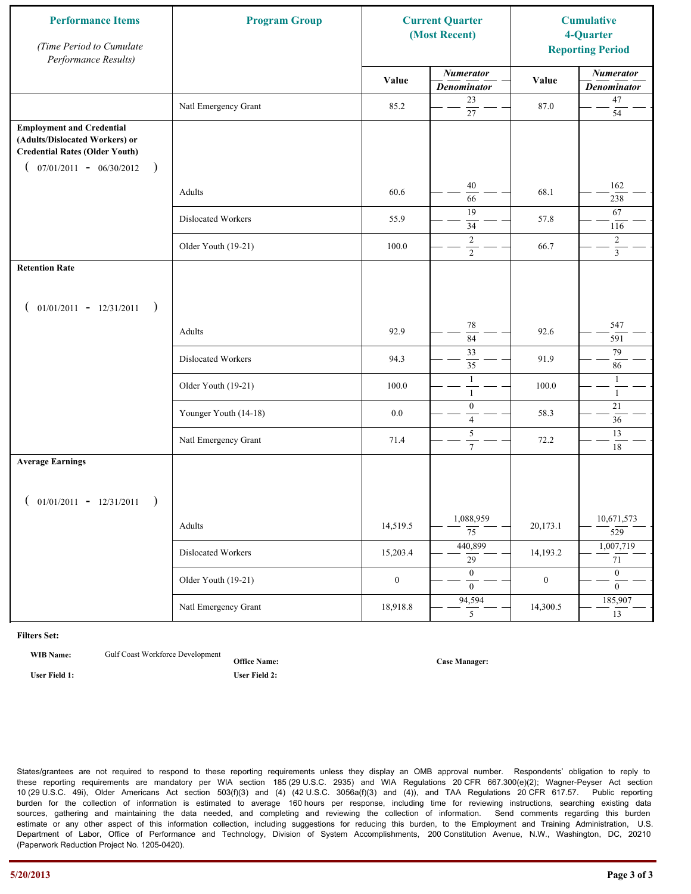| Performance Items<br>*(Time Period to Cumulate Performance Results)* | Program Group | Current Quarter (Most Recent) | | Cumulative 4-Quarter Reporting Period | |
|---|---|---|---|---|---|
| | | Value | *Numerator / Denominator* | Value | *Numerator / Denominator* |
| | Natl Emergency Grant | 85.2 | 23 / 27 | 87.0 | 47 / 54 |
| **Employment and Credential (Adults/Dislocated Workers) or Credential Rates (Older Youth)** ( 07/01/2011 - 06/30/2012 ) | Adults | 60.6 | 40 / 66 | 68.1 | 162 / 238 |
| | Dislocated Workers | 55.9 | 19 / 34 | 57.8 | 67 / 116 |
| | Older Youth (19-21) | 100.0 | 2 / 2 | 66.7 | 2 / 3 |
| **Retention Rate** ( 01/01/2011 - 12/31/2011 ) | Adults | 92.9 | 78 / 84 | 92.6 | 547 / 591 |
| | Dislocated Workers | 94.3 | 33 / 35 | 91.9 | 79 / 86 |
| | Older Youth (19-21) | 100.0 | 1 / 1 | 100.0 | 1 / 1 |
| | Younger Youth (14-18) | 0.0 | 0 / 4 | 58.3 | 21 / 36 |
| | Natl Emergency Grant | 71.4 | 5 / 7 | 72.2 | 13 / 18 |
| **Average Earnings** ( 01/01/2011 - 12/31/2011 ) | Adults | 14,519.5 | 1,088,959 / 75 | 20,173.1 | 10,671,573 / 529 |
| | Dislocated Workers | 15,203.4 | 440,899 / 29 | 14,193.2 | 1,007,719 / 71 |
| | Older Youth (19-21) | 0 | 0 / 0 | 0 | 0 / 0 |
| | Natl Emergency Grant | 18,918.8 | 94,594 / 5 | 14,300.5 | 185,907 / 13 |

**Filters Set:**

**WIB Name:** Gulf Coast Workforce Development  
**Office Name:**  
**Case Manager:**  
**User Field 1:**  
**User Field 2:**

States/grantees are not required to respond to these reporting requirements unless they display an OMB approval number. Respondents' obligation to reply to these reporting requirements are mandatory per WIA section 185 (29 U.S.C. 2935) and WIA Regulations 20 CFR 667.300(e)(2); Wagner-Peyser Act section 10 (29 U.S.C. 49i), Older Americans Act section 503(f)(3) and (4) (42 U.S.C. 3056a(f)(3) and (4)), and TAA Regulations 20 CFR 617.57. Public reporting burden for the collection of information is estimated to average 160 hours per response, including time for reviewing instructions, searching existing data sources, gathering and maintaining the data needed, and completing and reviewing the collection of information. Send comments regarding this burden estimate or any other aspect of this information collection, including suggestions for reducing this burden, to the Employment and Training Administration, U.S. Department of Labor, Office of Performance and Technology, Division of System Accomplishments, 200 Constitution Avenue, N.W., Washington, DC, 20210 (Paperwork Reduction Project No. 1205-0420).

5/20/2013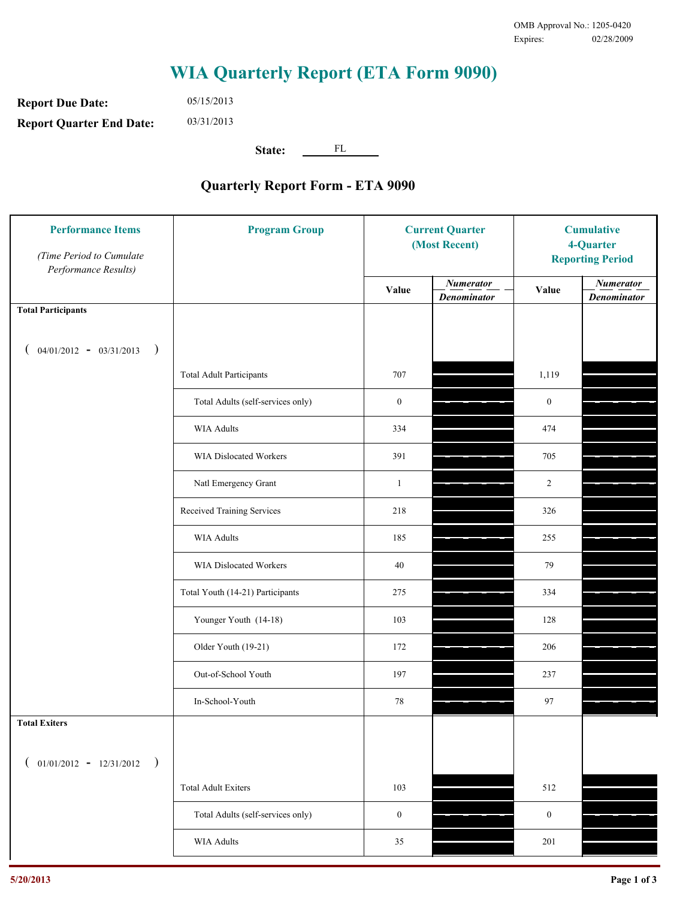OMB Approval No.: 1205-0420
Expires: 02/28/2009

# WIA Quarterly Report (ETA Form 9090)

**Report Due Date:** 05/15/2013

**Report Quarter End Date:** 03/31/2013

**State:** FL

## Quarterly Report Form - ETA 9090

| Performance Items *(Time Period to Cumulate Performance Results)* | Program Group | Current Quarter (Most Recent) Value | Current Quarter *Numerator / Denominator* | Cumulative 4-Quarter Reporting Period Value | Cumulative 4-Quarter *Numerator / Denominator* |
|---|---|---|---|---|---|
| **Total Participants** ( 04/01/2012 - 03/31/2013 ) | | | | | |
| | Total Adult Participants | 707 | | 1,119 | |
| | Total Adults (self-services only) | 0 | | 0 | |
| | WIA Adults | 334 | | 474 | |
| | WIA Dislocated Workers | 391 | | 705 | |
| | Natl Emergency Grant | 1 | | 2 | |
| | Received Training Services | 218 | | 326 | |
| | WIA Adults | 185 | | 255 | |
| | WIA Dislocated Workers | 40 | | 79 | |
| | Total Youth (14-21) Participants | 275 | | 334 | |
| | Younger Youth (14-18) | 103 | | 128 | |
| | Older Youth (19-21) | 172 | | 206 | |
| | Out-of-School Youth | 197 | | 237 | |
| | In-School-Youth | 78 | | 97 | |
| **Total Exiters** ( 01/01/2012 - 12/31/2012 ) | | | | | |
| | Total Adult Exiters | 103 | | 512 | |
| | Total Adults (self-services only) | 0 | | 0 | |
| | WIA Adults | 35 | | 201 | |

5/20/2013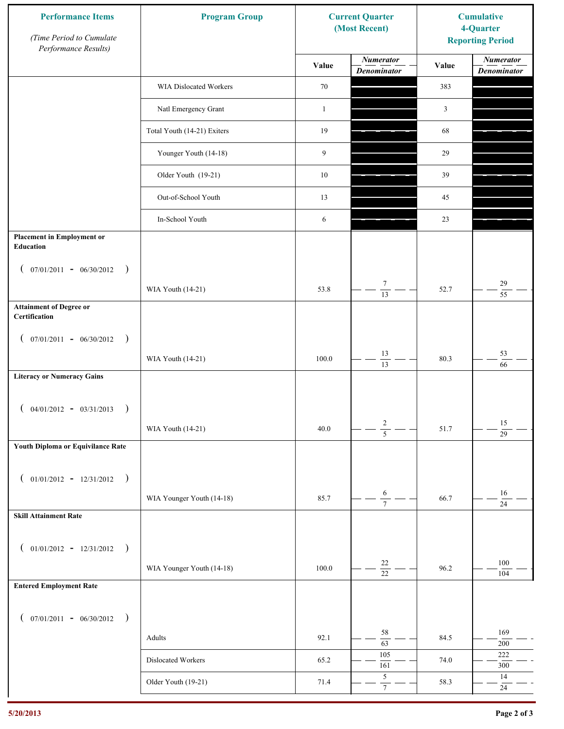| Performance Items<br>*(Time Period to Cumulate Performance Results)* | Program Group | Current Quarter (Most Recent) | | Cumulative 4-Quarter Reporting Period | |
|---|---|---|---|---|---|
| | | Value | *Numerator / Denominator* | Value | *Numerator / Denominator* |
| | WIA Dislocated Workers | 70 | | 383 | |
| | Natl Emergency Grant | 1 | | 3 | |
| | Total Youth (14-21) Exiters | 19 | | 68 | |
| | Younger Youth (14-18) | 9 | | 29 | |
| | Older Youth (19-21) | 10 | | 39 | |
| | Out-of-School Youth | 13 | | 45 | |
| | In-School Youth | 6 | | 23 | |
| **Placement in Employment or Education** ( 07/01/2011 - 06/30/2012 ) | WIA Youth (14-21) | 53.8 | 7 / 13 | 52.7 | 29 / 55 |
| **Attainment of Degree or Certification** ( 07/01/2011 - 06/30/2012 ) | WIA Youth (14-21) | 100.0 | 13 / 13 | 80.3 | 53 / 66 |
| **Literacy or Numeracy Gains** ( 04/01/2012 - 03/31/2013 ) | WIA Youth (14-21) | 40.0 | 2 / 5 | 51.7 | 15 / 29 |
| **Youth Diploma or Equivilance Rate** ( 01/01/2012 - 12/31/2012 ) | WIA Younger Youth (14-18) | 85.7 | 6 / 7 | 66.7 | 16 / 24 |
| **Skill Attainment Rate** ( 01/01/2012 - 12/31/2012 ) | WIA Younger Youth (14-18) | 100.0 | 22 / 22 | 96.2 | 100 / 104 |
| **Entered Employment Rate** ( 07/01/2011 - 06/30/2012 ) | Adults | 92.1 | 58 / 63 | 84.5 | 169 / 200 |
| | Dislocated Workers | 65.2 | 105 / 161 | 74.0 | 222 / 300 |
| | Older Youth (19-21) | 71.4 | 5 / 7 | 58.3 | 14 / 24 |

5/20/2013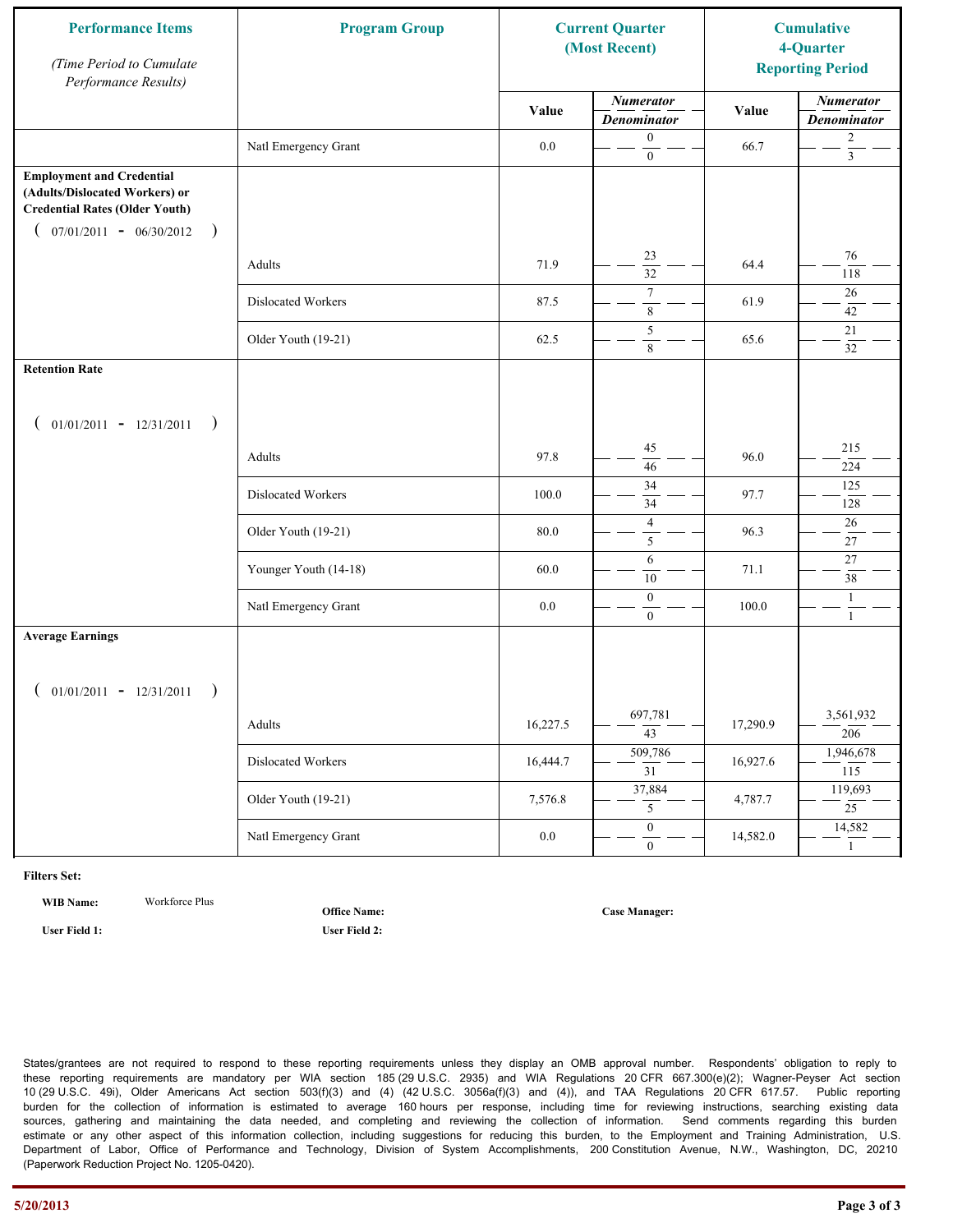| Performance Items (Time Period to Cumulate Performance Results) | Program Group | Current Quarter (Most Recent) | | Cumulative 4-Quarter Reporting Period | |
|---|---|---|---|---|---|
| | | Value | Numerator / Denominator | Value | Numerator / Denominator |
| | Natl Emergency Grant | 0.0 | 0 / 0 | 66.7 | 2 / 3 |
| **Employment and Credential (Adults/Dislocated Workers) or Credential Rates (Older Youth)** ( 07/01/2011 - 06/30/2012 ) | | | | | |
| | Adults | 71.9 | 23 / 32 | 64.4 | 76 / 118 |
| | Dislocated Workers | 87.5 | 7 / 8 | 61.9 | 26 / 42 |
| | Older Youth (19-21) | 62.5 | 5 / 8 | 65.6 | 21 / 32 |
| **Retention Rate** ( 01/01/2011 - 12/31/2011 ) | | | | | |
| | Adults | 97.8 | 45 / 46 | 96.0 | 215 / 224 |
| | Dislocated Workers | 100.0 | 34 / 34 | 97.7 | 125 / 128 |
| | Older Youth (19-21) | 80.0 | 4 / 5 | 96.3 | 26 / 27 |
| | Younger Youth (14-18) | 60.0 | 6 / 10 | 71.1 | 27 / 38 |
| | Natl Emergency Grant | 0.0 | 0 / 0 | 100.0 | 1 / 1 |
| **Average Earnings** ( 01/01/2011 - 12/31/2011 ) | | | | | |
| | Adults | 16,227.5 | 697,781 / 43 | 17,290.9 | 3,561,932 / 206 |
| | Dislocated Workers | 16,444.7 | 509,786 / 31 | 16,927.6 | 1,946,678 / 115 |
| | Older Youth (19-21) | 7,576.8 | 37,884 / 5 | 4,787.7 | 119,693 / 25 |
| | Natl Emergency Grant | 0.0 | 0 / 0 | 14,582.0 | 14,582 / 1 |

**Filters Set:**

**WIB Name:** Workforce Plus

**Office Name:**

**Case Manager:**

**User Field 1:**

**User Field 2:**

States/grantees are not required to respond to these reporting requirements unless they display an OMB approval number. Respondents' obligation to reply to these reporting requirements are mandatory per WIA section 185 (29 U.S.C. 2935) and WIA Regulations 20 CFR 667.300(e)(2); Wagner-Peyser Act section 10 (29 U.S.C. 49i), Older Americans Act section 503(f)(3) and (4) (42 U.S.C. 3056a(f)(3) and (4)), and TAA Regulations 20 CFR 617.57. Public reporting burden for the collection of information is estimated to average 160 hours per response, including time for reviewing instructions, searching existing data sources, gathering and maintaining the data needed, and completing and reviewing the collection of information. Send comments regarding this burden estimate or any other aspect of this information collection, including suggestions for reducing this burden, to the Employment and Training Administration, U.S. Department of Labor, Office of Performance and Technology, Division of System Accomplishments, 200 Constitution Avenue, N.W., Washington, DC, 20210 (Paperwork Reduction Project No. 1205-0420).

5/20/2013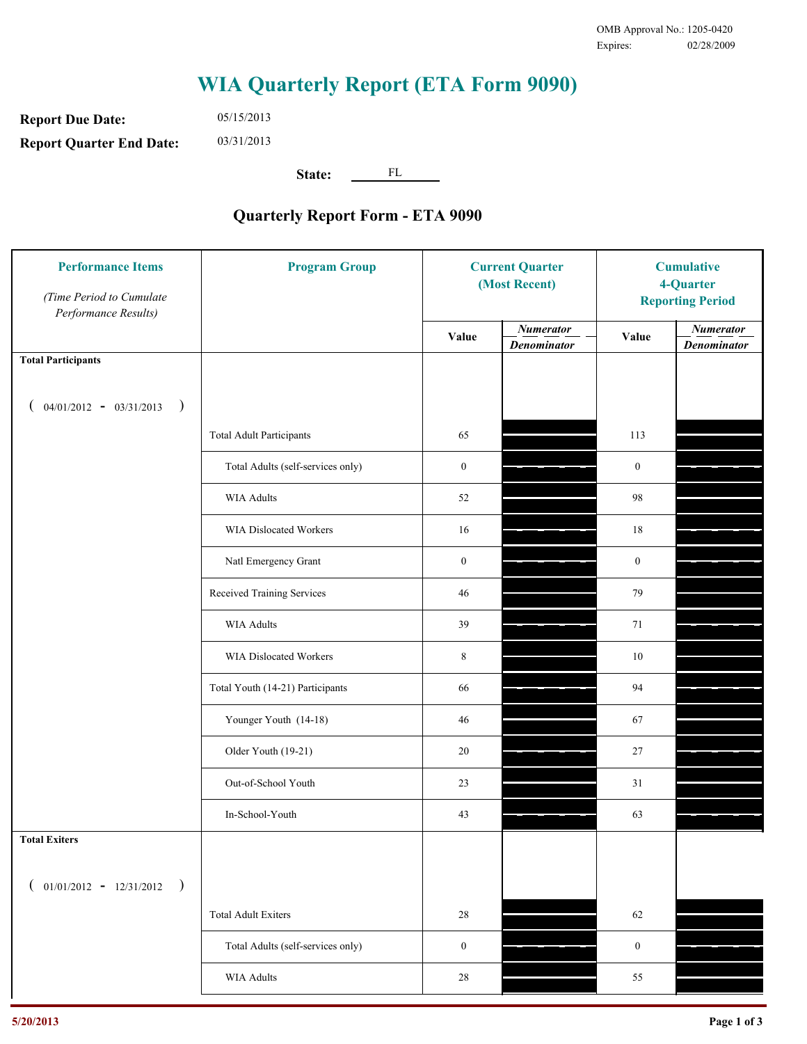OMB Approval No.: 1205-0420
Expires: 02/28/2009

# WIA Quarterly Report (ETA Form 9090)

**Report Due Date:** 05/15/2013

**Report Quarter End Date:** 03/31/2013

**State:** FL

## Quarterly Report Form - ETA 9090

| Performance Items *(Time Period to Cumulate Performance Results)* | Program Group | Current Quarter (Most Recent) Value | Current Quarter *Numerator / Denominator* | Cumulative 4-Quarter Reporting Period Value | Cumulative 4-Quarter *Numerator / Denominator* |
|---|---|---|---|---|---|
| **Total Participants** ( 04/01/2012 - 03/31/2013 ) | | | | | |
| | Total Adult Participants | 65 | | 113 | |
| | Total Adults (self-services only) | 0 | | 0 | |
| | WIA Adults | 52 | | 98 | |
| | WIA Dislocated Workers | 16 | | 18 | |
| | Natl Emergency Grant | 0 | | 0 | |
| | Received Training Services | 46 | | 79 | |
| | WIA Adults | 39 | | 71 | |
| | WIA Dislocated Workers | 8 | | 10 | |
| | Total Youth (14-21) Participants | 66 | | 94 | |
| | Younger Youth (14-18) | 46 | | 67 | |
| | Older Youth (19-21) | 20 | | 27 | |
| | Out-of-School Youth | 23 | | 31 | |
| | In-School-Youth | 43 | | 63 | |
| **Total Exiters** ( 01/01/2012 - 12/31/2012 ) | | | | | |
| | Total Adult Exiters | 28 | | 62 | |
| | Total Adults (self-services only) | 0 | | 0 | |
| | WIA Adults | 28 | | 55 | |

5/20/2013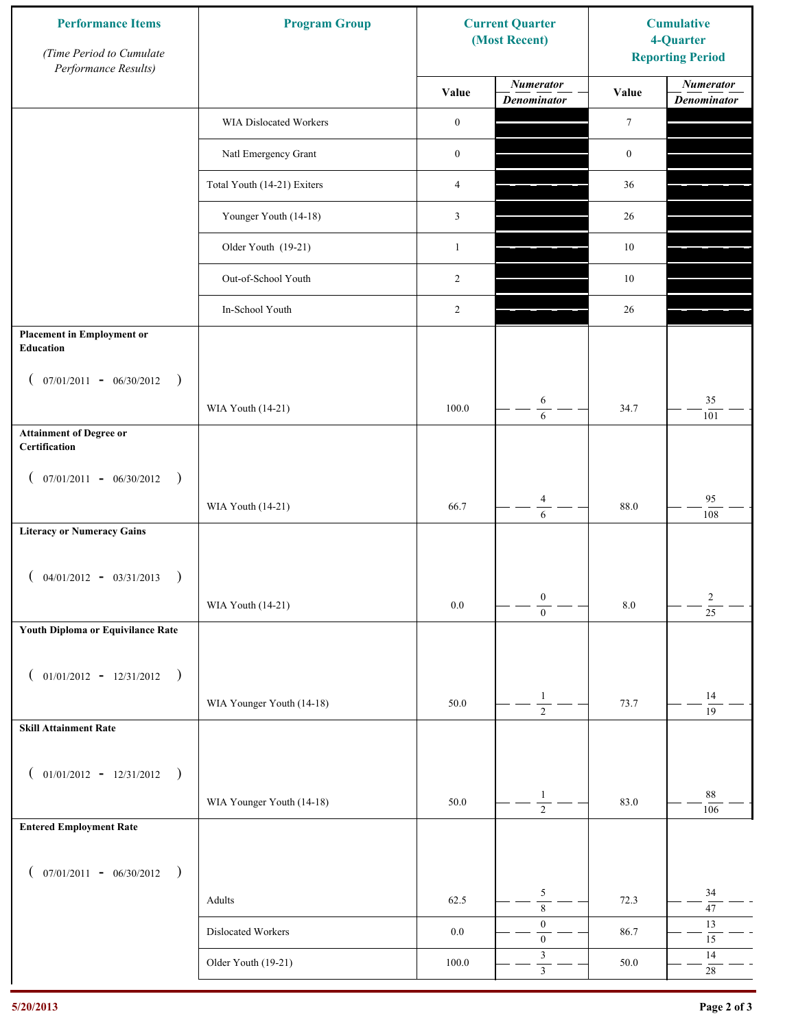| Performance Items (Time Period to Cumulate Performance Results) | Program Group | Current Quarter (Most Recent) | | Cumulative 4-Quarter Reporting Period | |
|---|---|---|---|---|---|
| | | Value | Numerator / Denominator | Value | Numerator / Denominator |
| | WIA Dislocated Workers | 0 | | 7 | |
| | Natl Emergency Grant | 0 | | 0 | |
| | Total Youth (14-21) Exiters | 4 | | 36 | |
| | Younger Youth (14-18) | 3 | | 26 | |
| | Older Youth (19-21) | 1 | | 10 | |
| | Out-of-School Youth | 2 | | 10 | |
| | In-School Youth | 2 | | 26 | |
| **Placement in Employment or Education** ( 07/01/2011 - 06/30/2012 ) | WIA Youth (14-21) | 100.0 | 6 / 6 | 34.7 | 35 / 101 |
| **Attainment of Degree or Certification** ( 07/01/2011 - 06/30/2012 ) | WIA Youth (14-21) | 66.7 | 4 / 6 | 88.0 | 95 / 108 |
| **Literacy or Numeracy Gains** ( 04/01/2012 - 03/31/2013 ) | WIA Youth (14-21) | 0.0 | 0 / 0 | 8.0 | 2 / 25 |
| **Youth Diploma or Equivilance Rate** ( 01/01/2012 - 12/31/2012 ) | WIA Younger Youth (14-18) | 50.0 | 1 / 2 | 73.7 | 14 / 19 |
| **Skill Attainment Rate** ( 01/01/2012 - 12/31/2012 ) | WIA Younger Youth (14-18) | 50.0 | 1 / 2 | 83.0 | 88 / 106 |
| **Entered Employment Rate** ( 07/01/2011 - 06/30/2012 ) | Adults | 62.5 | 5 / 8 | 72.3 | 34 / 47 |
| | Dislocated Workers | 0.0 | 0 / 0 | 86.7 | 13 / 15 |
| | Older Youth (19-21) | 100.0 | 3 / 3 | 50.0 | 14 / 28 |

5/20/2013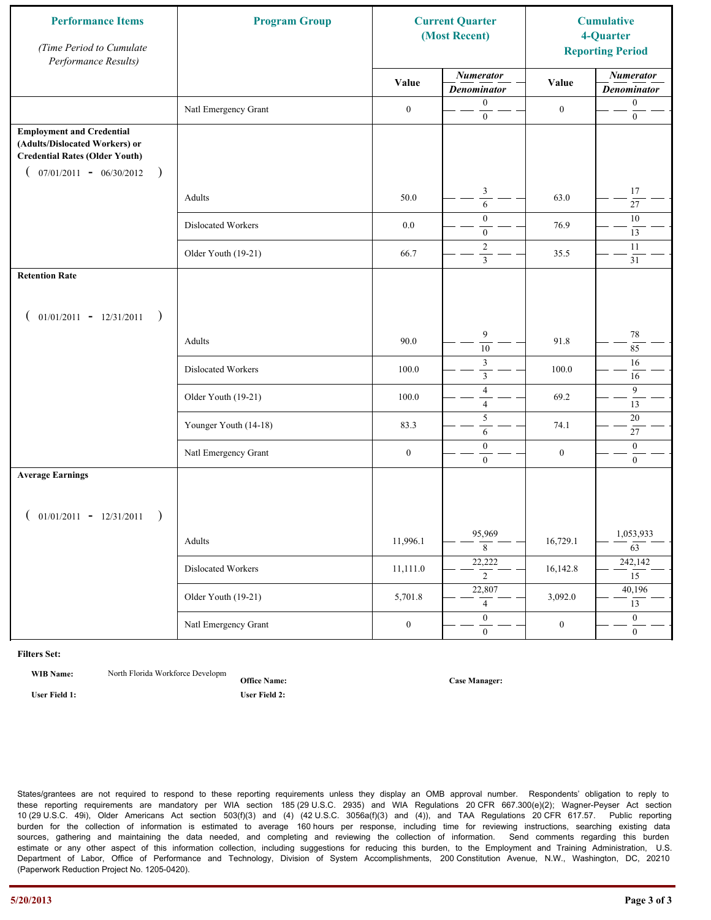| Performance Items (Time Period to Cumulate Performance Results) | Program Group | Current Quarter (Most Recent) | | Cumulative 4-Quarter Reporting Period | |
|---|---|---|---|---|---|
| | | Value | Numerator / Denominator | Value | Numerator / Denominator |
| | Natl Emergency Grant | 0 | 0 / 0 | 0 | 0 / 0 |
| **Employment and Credential (Adults/Dislocated Workers) or Credential Rates (Older Youth)** ( 07/01/2011 - 06/30/2012 ) | Adults | 50.0 | 3 / 6 | 63.0 | 17 / 27 |
| | Dislocated Workers | 0.0 | 0 / 0 | 76.9 | 10 / 13 |
| | Older Youth (19-21) | 66.7 | 2 / 3 | 35.5 | 11 / 31 |
| **Retention Rate** ( 01/01/2011 - 12/31/2011 ) | Adults | 90.0 | 9 / 10 | 91.8 | 78 / 85 |
| | Dislocated Workers | 100.0 | 3 / 3 | 100.0 | 16 / 16 |
| | Older Youth (19-21) | 100.0 | 4 / 4 | 69.2 | 9 / 13 |
| | Younger Youth (14-18) | 83.3 | 5 / 6 | 74.1 | 20 / 27 |
| | Natl Emergency Grant | 0 | 0 / 0 | 0 | 0 / 0 |
| **Average Earnings** ( 01/01/2011 - 12/31/2011 ) | Adults | 11,996.1 | 95,969 / 8 | 16,729.1 | 1,053,933 / 63 |
| | Dislocated Workers | 11,111.0 | 22,222 / 2 | 16,142.8 | 242,142 / 15 |
| | Older Youth (19-21) | 5,701.8 | 22,807 / 4 | 3,092.0 | 40,196 / 13 |
| | Natl Emergency Grant | 0 | 0 / 0 | 0 | 0 / 0 |

**Filters Set:**

**WIB Name:** North Florida Workforce Developm

**Office Name:**

**Case Manager:**

**User Field 1:**

**User Field 2:**

States/grantees are not required to respond to these reporting requirements unless they display an OMB approval number. Respondents' obligation to reply to these reporting requirements are mandatory per WIA section 185 (29 U.S.C. 2935) and WIA Regulations 20 CFR 667.300(e)(2); Wagner-Peyser Act section 10 (29 U.S.C. 49i), Older Americans Act section 503(f)(3) and (4) (42 U.S.C. 3056a(f)(3) and (4)), and TAA Regulations 20 CFR 617.57. Public reporting burden for the collection of information is estimated to average 160 hours per response, including time for reviewing instructions, searching existing data sources, gathering and maintaining the data needed, and completing and reviewing the collection of information. Send comments regarding this burden estimate or any other aspect of this information collection, including suggestions for reducing this burden, to the Employment and Training Administration, U.S. Department of Labor, Office of Performance and Technology, Division of System Accomplishments, 200 Constitution Avenue, N.W., Washington, DC, 20210 (Paperwork Reduction Project No. 1205-0420).

5/20/2013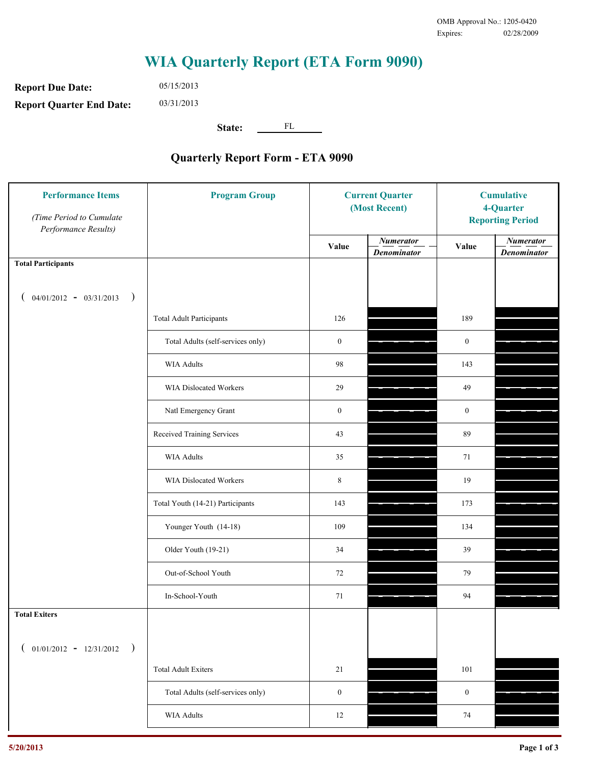OMB Approval No.: 1205-0420
Expires: 02/28/2009

# WIA Quarterly Report (ETA Form 9090)

**Report Due Date:** 05/15/2013

**Report Quarter End Date:** 03/31/2013

**State:** FL

## Quarterly Report Form - ETA 9090

| Performance Items *(Time Period to Cumulate Performance Results)* | Program Group | Current Quarter (Most Recent) Value | Current Quarter *Numerator / Denominator* | Cumulative 4-Quarter Reporting Period Value | Cumulative *Numerator / Denominator* |
|---|---|---|---|---|---|
| **Total Participants** ( 04/01/2012 - 03/31/2013 ) | | | | | |
| | Total Adult Participants | 126 | | 189 | |
| | Total Adults (self-services only) | 0 | | 0 | |
| | WIA Adults | 98 | | 143 | |
| | WIA Dislocated Workers | 29 | | 49 | |
| | Natl Emergency Grant | 0 | | 0 | |
| | Received Training Services | 43 | | 89 | |
| | WIA Adults | 35 | | 71 | |
| | WIA Dislocated Workers | 8 | | 19 | |
| | Total Youth (14-21) Participants | 143 | | 173 | |
| | Younger Youth (14-18) | 109 | | 134 | |
| | Older Youth (19-21) | 34 | | 39 | |
| | Out-of-School Youth | 72 | | 79 | |
| | In-School-Youth | 71 | | 94 | |
| **Total Exiters** ( 01/01/2012 - 12/31/2012 ) | | | | | |
| | Total Adult Exiters | 21 | | 101 | |
| | Total Adults (self-services only) | 0 | | 0 | |
| | WIA Adults | 12 | | 74 | |

5/20/2013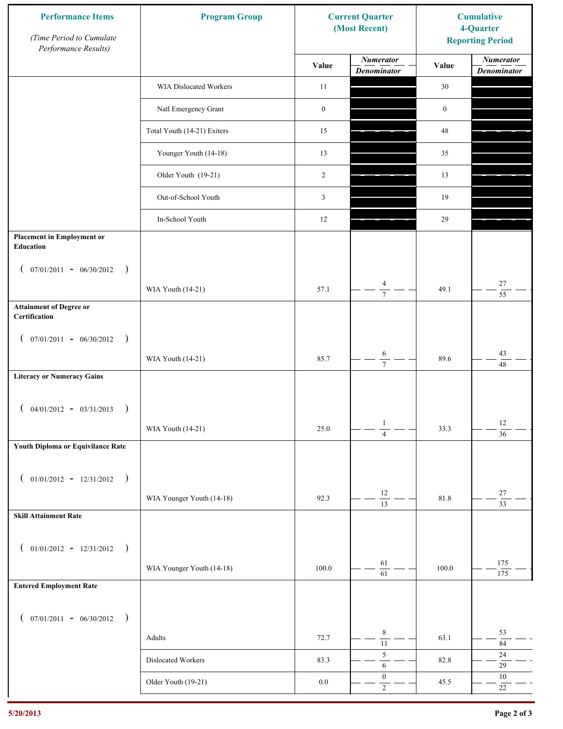| Performance Items *(Time Period to Cumulate Performance Results)* | Program Group | Current Quarter (Most Recent) | | Cumulative 4-Quarter Reporting Period | |
|---|---|---|---|---|---|
| | | Value | *Numerator* / *Denominator* | Value | *Numerator* / *Denominator* |
| | WIA Dislocated Workers | 11 | | 30 | |
| | Natl Emergency Grant | 0 | | 0 | |
| | Total Youth (14-21) Exiters | 15 | | 48 | |
| | Younger Youth (14-18) | 13 | | 35 | |
| | Older Youth (19-21) | 2 | | 13 | |
| | Out-of-School Youth | 3 | | 19 | |
| | In-School Youth | 12 | | 29 | |
| **Placement in Employment or Education** (07/01/2011 - 06/30/2012) | WIA Youth (14-21) | 57.1 | 4 / 7 | 49.1 | 27 / 55 |
| **Attainment of Degree or Certification** (07/01/2011 - 06/30/2012) | WIA Youth (14-21) | 85.7 | 6 / 7 | 89.6 | 43 / 48 |
| **Literacy or Numeracy Gains** (04/01/2012 - 03/31/2013) | WIA Youth (14-21) | 25.0 | 1 / 4 | 33.3 | 12 / 36 |
| **Youth Diploma or Equivilance Rate** (01/01/2012 - 12/31/2012) | WIA Younger Youth (14-18) | 92.3 | 12 / 13 | 81.8 | 27 / 33 |
| **Skill Attainment Rate** (01/01/2012 - 12/31/2012) | WIA Younger Youth (14-18) | 100.0 | 61 / 61 | 100.0 | 175 / 175 |
| **Entered Employment Rate** (07/01/2011 - 06/30/2012) | Adults | 72.7 | 8 / 11 | 63.1 | 53 / 84 |
| | Dislocated Workers | 83.3 | 5 / 6 | 82.8 | 24 / 29 |
| | Older Youth (19-21) | 0.0 | 0 / 2 | 45.5 | 10 / 22 |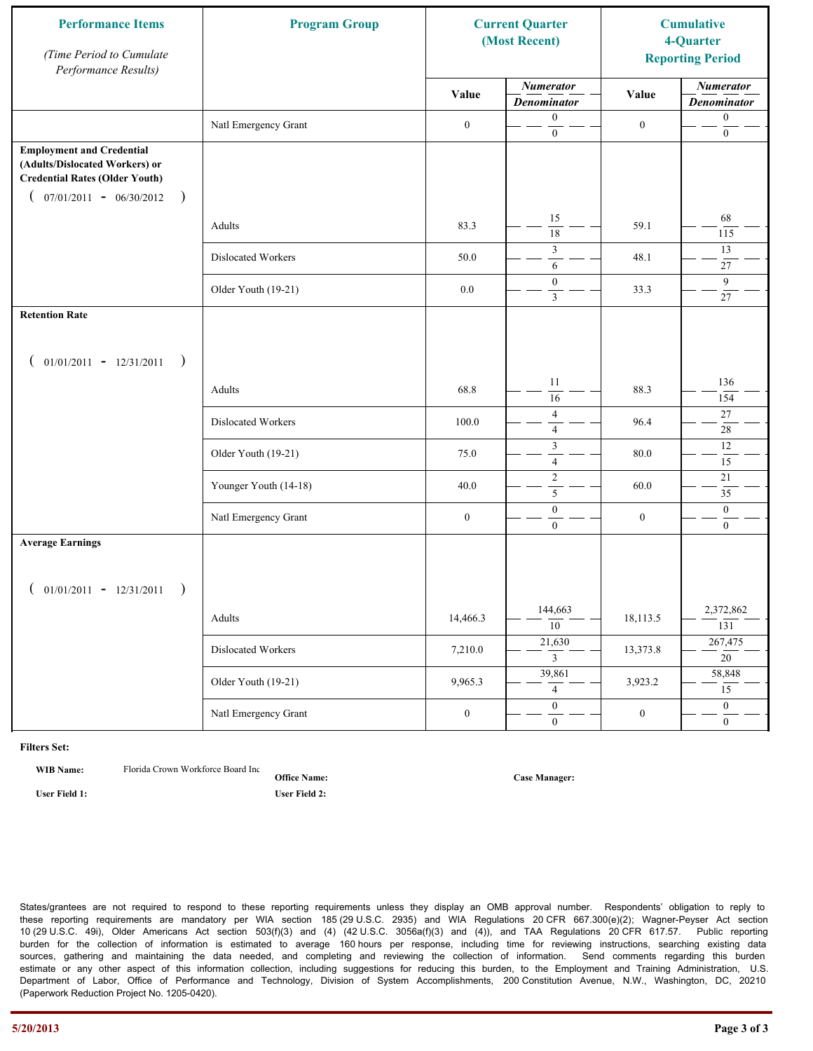| Performance Items *(Time Period to Cumulate Performance Results)* | Program Group | Current Quarter (Most Recent) | | Cumulative 4-Quarter Reporting Period | |
|---|---|---|---|---|---|
| | | Value | Numerator / Denominator | Value | Numerator / Denominator |
| | Natl Emergency Grant | 0 | 0 / 0 | 0 | 0 / 0 |
| **Employment and Credential (Adults/Dislocated Workers) or Credential Rates (Older Youth)** ( 07/01/2011 - 06/30/2012 ) | Adults | 83.3 | 15 / 18 | 59.1 | 68 / 115 |
| | Dislocated Workers | 50.0 | 3 / 6 | 48.1 | 13 / 27 |
| | Older Youth (19-21) | 0.0 | 0 / 3 | 33.3 | 9 / 27 |
| **Retention Rate** ( 01/01/2011 - 12/31/2011 ) | Adults | 68.8 | 11 / 16 | 88.3 | 136 / 154 |
| | Dislocated Workers | 100.0 | 4 / 4 | 96.4 | 27 / 28 |
| | Older Youth (19-21) | 75.0 | 3 / 4 | 80.0 | 12 / 15 |
| | Younger Youth (14-18) | 40.0 | 2 / 5 | 60.0 | 21 / 35 |
| | Natl Emergency Grant | 0 | 0 / 0 | 0 | 0 / 0 |
| **Average Earnings** ( 01/01/2011 - 12/31/2011 ) | Adults | 14,466.3 | 144,663 / 10 | 18,113.5 | 2,372,862 / 131 |
| | Dislocated Workers | 7,210.0 | 21,630 / 3 | 13,373.8 | 267,475 / 20 |
| | Older Youth (19-21) | 9,965.3 | 39,861 / 4 | 3,923.2 | 58,848 / 15 |
| | Natl Emergency Grant | 0 | 0 / 0 | 0 | 0 / 0 |

**Filters Set:**

**WIB Name:** Florida Crown Workforce Board Inc

**Office Name:**

**Case Manager:**

**User Field 1:**

**User Field 2:**

States/grantees are not required to respond to these reporting requirements unless they display an OMB approval number. Respondents' obligation to reply to these reporting requirements are mandatory per WIA section 185 (29 U.S.C. 2935) and WIA Regulations 20 CFR 667.300(e)(2); Wagner-Peyser Act section 10 (29 U.S.C. 49i), Older Americans Act section 503(f)(3) and (4) (42 U.S.C. 3056a(f)(3) and (4)), and TAA Regulations 20 CFR 617.57. Public reporting burden for the collection of information is estimated to average 160 hours per response, including time for reviewing instructions, searching existing data sources, gathering and maintaining the data needed, and completing and reviewing the collection of information. Send comments regarding this burden estimate or any other aspect of this information collection, including suggestions for reducing this burden, to the Employment and Training Administration, U.S. Department of Labor, Office of Performance and Technology, Division of System Accomplishments, 200 Constitution Avenue, N.W., Washington, DC, 20210 (Paperwork Reduction Project No. 1205-0420).

5/20/2013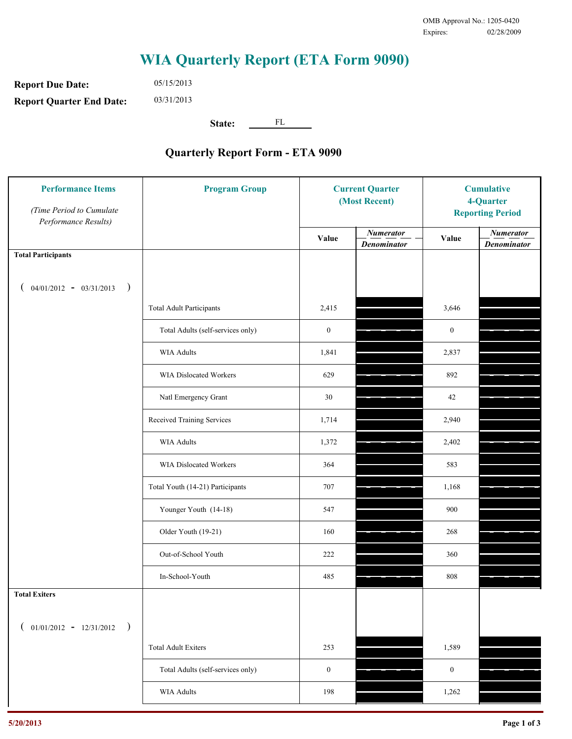OMB Approval No.: 1205-0420
Expires: 02/28/2009

# WIA Quarterly Report (ETA Form 9090)

**Report Due Date:** 05/15/2013

**Report Quarter End Date:** 03/31/2013

**State:** FL

## Quarterly Report Form - ETA 9090

| Performance Items *(Time Period to Cumulate Performance Results)* | Program Group | Current Quarter (Most Recent) Value | Current Quarter Numerator / Denominator | Cumulative 4-Quarter Reporting Period Value | Cumulative 4-Quarter Numerator / Denominator |
|---|---|---|---|---|---|
| **Total Participants** ( 04/01/2012 - 03/31/2013 ) | | | | | |
| | Total Adult Participants | 2,415 | | 3,646 | |
| | Total Adults (self-services only) | 0 | | 0 | |
| | WIA Adults | 1,841 | | 2,837 | |
| | WIA Dislocated Workers | 629 | | 892 | |
| | Natl Emergency Grant | 30 | | 42 | |
| | Received Training Services | 1,714 | | 2,940 | |
| | WIA Adults | 1,372 | | 2,402 | |
| | WIA Dislocated Workers | 364 | | 583 | |
| | Total Youth (14-21) Participants | 707 | | 1,168 | |
| | Younger Youth (14-18) | 547 | | 900 | |
| | Older Youth (19-21) | 160 | | 268 | |
| | Out-of-School Youth | 222 | | 360 | |
| | In-School-Youth | 485 | | 808 | |
| **Total Exiters** ( 01/01/2012 - 12/31/2012 ) | | | | | |
| | Total Adult Exiters | 253 | | 1,589 | |
| | Total Adults (self-services only) | 0 | | 0 | |
| | WIA Adults | 198 | | 1,262 | |

5/20/2013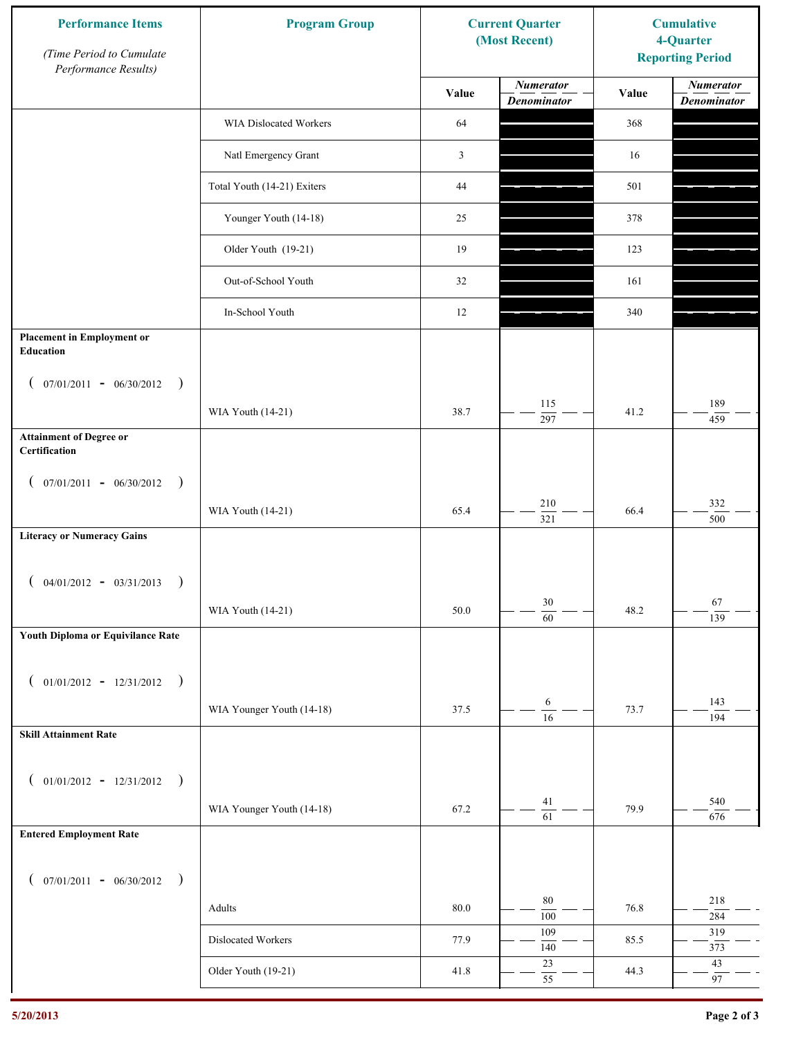| Performance Items *(Time Period to Cumulate Performance Results)* | Program Group | Current Quarter (Most Recent) | | Cumulative 4-Quarter Reporting Period | |
|---|---|---|---|---|---|
| | | Value | *Numerator* / *Denominator* | Value | *Numerator* / *Denominator* |
| | WIA Dislocated Workers | 64 | | 368 | |
| | Natl Emergency Grant | 3 | | 16 | |
| | Total Youth (14-21) Exiters | 44 | | 501 | |
| | Younger Youth (14-18) | 25 | | 378 | |
| | Older Youth (19-21) | 19 | | 123 | |
| | Out-of-School Youth | 32 | | 161 | |
| | In-School Youth | 12 | | 340 | |
| **Placement in Employment or Education** ( 07/01/2011 - 06/30/2012 ) | WIA Youth (14-21) | 38.7 | 115 / 297 | 41.2 | 189 / 459 |
| **Attainment of Degree or Certification** ( 07/01/2011 - 06/30/2012 ) | WIA Youth (14-21) | 65.4 | 210 / 321 | 66.4 | 332 / 500 |
| **Literacy or Numeracy Gains** ( 04/01/2012 - 03/31/2013 ) | WIA Youth (14-21) | 50.0 | 30 / 60 | 48.2 | 67 / 139 |
| **Youth Diploma or Equivilance Rate** ( 01/01/2012 - 12/31/2012 ) | WIA Younger Youth (14-18) | 37.5 | 6 / 16 | 73.7 | 143 / 194 |
| **Skill Attainment Rate** ( 01/01/2012 - 12/31/2012 ) | WIA Younger Youth (14-18) | 67.2 | 41 / 61 | 79.9 | 540 / 676 |
| **Entered Employment Rate** ( 07/01/2011 - 06/30/2012 ) | Adults | 80.0 | 80 / 100 | 76.8 | 218 / 284 |
| | Dislocated Workers | 77.9 | 109 / 140 | 85.5 | 319 / 373 |
| | Older Youth (19-21) | 41.8 | 23 / 55 | 44.3 | 43 / 97 |

5/20/2013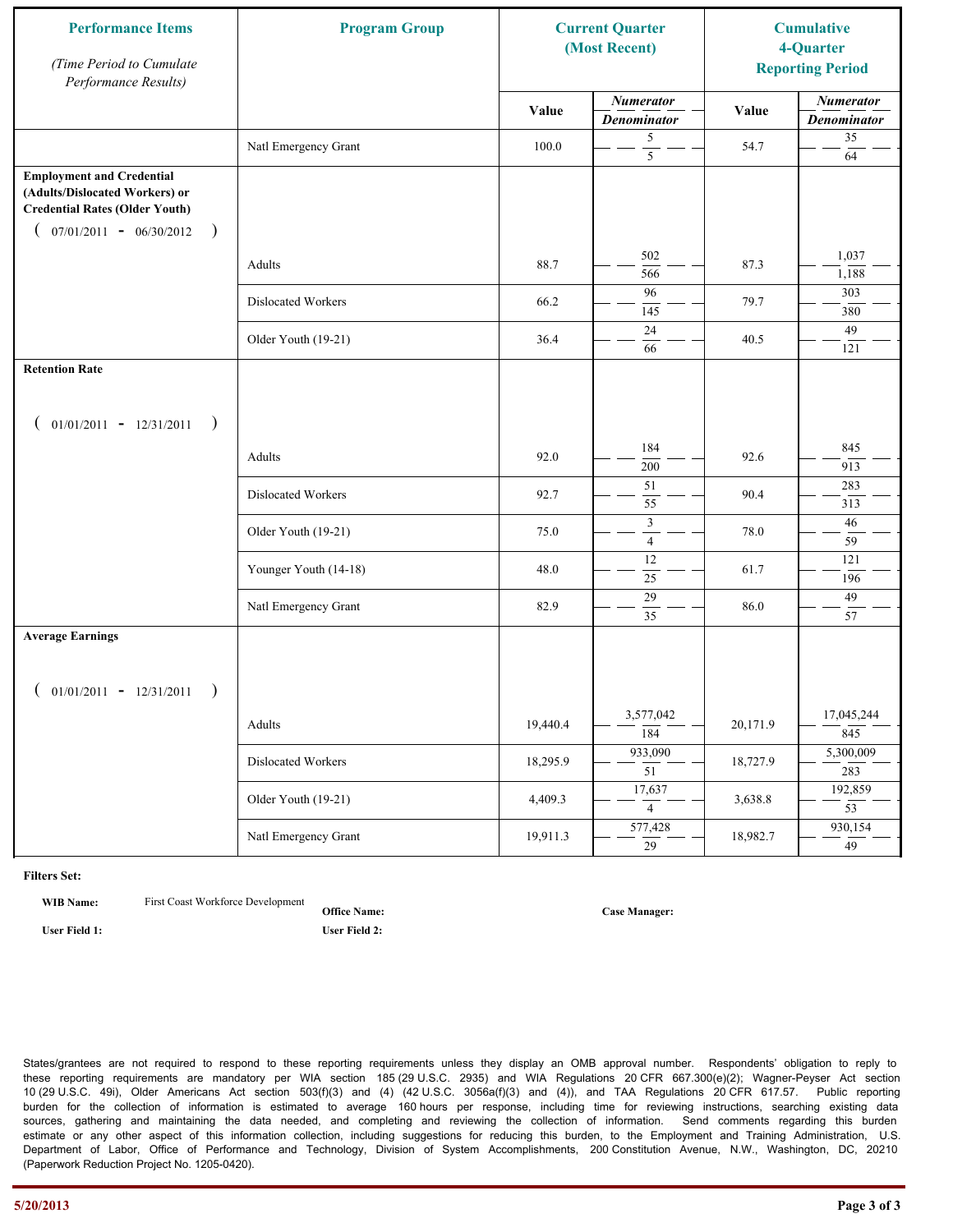| Performance Items *(Time Period to Cumulate Performance Results)* | Program Group | Current Quarter (Most Recent) | | Cumulative 4-Quarter Reporting Period | |
|---|---|---|---|---|---|
| | | Value | *Numerator* / *Denominator* | Value | *Numerator* / *Denominator* |
| | Natl Emergency Grant | 100.0 | 5 / 5 | 54.7 | 35 / 64 |
| **Employment and Credential (Adults/Dislocated Workers) or Credential Rates (Older Youth)** ( 07/01/2011 - 06/30/2012 ) | | | | | |
| | Adults | 88.7 | 502 / 566 | 87.3 | 1,037 / 1,188 |
| | Dislocated Workers | 66.2 | 96 / 145 | 79.7 | 303 / 380 |
| | Older Youth (19-21) | 36.4 | 24 / 66 | 40.5 | 49 / 121 |
| **Retention Rate** ( 01/01/2011 - 12/31/2011 ) | | | | | |
| | Adults | 92.0 | 184 / 200 | 92.6 | 845 / 913 |
| | Dislocated Workers | 92.7 | 51 / 55 | 90.4 | 283 / 313 |
| | Older Youth (19-21) | 75.0 | 3 / 4 | 78.0 | 46 / 59 |
| | Younger Youth (14-18) | 48.0 | 12 / 25 | 61.7 | 121 / 196 |
| | Natl Emergency Grant | 82.9 | 29 / 35 | 86.0 | 49 / 57 |
| **Average Earnings** ( 01/01/2011 - 12/31/2011 ) | | | | | |
| | Adults | 19,440.4 | 3,577,042 / 184 | 20,171.9 | 17,045,244 / 845 |
| | Dislocated Workers | 18,295.9 | 933,090 / 51 | 18,727.9 | 5,300,009 / 283 |
| | Older Youth (19-21) | 4,409.3 | 17,637 / 4 | 3,638.8 | 192,859 / 53 |
| | Natl Emergency Grant | 19,911.3 | 577,428 / 29 | 18,982.7 | 930,154 / 49 |

**Filters Set:**

**WIB Name:** First Coast Workforce Development

**Office Name:**

**Case Manager:**

**User Field 1:**

**User Field 2:**

States/grantees are not required to respond to these reporting requirements unless they display an OMB approval number. Respondents' obligation to reply to these reporting requirements are mandatory per WIA section 185 (29 U.S.C. 2935) and WIA Regulations 20 CFR 667.300(e)(2); Wagner-Peyser Act section 10 (29 U.S.C. 49i), Older Americans Act section 503(f)(3) and (4) (42 U.S.C. 3056a(f)(3) and (4)), and TAA Regulations 20 CFR 617.57. Public reporting burden for the collection of information is estimated to average 160 hours per response, including time for reviewing instructions, searching existing data sources, gathering and maintaining the data needed, and completing and reviewing the collection of information. Send comments regarding this burden estimate or any other aspect of this information collection, including suggestions for reducing this burden, to the Employment and Training Administration, U.S. Department of Labor, Office of Performance and Technology, Division of System Accomplishments, 200 Constitution Avenue, N.W., Washington, DC, 20210 (Paperwork Reduction Project No. 1205-0420).

5/20/2013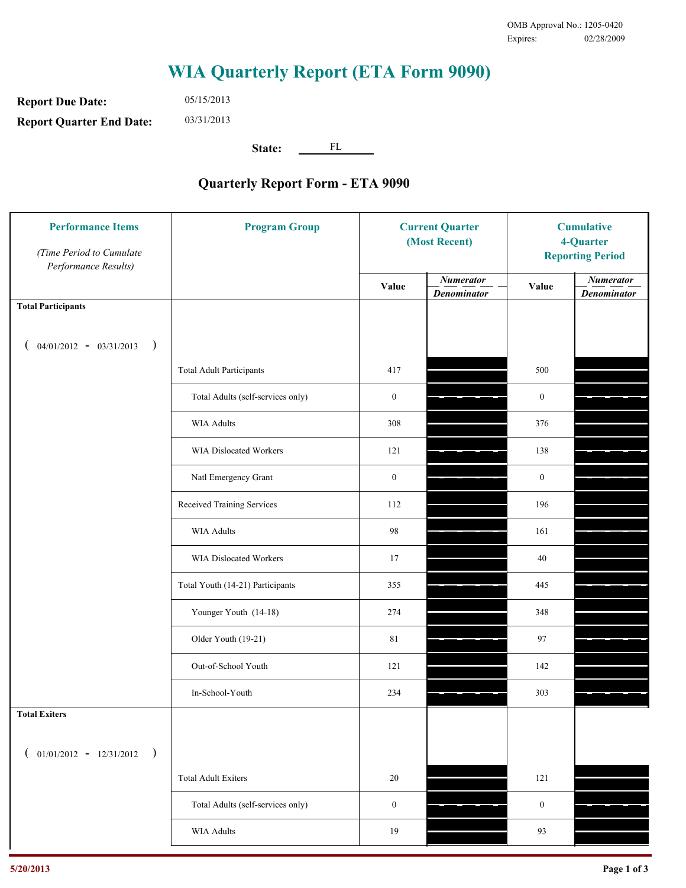OMB Approval No.: 1205-0420
Expires: 02/28/2009

# WIA Quarterly Report (ETA Form 9090)

**Report Due Date:** 05/15/2013

**Report Quarter End Date:** 03/31/2013

**State:** FL

## Quarterly Report Form - ETA 9090

| Performance Items *(Time Period to Cumulate Performance Results)* | Program Group | Current Quarter (Most Recent) Value | Current Quarter *Numerator / Denominator* | Cumulative 4-Quarter Reporting Period Value | Cumulative *Numerator / Denominator* |
|---|---|---|---|---|---|
| **Total Participants** ( 04/01/2012 - 03/31/2013 ) | | | | | |
| | Total Adult Participants | 417 | | 500 | |
| | Total Adults (self-services only) | 0 | | 0 | |
| | WIA Adults | 308 | | 376 | |
| | WIA Dislocated Workers | 121 | | 138 | |
| | Natl Emergency Grant | 0 | | 0 | |
| | Received Training Services | 112 | | 196 | |
| | WIA Adults | 98 | | 161 | |
| | WIA Dislocated Workers | 17 | | 40 | |
| | Total Youth (14-21) Participants | 355 | | 445 | |
| | Younger Youth (14-18) | 274 | | 348 | |
| | Older Youth (19-21) | 81 | | 97 | |
| | Out-of-School Youth | 121 | | 142 | |
| | In-School-Youth | 234 | | 303 | |
| **Total Exiters** ( 01/01/2012 - 12/31/2012 ) | | | | | |
| | Total Adult Exiters | 20 | | 121 | |
| | Total Adults (self-services only) | 0 | | 0 | |
| | WIA Adults | 19 | | 93 | |

5/20/2013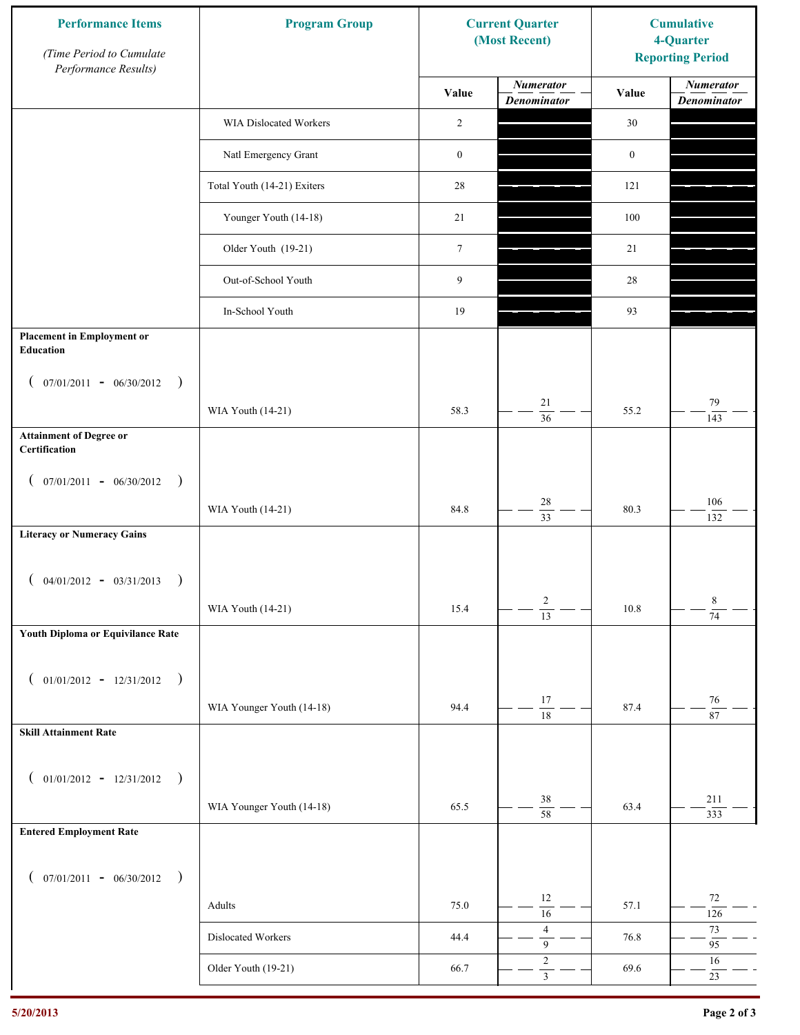| Performance Items *(Time Period to Cumulate Performance Results)* | Program Group | Current Quarter (Most Recent) | | Cumulative 4-Quarter Reporting Period | |
|---|---|---|---|---|---|
| | | Value | *Numerator / Denominator* | Value | *Numerator / Denominator* |
| | WIA Dislocated Workers | 2 | | 30 | |
| | Natl Emergency Grant | 0 | | 0 | |
| | Total Youth (14-21) Exiters | 28 | | 121 | |
| | Younger Youth (14-18) | 21 | | 100 | |
| | Older Youth (19-21) | 7 | | 21 | |
| | Out-of-School Youth | 9 | | 28 | |
| | In-School Youth | 19 | | 93 | |
| **Placement in Employment or Education** ( 07/01/2011 - 06/30/2012 ) | WIA Youth (14-21) | 58.3 | 21 / 36 | 55.2 | 79 / 143 |
| **Attainment of Degree or Certification** ( 07/01/2011 - 06/30/2012 ) | WIA Youth (14-21) | 84.8 | 28 / 33 | 80.3 | 106 / 132 |
| **Literacy or Numeracy Gains** ( 04/01/2012 - 03/31/2013 ) | WIA Youth (14-21) | 15.4 | 2 / 13 | 10.8 | 8 / 74 |
| **Youth Diploma or Equivilance Rate** ( 01/01/2012 - 12/31/2012 ) | WIA Younger Youth (14-18) | 94.4 | 17 / 18 | 87.4 | 76 / 87 |
| **Skill Attainment Rate** ( 01/01/2012 - 12/31/2012 ) | WIA Younger Youth (14-18) | 65.5 | 38 / 58 | 63.4 | 211 / 333 |
| **Entered Employment Rate** ( 07/01/2011 - 06/30/2012 ) | Adults | 75.0 | 12 / 16 | 57.1 | 72 / 126 |
| | Dislocated Workers | 44.4 | 4 / 9 | 76.8 | 73 / 95 |
| | Older Youth (19-21) | 66.7 | 2 / 3 | 69.6 | 16 / 23 |

5/20/2013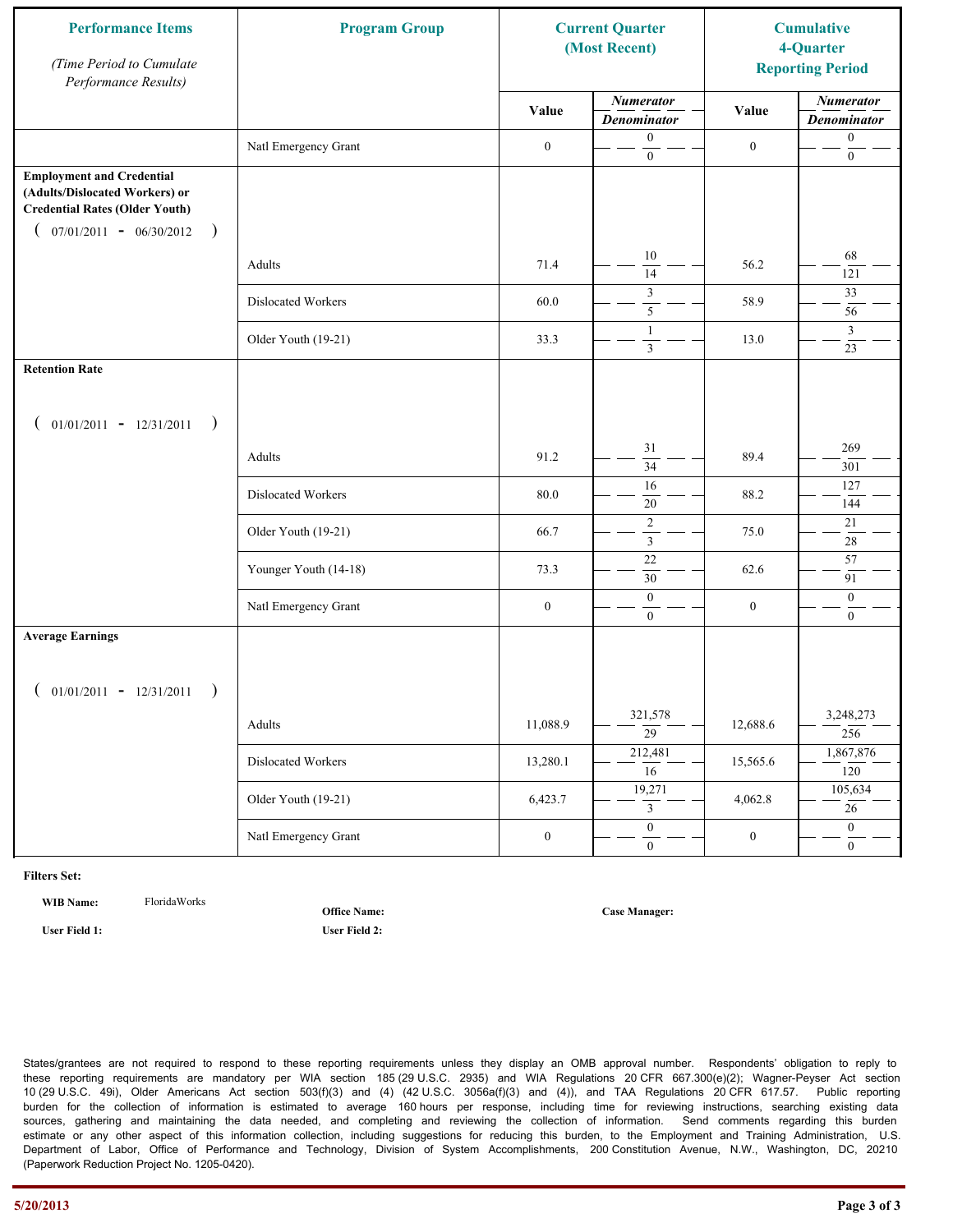| Performance Items *(Time Period to Cumulate Performance Results)* | Program Group | Current Quarter (Most Recent) | | Cumulative 4-Quarter Reporting Period | |
|---|---|---|---|---|---|
| | | Value | *Numerator* / *Denominator* | Value | *Numerator* / *Denominator* |
| | Natl Emergency Grant | 0 | 0 / 0 | 0 | 0 / 0 |
| **Employment and Credential (Adults/Dislocated Workers) or Credential Rates (Older Youth)** ( 07/01/2011 - 06/30/2012 ) | | | | | |
| | Adults | 71.4 | 10 / 14 | 56.2 | 68 / 121 |
| | Dislocated Workers | 60.0 | 3 / 5 | 58.9 | 33 / 56 |
| | Older Youth (19-21) | 33.3 | 1 / 3 | 13.0 | 3 / 23 |
| **Retention Rate** ( 01/01/2011 - 12/31/2011 ) | | | | | |
| | Adults | 91.2 | 31 / 34 | 89.4 | 269 / 301 |
| | Dislocated Workers | 80.0 | 16 / 20 | 88.2 | 127 / 144 |
| | Older Youth (19-21) | 66.7 | 2 / 3 | 75.0 | 21 / 28 |
| | Younger Youth (14-18) | 73.3 | 22 / 30 | 62.6 | 57 / 91 |
| | Natl Emergency Grant | 0 | 0 / 0 | 0 | 0 / 0 |
| **Average Earnings** ( 01/01/2011 - 12/31/2011 ) | | | | | |
| | Adults | 11,088.9 | 321,578 / 29 | 12,688.6 | 3,248,273 / 256 |
| | Dislocated Workers | 13,280.1 | 212,481 / 16 | 15,565.6 | 1,867,876 / 120 |
| | Older Youth (19-21) | 6,423.7 | 19,271 / 3 | 4,062.8 | 105,634 / 26 |
| | Natl Emergency Grant | 0 | 0 / 0 | 0 | 0 / 0 |

**Filters Set:**

**WIB Name:** FloridaWorks **Office Name:** **Case Manager:**

**User Field 1:** **User Field 2:**

States/grantees are not required to respond to these reporting requirements unless they display an OMB approval number. Respondents' obligation to reply to these reporting requirements are mandatory per WIA section 185 (29 U.S.C. 2935) and WIA Regulations 20 CFR 667.300(e)(2); Wagner-Peyser Act section 10 (29 U.S.C. 49i), Older Americans Act section 503(f)(3) and (4) (42 U.S.C. 3056a(f)(3) and (4)), and TAA Regulations 20 CFR 617.57. Public reporting burden for the collection of information is estimated to average 160 hours per response, including time for reviewing instructions, searching existing data sources, gathering and maintaining the data needed, and completing and reviewing the collection of information. Send comments regarding this burden estimate or any other aspect of this information collection, including suggestions for reducing this burden, to the Employment and Training Administration, U.S. Department of Labor, Office of Performance and Technology, Division of System Accomplishments, 200 Constitution Avenue, N.W., Washington, DC, 20210 (Paperwork Reduction Project No. 1205-0420).

5/20/2013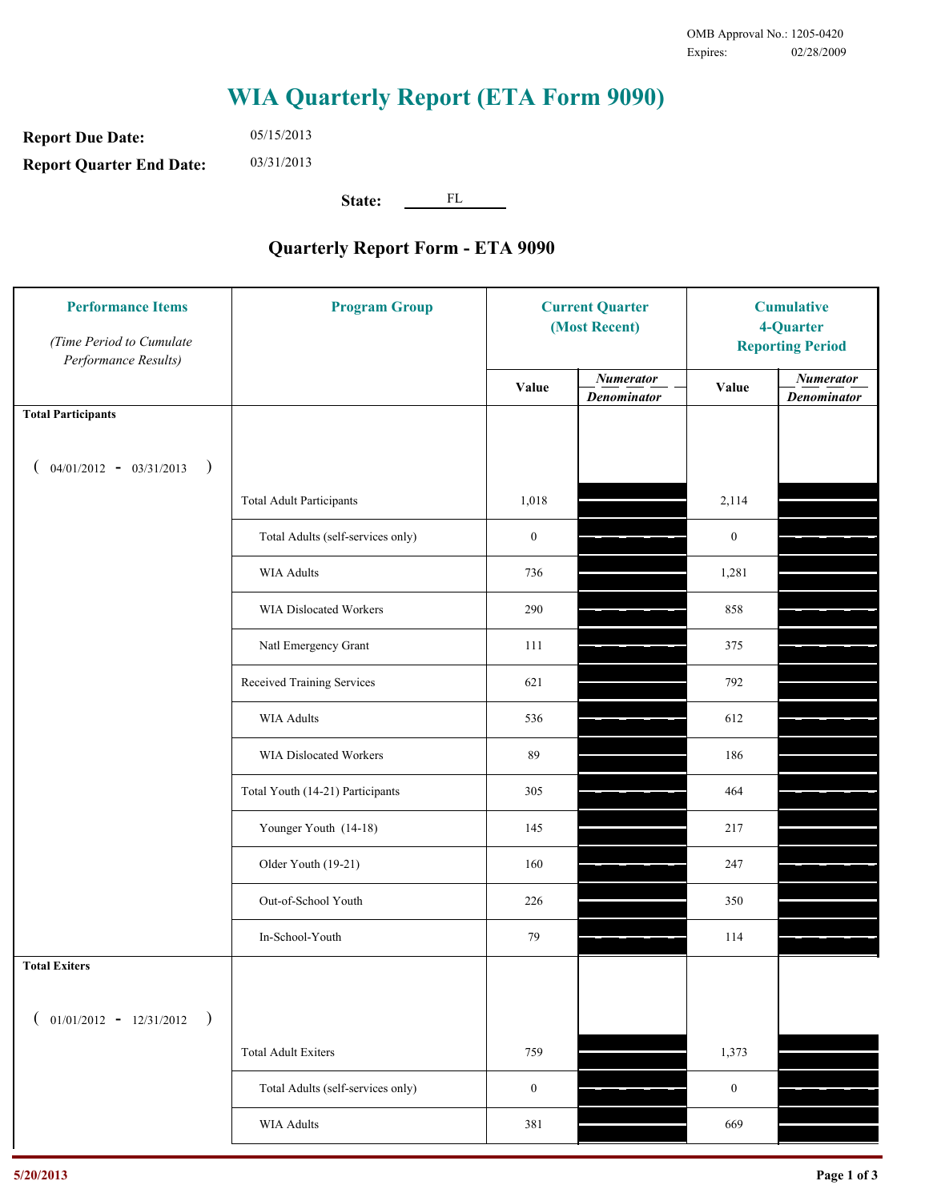OMB Approval No.: 1205-0420
Expires: 02/28/2009

# WIA Quarterly Report (ETA Form 9090)

**Report Due Date:** 05/15/2013

**Report Quarter End Date:** 03/31/2013

**State:** FL

## Quarterly Report Form - ETA 9090

| Performance Items *(Time Period to Cumulate Performance Results)* | Program Group | Current Quarter (Most Recent) Value | Current Quarter Numerator / Denominator | Cumulative 4-Quarter Reporting Period Value | Cumulative Numerator / Denominator |
|---|---|---|---|---|---|
| **Total Participants** ( 04/01/2012 - 03/31/2013 ) | | | | | |
| | Total Adult Participants | 1,018 | | 2,114 | |
| | Total Adults (self-services only) | 0 | | 0 | |
| | WIA Adults | 736 | | 1,281 | |
| | WIA Dislocated Workers | 290 | | 858 | |
| | Natl Emergency Grant | 111 | | 375 | |
| | Received Training Services | 621 | | 792 | |
| | WIA Adults | 536 | | 612 | |
| | WIA Dislocated Workers | 89 | | 186 | |
| | Total Youth (14-21) Participants | 305 | | 464 | |
| | Younger Youth (14-18) | 145 | | 217 | |
| | Older Youth (19-21) | 160 | | 247 | |
| | Out-of-School Youth | 226 | | 350 | |
| | In-School-Youth | 79 | | 114 | |
| **Total Exiters** ( 01/01/2012 - 12/31/2012 ) | | | | | |
| | Total Adult Exiters | 759 | | 1,373 | |
| | Total Adults (self-services only) | 0 | | 0 | |
| | WIA Adults | 381 | | 669 | |

5/20/2013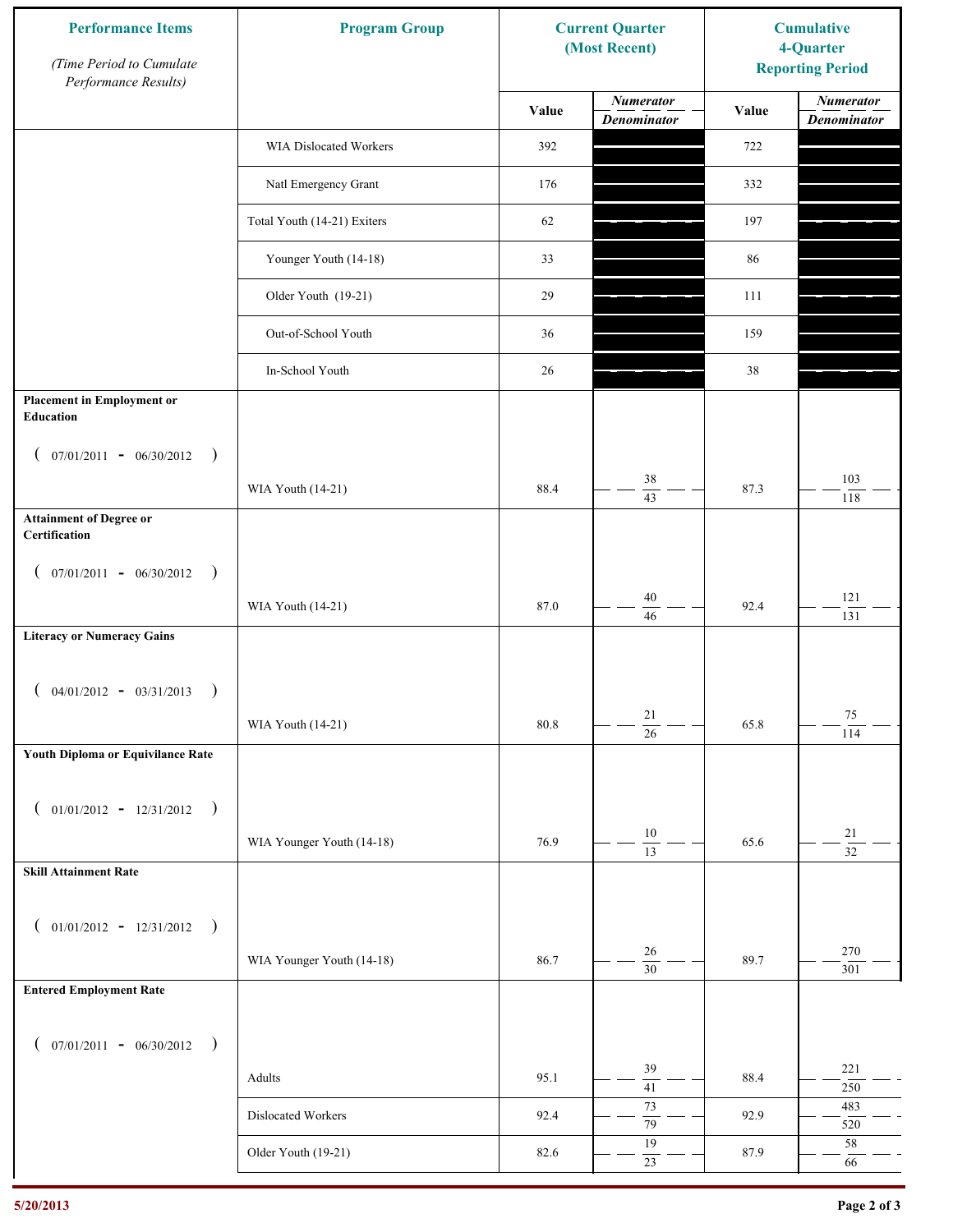| Performance Items (Time Period to Cumulate Performance Results) | Program Group | Current Quarter (Most Recent) Value | Current Quarter Numerator / Denominator | Cumulative 4-Quarter Reporting Period Value | Cumulative Numerator / Denominator |
|---|---|---|---|---|---|
| | WIA Dislocated Workers | 392 | | 722 | |
| | Natl Emergency Grant | 176 | | 332 | |
| | Total Youth (14-21) Exiters | 62 | | 197 | |
| | Younger Youth (14-18) | 33 | | 86 | |
| | Older Youth (19-21) | 29 | | 111 | |
| | Out-of-School Youth | 36 | | 159 | |
| | In-School Youth | 26 | | 38 | |
| **Placement in Employment or Education** ( 07/01/2011 - 06/30/2012 ) | WIA Youth (14-21) | 88.4 | 38 / 43 | 87.3 | 103 / 118 |
| **Attainment of Degree or Certification** ( 07/01/2011 - 06/30/2012 ) | WIA Youth (14-21) | 87.0 | 40 / 46 | 92.4 | 121 / 131 |
| **Literacy or Numeracy Gains** ( 04/01/2012 - 03/31/2013 ) | WIA Youth (14-21) | 80.8 | 21 / 26 | 65.8 | 75 / 114 |
| **Youth Diploma or Equivilance Rate** ( 01/01/2012 - 12/31/2012 ) | WIA Younger Youth (14-18) | 76.9 | 10 / 13 | 65.6 | 21 / 32 |
| **Skill Attainment Rate** ( 01/01/2012 - 12/31/2012 ) | WIA Younger Youth (14-18) | 86.7 | 26 / 30 | 89.7 | 270 / 301 |
| **Entered Employment Rate** ( 07/01/2011 - 06/30/2012 ) | Adults | 95.1 | 39 / 41 | 88.4 | 221 / 250 |
| | Dislocated Workers | 92.4 | 73 / 79 | 92.9 | 483 / 520 |
| | Older Youth (19-21) | 82.6 | 19 / 23 | 87.9 | 58 / 66 |

5/20/2013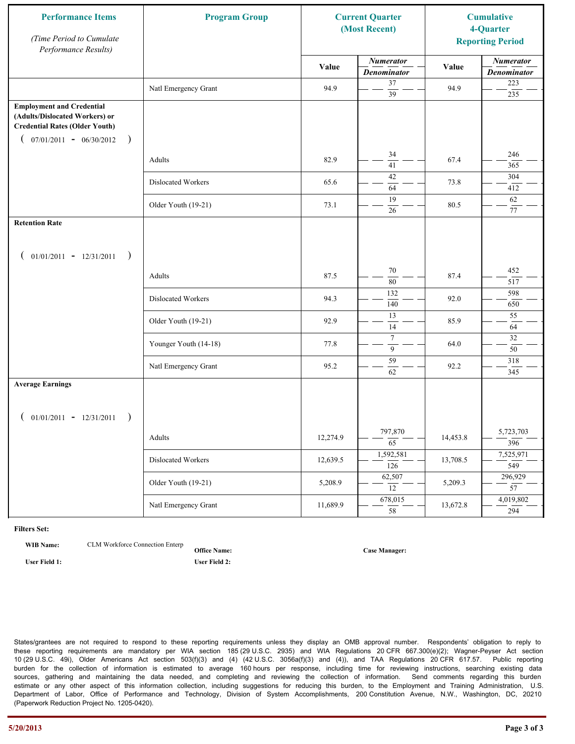| Performance Items *(Time Period to Cumulate Performance Results)* | Program Group | Current Quarter (Most Recent) | | Cumulative 4-Quarter Reporting Period | |
|---|---|---|---|---|---|
| | | Value | *Numerator* / *Denominator* | Value | *Numerator* / *Denominator* |
| | Natl Emergency Grant | 94.9 | 37 / 39 | 94.9 | 223 / 235 |
| **Employment and Credential (Adults/Dislocated Workers) or Credential Rates (Older Youth)** ( 07/01/2011 - 06/30/2012 ) | | | | | |
| | Adults | 82.9 | 34 / 41 | 67.4 | 246 / 365 |
| | Dislocated Workers | 65.6 | 42 / 64 | 73.8 | 304 / 412 |
| | Older Youth (19-21) | 73.1 | 19 / 26 | 80.5 | 62 / 77 |
| **Retention Rate** ( 01/01/2011 - 12/31/2011 ) | | | | | |
| | Adults | 87.5 | 70 / 80 | 87.4 | 452 / 517 |
| | Dislocated Workers | 94.3 | 132 / 140 | 92.0 | 598 / 650 |
| | Older Youth (19-21) | 92.9 | 13 / 14 | 85.9 | 55 / 64 |
| | Younger Youth (14-18) | 77.8 | 7 / 9 | 64.0 | 32 / 50 |
| | Natl Emergency Grant | 95.2 | 59 / 62 | 92.2 | 318 / 345 |
| **Average Earnings** ( 01/01/2011 - 12/31/2011 ) | | | | | |
| | Adults | 12,274.9 | 797,870 / 65 | 14,453.8 | 5,723,703 / 396 |
| | Dislocated Workers | 12,639.5 | 1,592,581 / 126 | 13,708.5 | 7,525,971 / 549 |
| | Older Youth (19-21) | 5,208.9 | 62,507 / 12 | 5,209.3 | 296,929 / 57 |
| | Natl Emergency Grant | 11,689.9 | 678,015 / 58 | 13,672.8 | 4,019,802 / 294 |

**Filters Set:**

**WIB Name:** CLM Workforce Connection Enterp **Office Name:** **Case Manager:**

**User Field 1:** **User Field 2:**

States/grantees are not required to respond to these reporting requirements unless they display an OMB approval number. Respondents' obligation to reply to these reporting requirements are mandatory per WIA section 185 (29 U.S.C. 2935) and WIA Regulations 20 CFR 667.300(e)(2); Wagner-Peyser Act section 10 (29 U.S.C. 49i), Older Americans Act section 503(f)(3) and (4) (42 U.S.C. 3056a(f)(3) and (4)), and TAA Regulations 20 CFR 617.57. Public reporting burden for the collection of information is estimated to average 160 hours per response, including time for reviewing instructions, searching existing data sources, gathering and maintaining the data needed, and completing and reviewing the collection of information. Send comments regarding this burden estimate or any other aspect of this information collection, including suggestions for reducing this burden, to the Employment and Training Administration, U.S. Department of Labor, Office of Performance and Technology, Division of System Accomplishments, 200 Constitution Avenue, N.W., Washington, DC, 20210 (Paperwork Reduction Project No. 1205-0420).

5/20/2013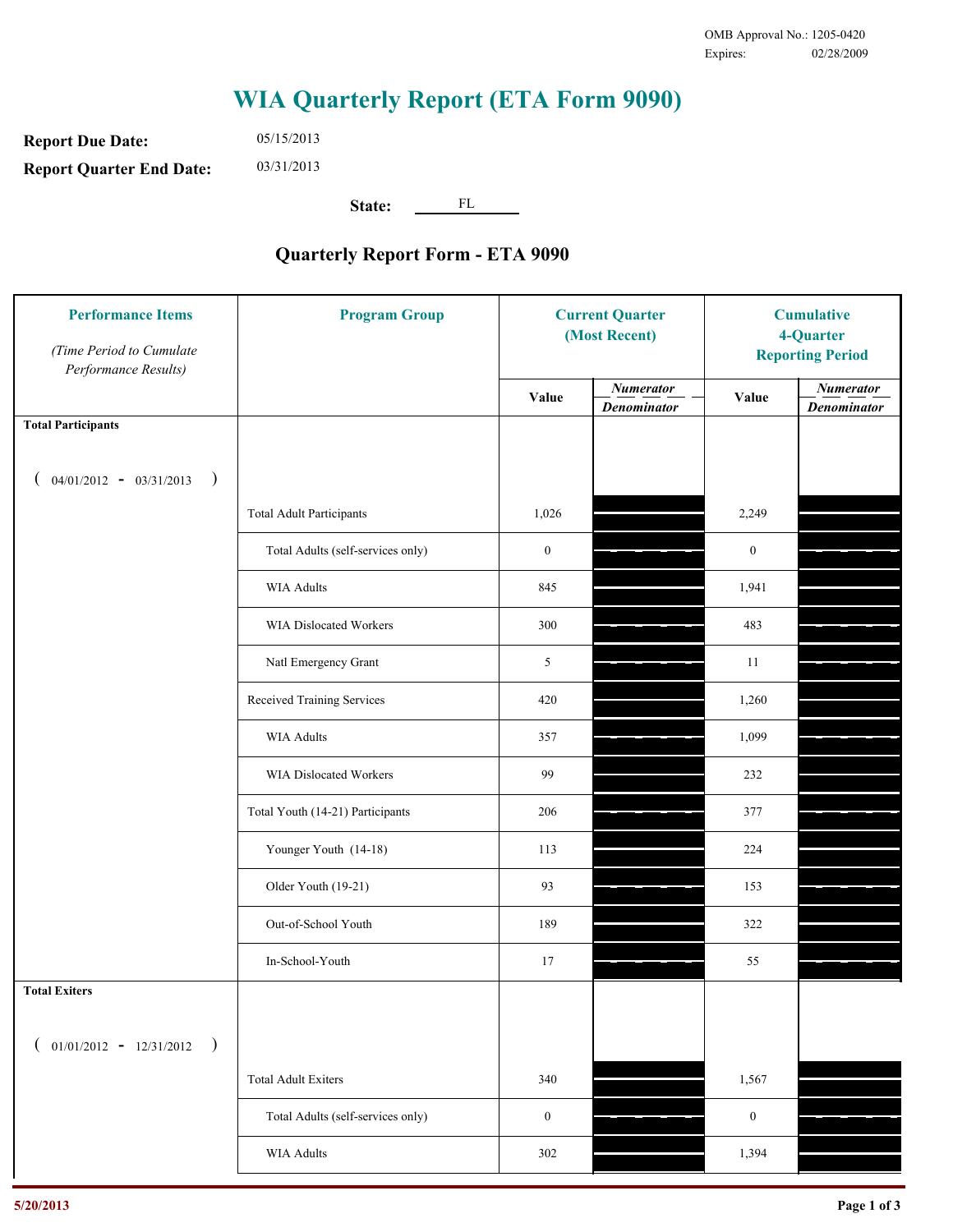OMB Approval No.: 1205-0420
Expires: 02/28/2009

# WIA Quarterly Report (ETA Form 9090)

**Report Due Date:** 05/15/2013

**Report Quarter End Date:** 03/31/2013

**State:** FL

## Quarterly Report Form - ETA 9090

| Performance Items *(Time Period to Cumulate Performance Results)* | Program Group | Current Quarter (Most Recent) Value | Current Quarter *Numerator / Denominator* | Cumulative 4-Quarter Reporting Period Value | Cumulative *Numerator / Denominator* |
|---|---|---|---|---|---|
| **Total Participants** ( 04/01/2012 - 03/31/2013 ) | | | | | |
| | Total Adult Participants | 1,026 | | 2,249 | |
| | Total Adults (self-services only) | 0 | | 0 | |
| | WIA Adults | 845 | | 1,941 | |
| | WIA Dislocated Workers | 300 | | 483 | |
| | Natl Emergency Grant | 5 | | 11 | |
| | Received Training Services | 420 | | 1,260 | |
| | WIA Adults | 357 | | 1,099 | |
| | WIA Dislocated Workers | 99 | | 232 | |
| | Total Youth (14-21) Participants | 206 | | 377 | |
| | Younger Youth (14-18) | 113 | | 224 | |
| | Older Youth (19-21) | 93 | | 153 | |
| | Out-of-School Youth | 189 | | 322 | |
| | In-School-Youth | 17 | | 55 | |
| **Total Exiters** ( 01/01/2012 - 12/31/2012 ) | | | | | |
| | Total Adult Exiters | 340 | | 1,567 | |
| | Total Adults (self-services only) | 0 | | 0 | |
| | WIA Adults | 302 | | 1,394 | |

5/20/2013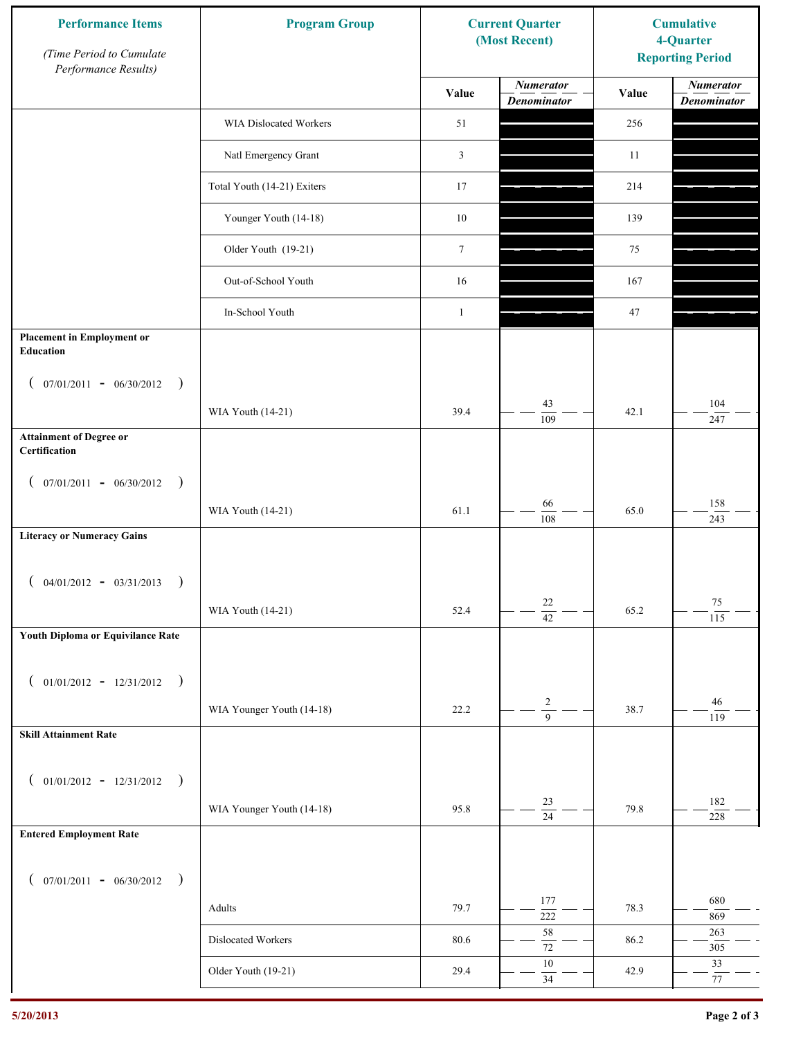| Performance Items *(Time Period to Cumulate Performance Results)* | Program Group | Current Quarter (Most Recent) Value | Current Quarter Numerator / Denominator | Cumulative 4-Quarter Reporting Period Value | Cumulative Numerator / Denominator |
|---|---|---|---|---|---|
| | WIA Dislocated Workers | 51 | | 256 | |
| | Natl Emergency Grant | 3 | | 11 | |
| | Total Youth (14-21) Exiters | 17 | | 214 | |
| | Younger Youth (14-18) | 10 | | 139 | |
| | Older Youth (19-21) | 7 | | 75 | |
| | Out-of-School Youth | 16 | | 167 | |
| | In-School Youth | 1 | | 47 | |
| **Placement in Employment or Education** ( 07/01/2011 - 06/30/2012 ) | WIA Youth (14-21) | 39.4 | 43 / 109 | 42.1 | 104 / 247 |
| **Attainment of Degree or Certification** ( 07/01/2011 - 06/30/2012 ) | WIA Youth (14-21) | 61.1 | 66 / 108 | 65.0 | 158 / 243 |
| **Literacy or Numeracy Gains** ( 04/01/2012 - 03/31/2013 ) | WIA Youth (14-21) | 52.4 | 22 / 42 | 65.2 | 75 / 115 |
| **Youth Diploma or Equivilance Rate** ( 01/01/2012 - 12/31/2012 ) | WIA Younger Youth (14-18) | 22.2 | 2 / 9 | 38.7 | 46 / 119 |
| **Skill Attainment Rate** ( 01/01/2012 - 12/31/2012 ) | WIA Younger Youth (14-18) | 95.8 | 23 / 24 | 79.8 | 182 / 228 |
| **Entered Employment Rate** ( 07/01/2011 - 06/30/2012 ) | Adults | 79.7 | 177 / 222 | 78.3 | 680 / 869 |
| | Dislocated Workers | 80.6 | 58 / 72 | 86.2 | 263 / 305 |
| | Older Youth (19-21) | 29.4 | 10 / 34 | 42.9 | 33 / 77 |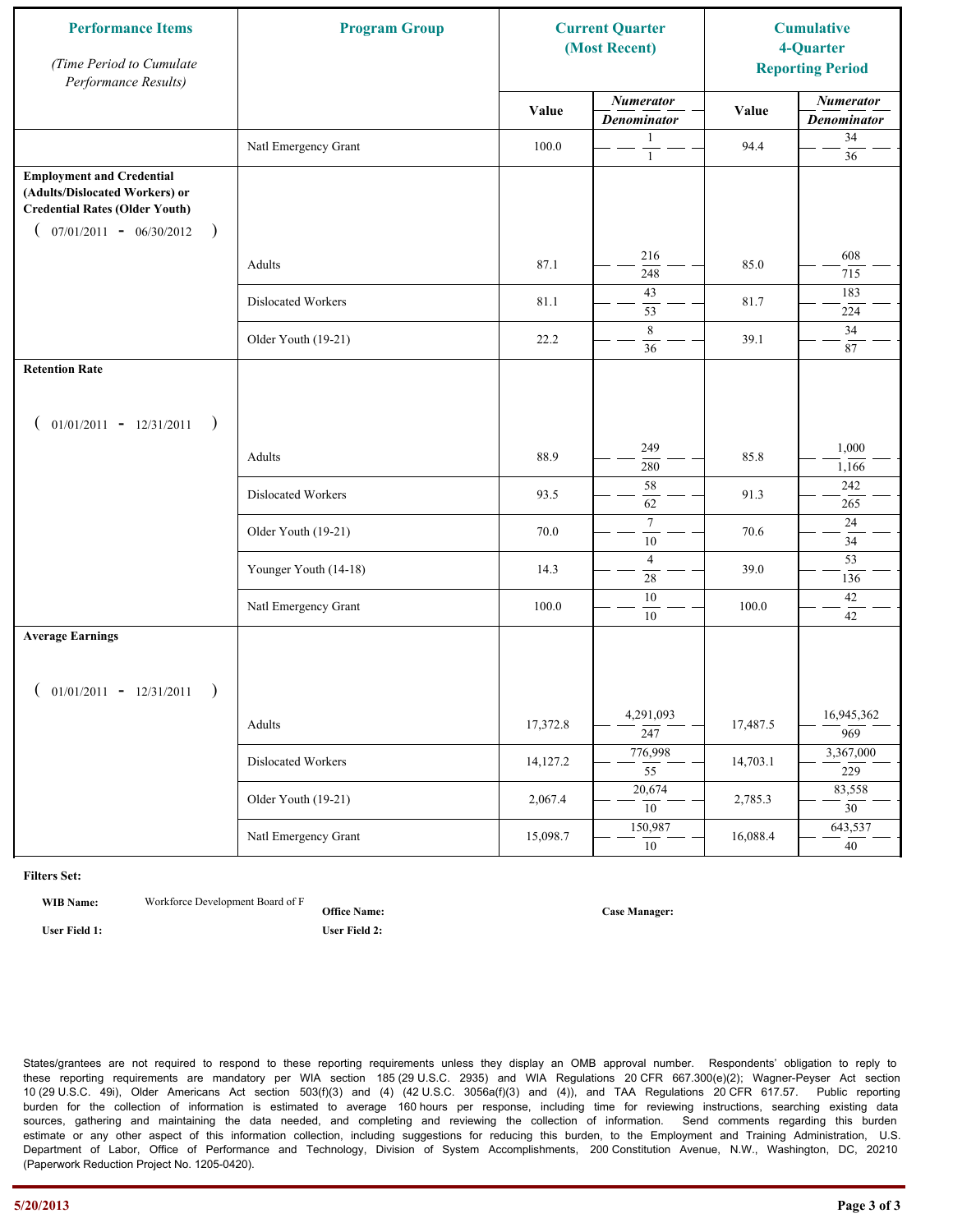| Performance Items<br>*(Time Period to Cumulate Performance Results)* | Program Group | Current Quarter (Most Recent) | | Cumulative 4-Quarter Reporting Period | |
|---|---|---|---|---|---|
| | | Value | *Numerator* / *Denominator* | Value | *Numerator* / *Denominator* |
| | Natl Emergency Grant | 100.0 | 1 / 1 | 94.4 | 34 / 36 |
| **Employment and Credential (Adults/Dislocated Workers) or Credential Rates (Older Youth)** ( 07/01/2011 - 06/30/2012 ) | | | | | |
| | Adults | 87.1 | 216 / 248 | 85.0 | 608 / 715 |
| | Dislocated Workers | 81.1 | 43 / 53 | 81.7 | 183 / 224 |
| | Older Youth (19-21) | 22.2 | 8 / 36 | 39.1 | 34 / 87 |
| **Retention Rate** ( 01/01/2011 - 12/31/2011 ) | | | | | |
| | Adults | 88.9 | 249 / 280 | 85.8 | 1,000 / 1,166 |
| | Dislocated Workers | 93.5 | 58 / 62 | 91.3 | 242 / 265 |
| | Older Youth (19-21) | 70.0 | 7 / 10 | 70.6 | 24 / 34 |
| | Younger Youth (14-18) | 14.3 | 4 / 28 | 39.0 | 53 / 136 |
| | Natl Emergency Grant | 100.0 | 10 / 10 | 100.0 | 42 / 42 |
| **Average Earnings** ( 01/01/2011 - 12/31/2011 ) | | | | | |
| | Adults | 17,372.8 | 4,291,093 / 247 | 17,487.5 | 16,945,362 / 969 |
| | Dislocated Workers | 14,127.2 | 776,998 / 55 | 14,703.1 | 3,367,000 / 229 |
| | Older Youth (19-21) | 2,067.4 | 20,674 / 10 | 2,785.3 | 83,558 / 30 |
| | Natl Emergency Grant | 15,098.7 | 150,987 / 10 | 16,088.4 | 643,537 / 40 |

**Filters Set:**

**WIB Name:** Workforce Development Board of F **Office Name:** **Case Manager:**

**User Field 1:** **User Field 2:**

States/grantees are not required to respond to these reporting requirements unless they display an OMB approval number. Respondents' obligation to reply to these reporting requirements are mandatory per WIA section 185 (29 U.S.C. 2935) and WIA Regulations 20 CFR 667.300(e)(2); Wagner-Peyser Act section 10 (29 U.S.C. 49i), Older Americans Act section 503(f)(3) and (4) (42 U.S.C. 3056a(f)(3) and (4)), and TAA Regulations 20 CFR 617.57. Public reporting burden for the collection of information is estimated to average 160 hours per response, including time for reviewing instructions, searching existing data sources, gathering and maintaining the data needed, and completing and reviewing the collection of information. Send comments regarding this burden estimate or any other aspect of this information collection, including suggestions for reducing this burden, to the Employment and Training Administration, U.S. Department of Labor, Office of Performance and Technology, Division of System Accomplishments, 200 Constitution Avenue, N.W., Washington, DC, 20210 (Paperwork Reduction Project No. 1205-0420).

5/20/2013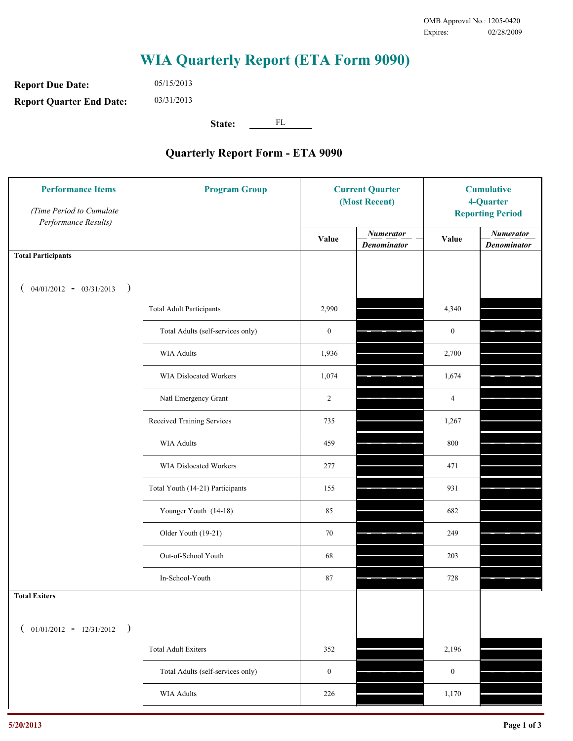OMB Approval No.: 1205-0420
Expires: 02/28/2009

# WIA Quarterly Report (ETA Form 9090)

**Report Due Date:** 05/15/2013

**Report Quarter End Date:** 03/31/2013

**State:** FL

## Quarterly Report Form - ETA 9090

| Performance Items *(Time Period to Cumulate Performance Results)* | Program Group | Current Quarter (Most Recent) Value | Current Quarter *Numerator / Denominator* | Cumulative 4-Quarter Reporting Period Value | Cumulative 4-Quarter *Numerator / Denominator* |
|---|---|---|---|---|---|
| **Total Participants** ( 04/01/2012 - 03/31/2013 ) | | | | | |
| | Total Adult Participants | 2,990 | | 4,340 | |
| | Total Adults (self-services only) | 0 | | 0 | |
| | WIA Adults | 1,936 | | 2,700 | |
| | WIA Dislocated Workers | 1,074 | | 1,674 | |
| | Natl Emergency Grant | 2 | | 4 | |
| | Received Training Services | 735 | | 1,267 | |
| | WIA Adults | 459 | | 800 | |
| | WIA Dislocated Workers | 277 | | 471 | |
| | Total Youth (14-21) Participants | 155 | | 931 | |
| | Younger Youth (14-18) | 85 | | 682 | |
| | Older Youth (19-21) | 70 | | 249 | |
| | Out-of-School Youth | 68 | | 203 | |
| | In-School-Youth | 87 | | 728 | |
| **Total Exiters** ( 01/01/2012 - 12/31/2012 ) | | | | | |
| | Total Adult Exiters | 352 | | 2,196 | |
| | Total Adults (self-services only) | 0 | | 0 | |
| | WIA Adults | 226 | | 1,170 | |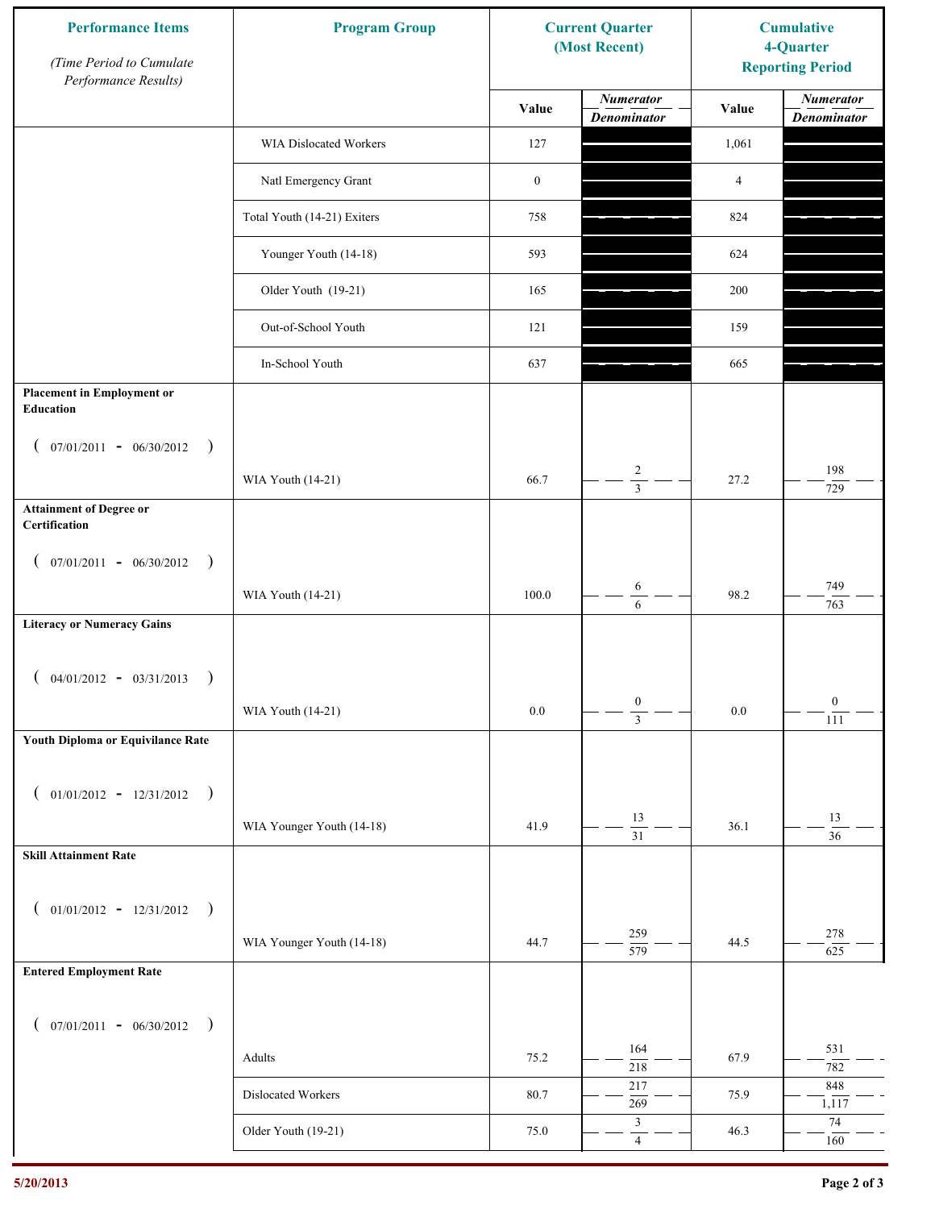| Performance Items *(Time Period to Cumulate Performance Results)* | Program Group | Current Quarter (Most Recent) | | Cumulative 4-Quarter Reporting Period | |
|---|---|---|---|---|---|
| | | Value | *Numerator* / *Denominator* | Value | *Numerator* / *Denominator* |
| | WIA Dislocated Workers | 127 | | 1,061 | |
| | Natl Emergency Grant | 0 | | 4 | |
| | Total Youth (14-21) Exiters | 758 | | 824 | |
| | Younger Youth (14-18) | 593 | | 624 | |
| | Older Youth (19-21) | 165 | | 200 | |
| | Out-of-School Youth | 121 | | 159 | |
| | In-School Youth | 637 | | 665 | |
| **Placement in Employment or Education** ( 07/01/2011 - 06/30/2012 ) | WIA Youth (14-21) | 66.7 | 2 / 3 | 27.2 | 198 / 729 |
| **Attainment of Degree or Certification** ( 07/01/2011 - 06/30/2012 ) | WIA Youth (14-21) | 100.0 | 6 / 6 | 98.2 | 749 / 763 |
| **Literacy or Numeracy Gains** ( 04/01/2012 - 03/31/2013 ) | WIA Youth (14-21) | 0.0 | 0 / 3 | 0.0 | 0 / 111 |
| **Youth Diploma or Equivilance Rate** ( 01/01/2012 - 12/31/2012 ) | WIA Younger Youth (14-18) | 41.9 | 13 / 31 | 36.1 | 13 / 36 |
| **Skill Attainment Rate** ( 01/01/2012 - 12/31/2012 ) | WIA Younger Youth (14-18) | 44.7 | 259 / 579 | 44.5 | 278 / 625 |
| **Entered Employment Rate** ( 07/01/2011 - 06/30/2012 ) | Adults | 75.2 | 164 / 218 | 67.9 | 531 / 782 |
| | Dislocated Workers | 80.7 | 217 / 269 | 75.9 | 848 / 1,117 |
| | Older Youth (19-21) | 75.0 | 3 / 4 | 46.3 | 74 / 160 |

5/20/2013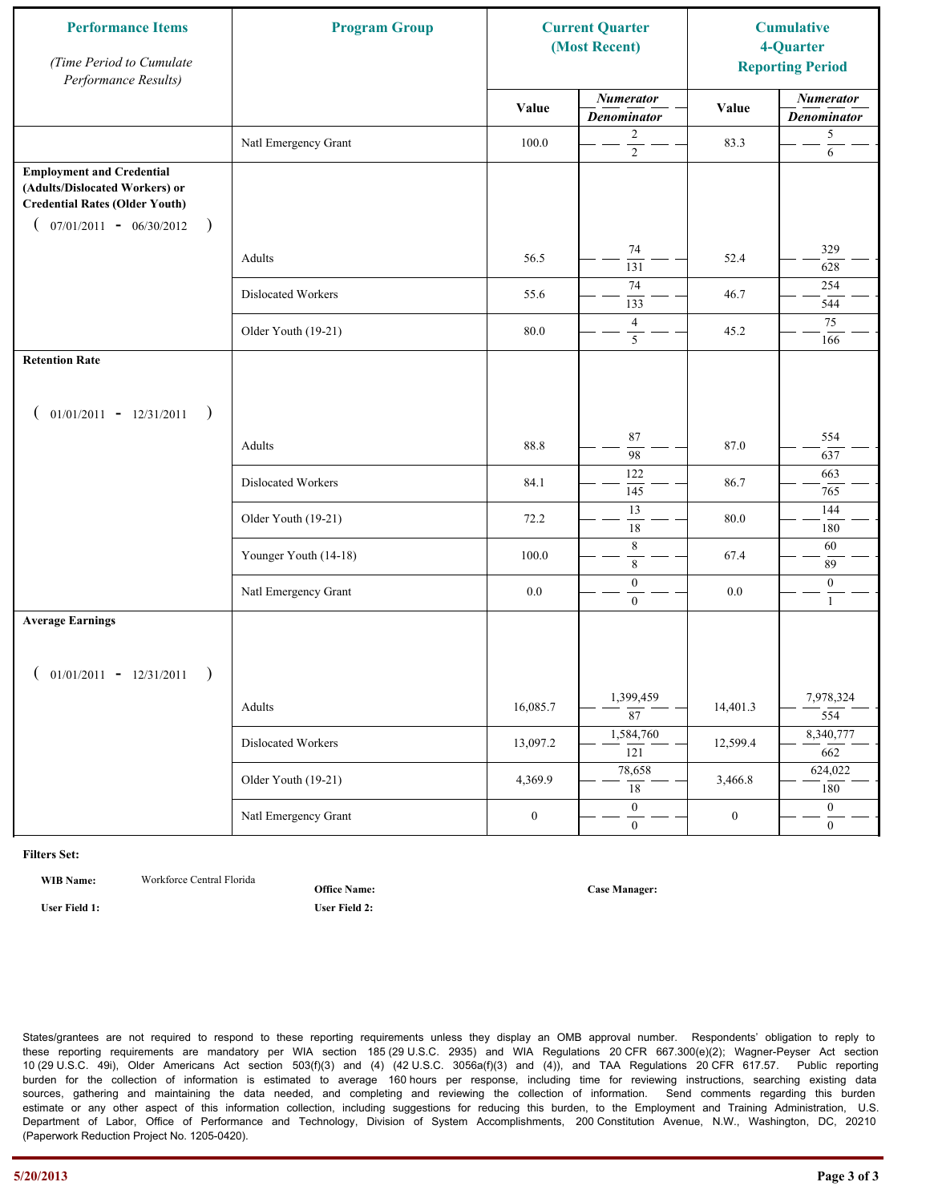| Performance Items *(Time Period to Cumulate Performance Results)* | Program Group | Current Quarter (Most Recent) | | Cumulative 4-Quarter Reporting Period | |
|---|---|---|---|---|---|
| | | Value | *Numerator* / *Denominator* | Value | *Numerator* / *Denominator* |
| | Natl Emergency Grant | 100.0 | 2 / 2 | 83.3 | 5 / 6 |
| **Employment and Credential (Adults/Dislocated Workers) or Credential Rates (Older Youth)** ( 07/01/2011 - 06/30/2012 ) | | | | | |
| | Adults | 56.5 | 74 / 131 | 52.4 | 329 / 628 |
| | Dislocated Workers | 55.6 | 74 / 133 | 46.7 | 254 / 544 |
| | Older Youth (19-21) | 80.0 | 4 / 5 | 45.2 | 75 / 166 |
| **Retention Rate** ( 01/01/2011 - 12/31/2011 ) | | | | | |
| | Adults | 88.8 | 87 / 98 | 87.0 | 554 / 637 |
| | Dislocated Workers | 84.1 | 122 / 145 | 86.7 | 663 / 765 |
| | Older Youth (19-21) | 72.2 | 13 / 18 | 80.0 | 144 / 180 |
| | Younger Youth (14-18) | 100.0 | 8 / 8 | 67.4 | 60 / 89 |
| | Natl Emergency Grant | 0.0 | 0 / 0 | 0.0 | 0 / 1 |
| **Average Earnings** ( 01/01/2011 - 12/31/2011 ) | | | | | |
| | Adults | 16,085.7 | 1,399,459 / 87 | 14,401.3 | 7,978,324 / 554 |
| | Dislocated Workers | 13,097.2 | 1,584,760 / 121 | 12,599.4 | 8,340,777 / 662 |
| | Older Youth (19-21) | 4,369.9 | 78,658 / 18 | 3,466.8 | 624,022 / 180 |
| | Natl Emergency Grant | 0 | 0 / 0 | 0 | 0 / 0 |

**Filters Set:**

**WIB Name:** Workforce Central Florida

**Office Name:**

**Case Manager:**

**User Field 1:**

**User Field 2:**

States/grantees are not required to respond to these reporting requirements unless they display an OMB approval number. Respondents' obligation to reply to these reporting requirements are mandatory per WIA section 185 (29 U.S.C. 2935) and WIA Regulations 20 CFR 667.300(e)(2); Wagner-Peyser Act section 10 (29 U.S.C. 49i), Older Americans Act section 503(f)(3) and (4) (42 U.S.C. 3056a(f)(3) and (4)), and TAA Regulations 20 CFR 617.57. Public reporting burden for the collection of information is estimated to average 160 hours per response, including time for reviewing instructions, searching existing data sources, gathering and maintaining the data needed, and completing and reviewing the collection of information. Send comments regarding this burden estimate or any other aspect of this information collection, including suggestions for reducing this burden, to the Employment and Training Administration, U.S. Department of Labor, Office of Performance and Technology, Division of System Accomplishments, 200 Constitution Avenue, N.W., Washington, DC, 20210 (Paperwork Reduction Project No. 1205-0420).

5/20/2013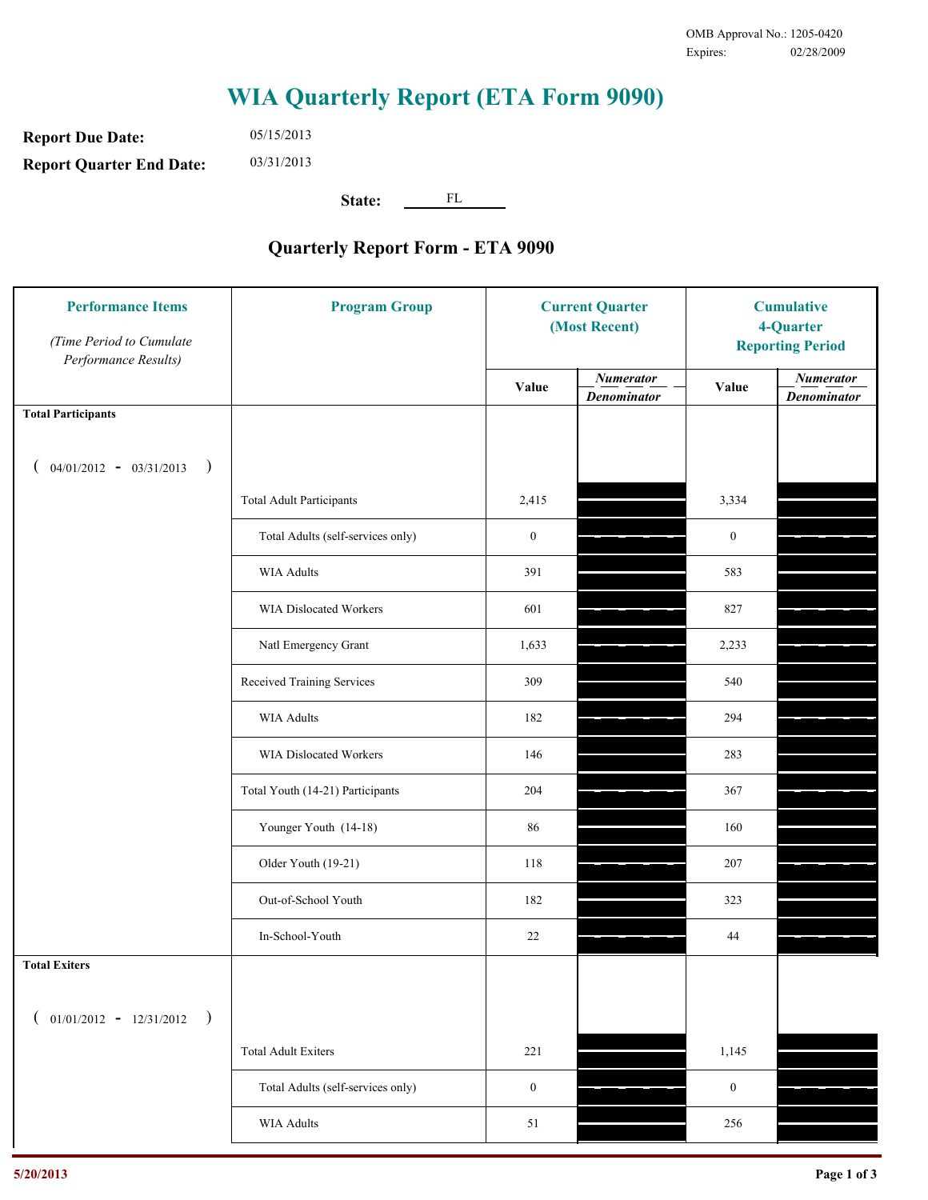OMB Approval No.: 1205-0420
Expires: 02/28/2009

# WIA Quarterly Report (ETA Form 9090)

**Report Due Date:** 05/15/2013

**Report Quarter End Date:** 03/31/2013

**State:** FL

## Quarterly Report Form - ETA 9090

| Performance Items *(Time Period to Cumulate Performance Results)* | Program Group | Current Quarter (Most Recent) Value | Current Quarter Numerator/Denominator | Cumulative 4-Quarter Reporting Period Value | Cumulative Numerator/Denominator |
|---|---|---|---|---|---|
| **Total Participants** ( 04/01/2012 - 03/31/2013 ) | | | | | |
| | Total Adult Participants | 2,415 | | 3,334 | |
| | Total Adults (self-services only) | 0 | | 0 | |
| | WIA Adults | 391 | | 583 | |
| | WIA Dislocated Workers | 601 | | 827 | |
| | Natl Emergency Grant | 1,633 | | 2,233 | |
| | Received Training Services | 309 | | 540 | |
| | WIA Adults | 182 | | 294 | |
| | WIA Dislocated Workers | 146 | | 283 | |
| | Total Youth (14-21) Participants | 204 | | 367 | |
| | Younger Youth (14-18) | 86 | | 160 | |
| | Older Youth (19-21) | 118 | | 207 | |
| | Out-of-School Youth | 182 | | 323 | |
| | In-School-Youth | 22 | | 44 | |
| **Total Exiters** ( 01/01/2012 - 12/31/2012 ) | | | | | |
| | Total Adult Exiters | 221 | | 1,145 | |
| | Total Adults (self-services only) | 0 | | 0 | |
| | WIA Adults | 51 | | 256 | |

5/20/2013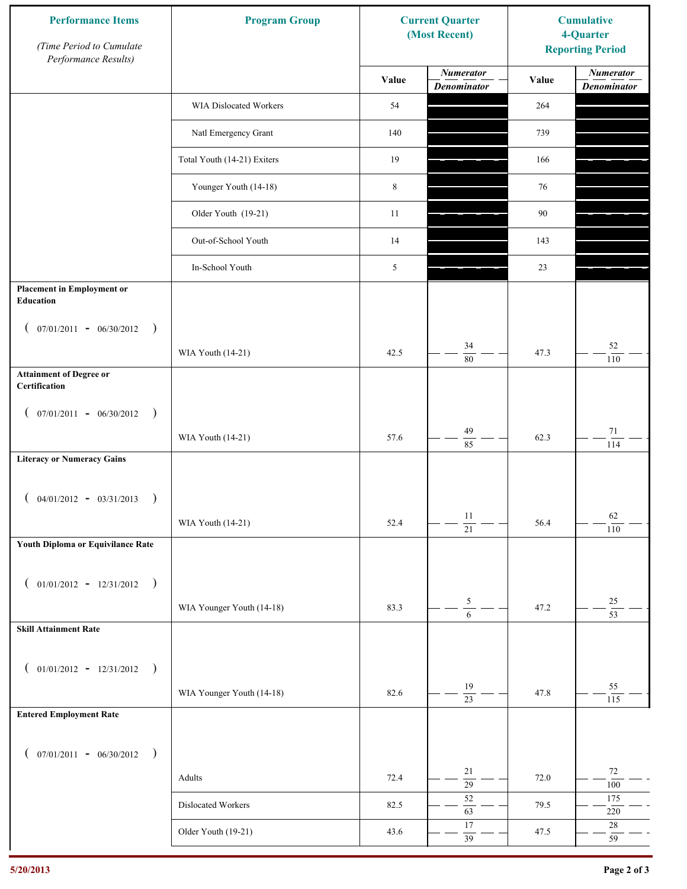| Performance Items *(Time Period to Cumulate Performance Results)* | Program Group | Current Quarter (Most Recent) Value | Current Quarter Numerator / Denominator | Cumulative 4-Quarter Reporting Period Value | Cumulative 4-Quarter Numerator / Denominator |
|---|---|---|---|---|---|
| | WIA Dislocated Workers | 54 | | 264 | |
| | Natl Emergency Grant | 140 | | 739 | |
| | Total Youth (14-21) Exiters | 19 | | 166 | |
| | Younger Youth (14-18) | 8 | | 76 | |
| | Older Youth (19-21) | 11 | | 90 | |
| | Out-of-School Youth | 14 | | 143 | |
| | In-School Youth | 5 | | 23 | |
| **Placement in Employment or Education** ( 07/01/2011 - 06/30/2012 ) | WIA Youth (14-21) | 42.5 | 34 / 80 | 47.3 | 52 / 110 |
| **Attainment of Degree or Certification** ( 07/01/2011 - 06/30/2012 ) | WIA Youth (14-21) | 57.6 | 49 / 85 | 62.3 | 71 / 114 |
| **Literacy or Numeracy Gains** ( 04/01/2012 - 03/31/2013 ) | WIA Youth (14-21) | 52.4 | 11 / 21 | 56.4 | 62 / 110 |
| **Youth Diploma or Equivilance Rate** ( 01/01/2012 - 12/31/2012 ) | WIA Younger Youth (14-18) | 83.3 | 5 / 6 | 47.2 | 25 / 53 |
| **Skill Attainment Rate** ( 01/01/2012 - 12/31/2012 ) | WIA Younger Youth (14-18) | 82.6 | 19 / 23 | 47.8 | 55 / 115 |
| **Entered Employment Rate** ( 07/01/2011 - 06/30/2012 ) | Adults | 72.4 | 21 / 29 | 72.0 | 72 / 100 |
| | Dislocated Workers | 82.5 | 52 / 63 | 79.5 | 175 / 220 |
| | Older Youth (19-21) | 43.6 | 17 / 39 | 47.5 | 28 / 59 |

5/20/2013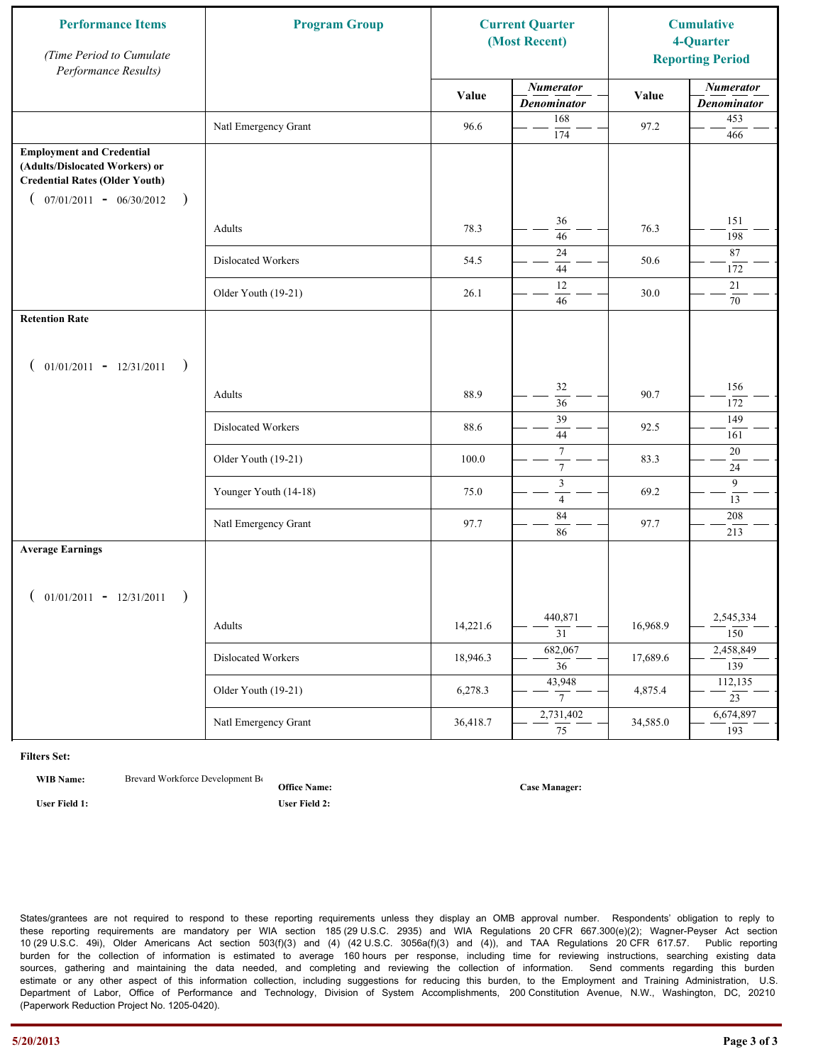| Performance Items<br>*(Time Period to Cumulate Performance Results)* | Program Group | Current Quarter (Most Recent) | | Cumulative 4-Quarter Reporting Period | |
|---|---|---|---|---|---|
| | | Value | *Numerator / Denominator* | Value | *Numerator / Denominator* |
| | Natl Emergency Grant | 96.6 | 168 / 174 | 97.2 | 453 / 466 |
| **Employment and Credential (Adults/Dislocated Workers) or Credential Rates (Older Youth)** ( 07/01/2011 - 06/30/2012 ) | | | | | |
| | Adults | 78.3 | 36 / 46 | 76.3 | 151 / 198 |
| | Dislocated Workers | 54.5 | 24 / 44 | 50.6 | 87 / 172 |
| | Older Youth (19-21) | 26.1 | 12 / 46 | 30.0 | 21 / 70 |
| **Retention Rate** ( 01/01/2011 - 12/31/2011 ) | | | | | |
| | Adults | 88.9 | 32 / 36 | 90.7 | 156 / 172 |
| | Dislocated Workers | 88.6 | 39 / 44 | 92.5 | 149 / 161 |
| | Older Youth (19-21) | 100.0 | 7 / 7 | 83.3 | 20 / 24 |
| | Younger Youth (14-18) | 75.0 | 3 / 4 | 69.2 | 9 / 13 |
| | Natl Emergency Grant | 97.7 | 84 / 86 | 97.7 | 208 / 213 |
| **Average Earnings** ( 01/01/2011 - 12/31/2011 ) | | | | | |
| | Adults | 14,221.6 | 440,871 / 31 | 16,968.9 | 2,545,334 / 150 |
| | Dislocated Workers | 18,946.3 | 682,067 / 36 | 17,689.6 | 2,458,849 / 139 |
| | Older Youth (19-21) | 6,278.3 | 43,948 / 7 | 4,875.4 | 112,135 / 23 |
| | Natl Emergency Grant | 36,418.7 | 2,731,402 / 75 | 34,585.0 | 6,674,897 / 193 |

**Filters Set:**

**WIB Name:** Brevard Workforce Development Bo

**Office Name:**

**Case Manager:**

**User Field 1:**

**User Field 2:**

States/grantees are not required to respond to these reporting requirements unless they display an OMB approval number. Respondents' obligation to reply to these reporting requirements are mandatory per WIA section 185 (29 U.S.C. 2935) and WIA Regulations 20 CFR 667.300(e)(2); Wagner-Peyser Act section 10 (29 U.S.C. 49i), Older Americans Act section 503(f)(3) and (4) (42 U.S.C. 3056a(f)(3) and (4)), and TAA Regulations 20 CFR 617.57. Public reporting burden for the collection of information is estimated to average 160 hours per response, including time for reviewing instructions, searching existing data sources, gathering and maintaining the data needed, and completing and reviewing the collection of information. Send comments regarding this burden estimate or any other aspect of this information collection, including suggestions for reducing this burden, to the Employment and Training Administration, U.S. Department of Labor, Office of Performance and Technology, Division of System Accomplishments, 200 Constitution Avenue, N.W., Washington, DC, 20210 (Paperwork Reduction Project No. 1205-0420).

5/20/2013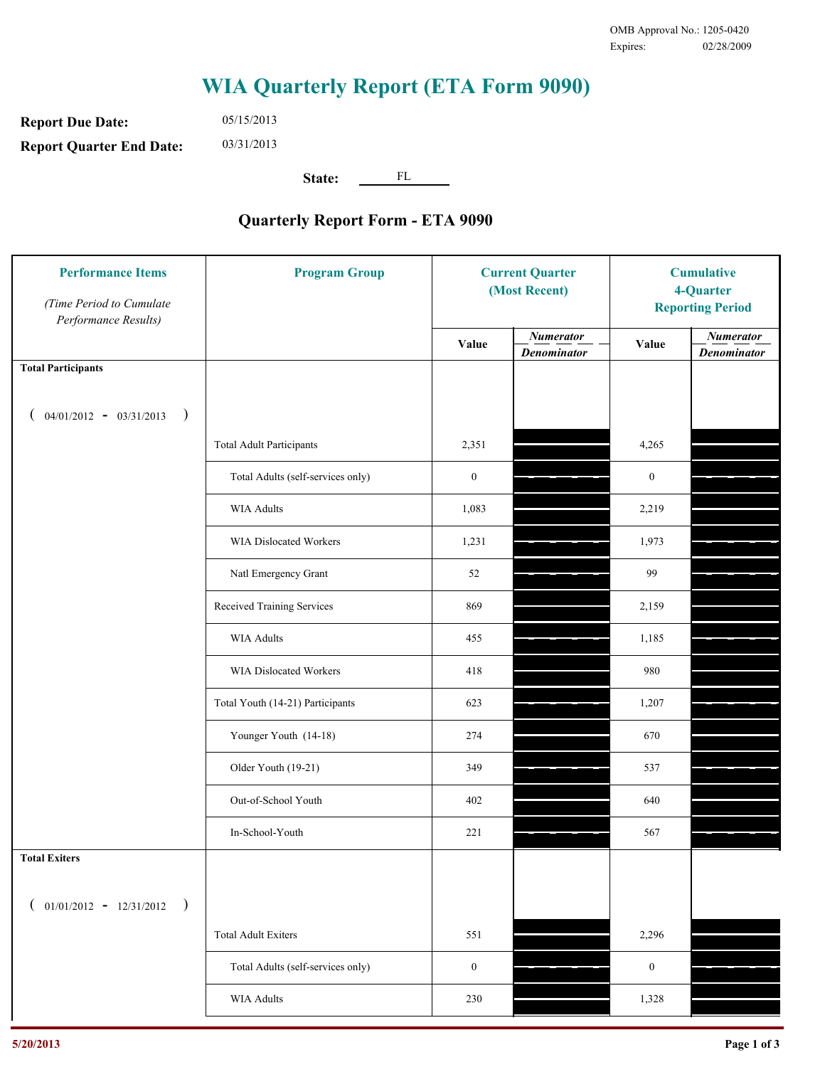OMB Approval No.: 1205-0420
Expires: 02/28/2009

# WIA Quarterly Report (ETA Form 9090)

**Report Due Date:** 05/15/2013

**Report Quarter End Date:** 03/31/2013

**State:** FL

## Quarterly Report Form - ETA 9090

| Performance Items *(Time Period to Cumulate Performance Results)* | Program Group | Current Quarter (Most Recent) Value | Current Quarter Numerator / Denominator | Cumulative 4-Quarter Reporting Period Value | Cumulative Numerator / Denominator |
|---|---|---|---|---|---|
| **Total Participants** ( 04/01/2012 - 03/31/2013 ) | | | | | |
| | Total Adult Participants | 2,351 | | 4,265 | |
| | Total Adults (self-services only) | 0 | | 0 | |
| | WIA Adults | 1,083 | | 2,219 | |
| | WIA Dislocated Workers | 1,231 | | 1,973 | |
| | Natl Emergency Grant | 52 | | 99 | |
| | Received Training Services | 869 | | 2,159 | |
| | WIA Adults | 455 | | 1,185 | |
| | WIA Dislocated Workers | 418 | | 980 | |
| | Total Youth (14-21) Participants | 623 | | 1,207 | |
| | Younger Youth (14-18) | 274 | | 670 | |
| | Older Youth (19-21) | 349 | | 537 | |
| | Out-of-School Youth | 402 | | 640 | |
| | In-School-Youth | 221 | | 567 | |
| **Total Exiters** ( 01/01/2012 - 12/31/2012 ) | | | | | |
| | Total Adult Exiters | 551 | | 2,296 | |
| | Total Adults (self-services only) | 0 | | 0 | |
| | WIA Adults | 230 | | 1,328 | |

5/20/2013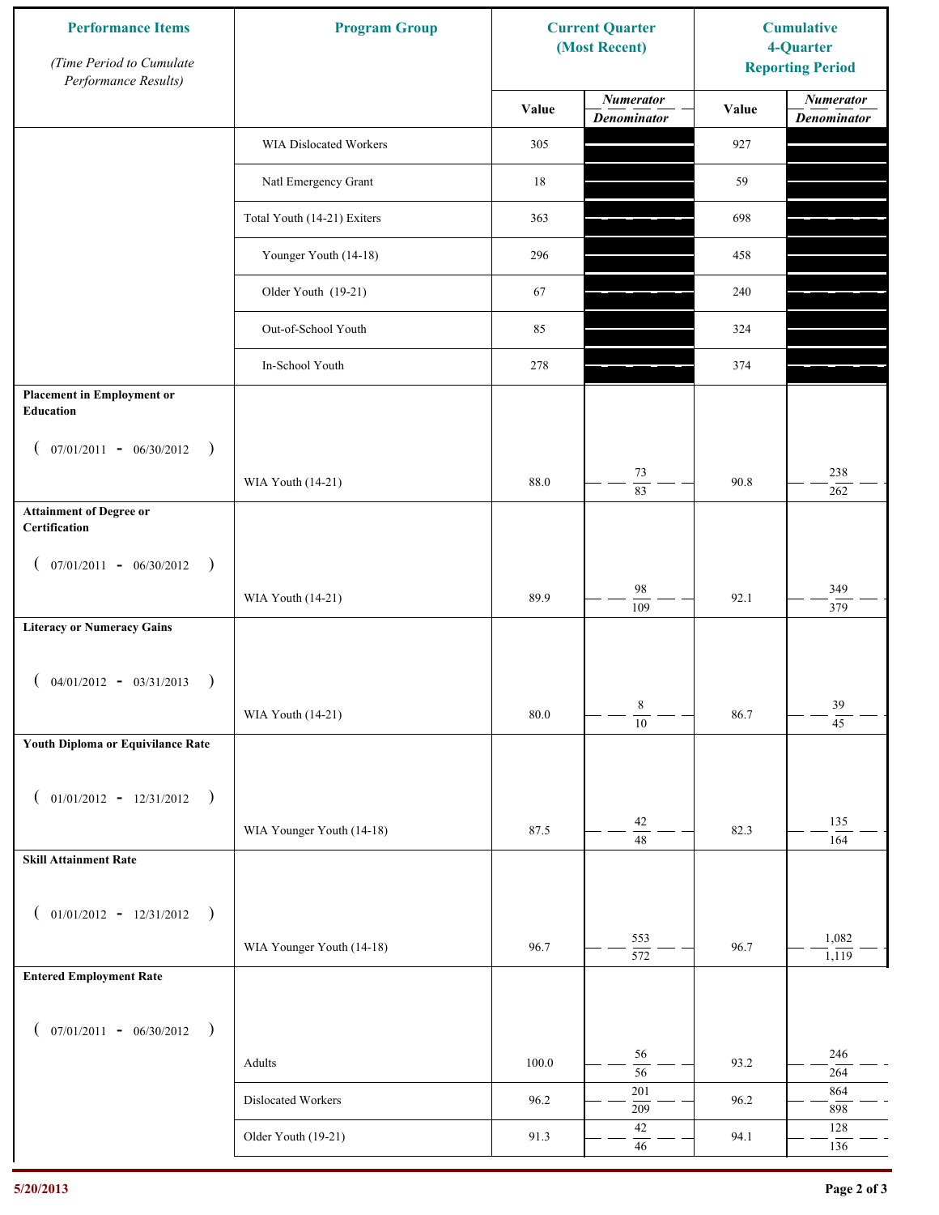| Performance Items *(Time Period to Cumulate Performance Results)* | Program Group | Current Quarter (Most Recent) | | Cumulative 4-Quarter Reporting Period | |
|---|---|---|---|---|---|
| | | Value | *Numerator* / *Denominator* | Value | *Numerator* / *Denominator* |
| | WIA Dislocated Workers | 305 | | 927 | |
| | Natl Emergency Grant | 18 | | 59 | |
| | Total Youth (14-21) Exiters | 363 | | 698 | |
| | Younger Youth (14-18) | 296 | | 458 | |
| | Older Youth (19-21) | 67 | | 240 | |
| | Out-of-School Youth | 85 | | 324 | |
| | In-School Youth | 278 | | 374 | |
| **Placement in Employment or Education** ( 07/01/2011 - 06/30/2012 ) | WIA Youth (14-21) | 88.0 | 73 / 83 | 90.8 | 238 / 262 |
| **Attainment of Degree or Certification** ( 07/01/2011 - 06/30/2012 ) | WIA Youth (14-21) | 89.9 | 98 / 109 | 92.1 | 349 / 379 |
| **Literacy or Numeracy Gains** ( 04/01/2012 - 03/31/2013 ) | WIA Youth (14-21) | 80.0 | 8 / 10 | 86.7 | 39 / 45 |
| **Youth Diploma or Equivilance Rate** ( 01/01/2012 - 12/31/2012 ) | WIA Younger Youth (14-18) | 87.5 | 42 / 48 | 82.3 | 135 / 164 |
| **Skill Attainment Rate** ( 01/01/2012 - 12/31/2012 ) | WIA Younger Youth (14-18) | 96.7 | 553 / 572 | 96.7 | 1,082 / 1,119 |
| **Entered Employment Rate** ( 07/01/2011 - 06/30/2012 ) | Adults | 100.0 | 56 / 56 | 93.2 | 246 / 264 |
| | Dislocated Workers | 96.2 | 201 / 209 | 96.2 | 864 / 898 |
| | Older Youth (19-21) | 91.3 | 42 / 46 | 94.1 | 128 / 136 |

5/20/2013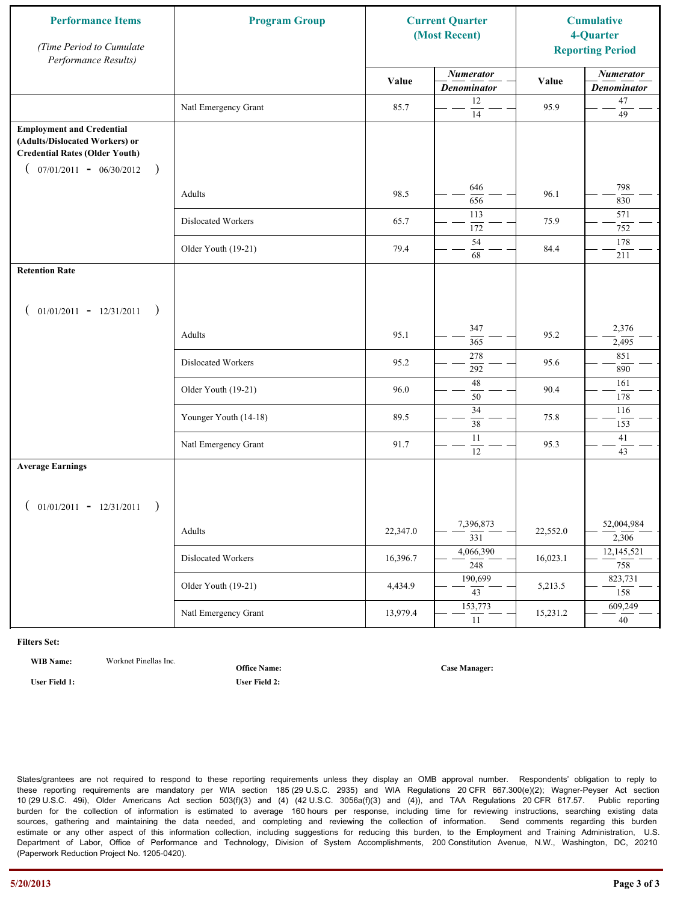| Performance Items *(Time Period to Cumulate Performance Results)* | Program Group | Current Quarter (Most Recent) | | Cumulative 4-Quarter Reporting Period | |
|---|---|---|---|---|---|
| | | Value | *Numerator* / *Denominator* | Value | *Numerator* / *Denominator* |
| | Natl Emergency Grant | 85.7 | 12 / 14 | 95.9 | 47 / 49 |
| **Employment and Credential (Adults/Dislocated Workers) or Credential Rates (Older Youth)** ( 07/01/2011 - 06/30/2012 ) | Adults | 98.5 | 646 / 656 | 96.1 | 798 / 830 |
| | Dislocated Workers | 65.7 | 113 / 172 | 75.9 | 571 / 752 |
| | Older Youth (19-21) | 79.4 | 54 / 68 | 84.4 | 178 / 211 |
| **Retention Rate** ( 01/01/2011 - 12/31/2011 ) | Adults | 95.1 | 347 / 365 | 95.2 | 2,376 / 2,495 |
| | Dislocated Workers | 95.2 | 278 / 292 | 95.6 | 851 / 890 |
| | Older Youth (19-21) | 96.0 | 48 / 50 | 90.4 | 161 / 178 |
| | Younger Youth (14-18) | 89.5 | 34 / 38 | 75.8 | 116 / 153 |
| | Natl Emergency Grant | 91.7 | 11 / 12 | 95.3 | 41 / 43 |
| **Average Earnings** ( 01/01/2011 - 12/31/2011 ) | Adults | 22,347.0 | 7,396,873 / 331 | 22,552.0 | 52,004,984 / 2,306 |
| | Dislocated Workers | 16,396.7 | 4,066,390 / 248 | 16,023.1 | 12,145,521 / 758 |
| | Older Youth (19-21) | 4,434.9 | 190,699 / 43 | 5,213.5 | 823,731 / 158 |
| | Natl Emergency Grant | 13,979.4 | 153,773 / 11 | 15,231.2 | 609,249 / 40 |

**Filters Set:**

**WIB Name:** Worknet Pinellas Inc.
**Office Name:**
**Case Manager:**
**User Field 1:**
**User Field 2:**

States/grantees are not required to respond to these reporting requirements unless they display an OMB approval number. Respondents' obligation to reply to these reporting requirements are mandatory per WIA section 185 (29 U.S.C. 2935) and WIA Regulations 20 CFR 667.300(e)(2); Wagner-Peyser Act section 10 (29 U.S.C. 49i), Older Americans Act section 503(f)(3) and (4) (42 U.S.C. 3056a(f)(3) and (4)), and TAA Regulations 20 CFR 617.57. Public reporting burden for the collection of information is estimated to average 160 hours per response, including time for reviewing instructions, searching existing data sources, gathering and maintaining the data needed, and completing and reviewing the collection of information. Send comments regarding this burden estimate or any other aspect of this information collection, including suggestions for reducing this burden, to the Employment and Training Administration, U.S. Department of Labor, Office of Performance and Technology, Division of System Accomplishments, 200 Constitution Avenue, N.W., Washington, DC, 20210 (Paperwork Reduction Project No. 1205-0420).

5/20/2013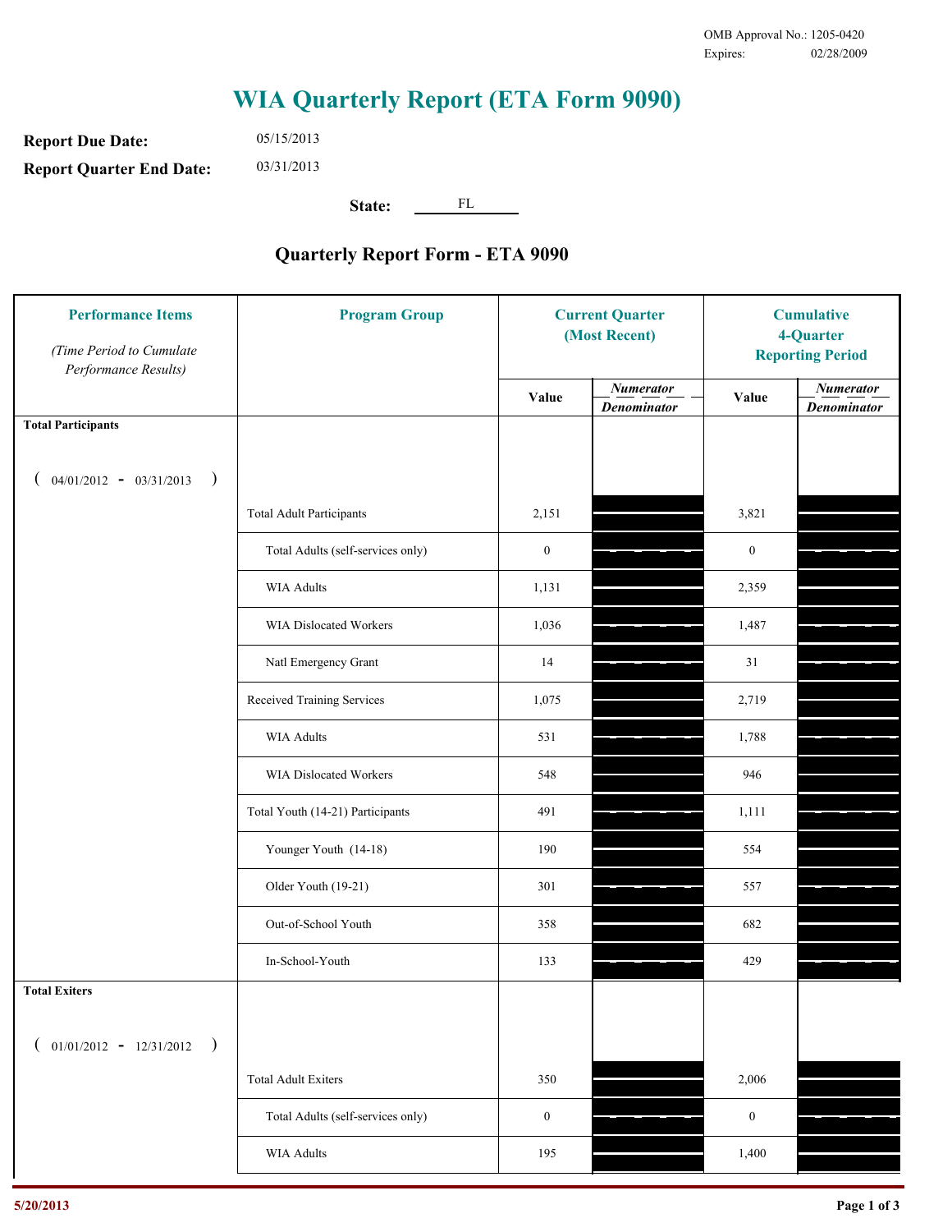OMB Approval No.: 1205-0420
Expires: 02/28/2009

# WIA Quarterly Report (ETA Form 9090)

**Report Due Date:** 05/15/2013

**Report Quarter End Date:** 03/31/2013

**State:** FL

## Quarterly Report Form - ETA 9090

| Performance Items *(Time Period to Cumulate Performance Results)* | Program Group | Current Quarter (Most Recent) | | Cumulative 4-Quarter Reporting Period | |
|---|---|---|---|---|---|
| | | Value | *Numerator / Denominator* | Value | *Numerator / Denominator* |
| **Total Participants** ( 04/01/2012 - 03/31/2013 ) | | | | | |
| | Total Adult Participants | 2,151 | | 3,821 | |
| | Total Adults (self-services only) | 0 | | 0 | |
| | WIA Adults | 1,131 | | 2,359 | |
| | WIA Dislocated Workers | 1,036 | | 1,487 | |
| | Natl Emergency Grant | 14 | | 31 | |
| | Received Training Services | 1,075 | | 2,719 | |
| | WIA Adults | 531 | | 1,788 | |
| | WIA Dislocated Workers | 548 | | 946 | |
| | Total Youth (14-21) Participants | 491 | | 1,111 | |
| | Younger Youth (14-18) | 190 | | 554 | |
| | Older Youth (19-21) | 301 | | 557 | |
| | Out-of-School Youth | 358 | | 682 | |
| | In-School-Youth | 133 | | 429 | |
| **Total Exiters** ( 01/01/2012 - 12/31/2012 ) | | | | | |
| | Total Adult Exiters | 350 | | 2,006 | |
| | Total Adults (self-services only) | 0 | | 0 | |
| | WIA Adults | 195 | | 1,400 | |

5/20/2013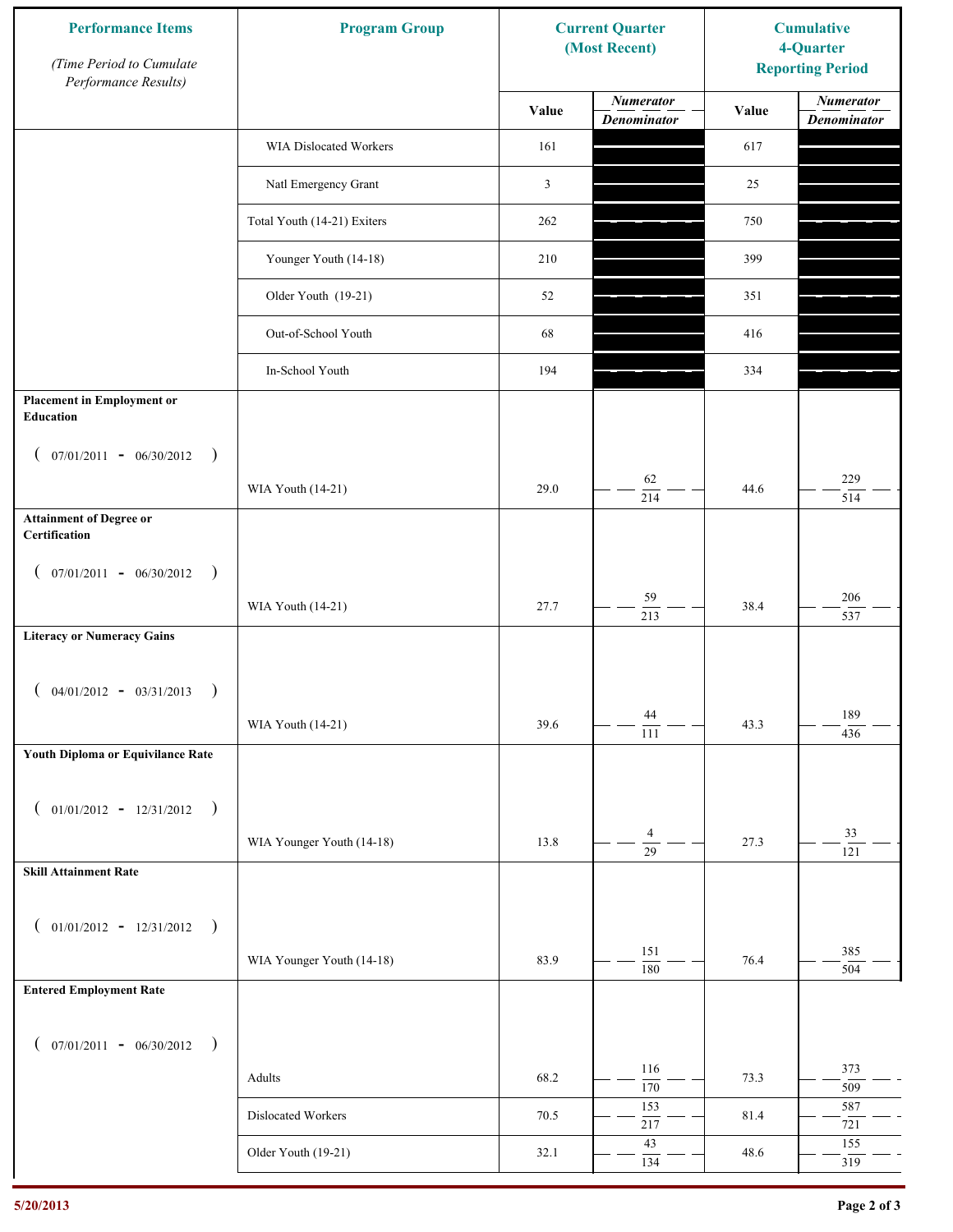| Performance Items *(Time Period to Cumulate Performance Results)* | Program Group | Current Quarter (Most Recent) | | Cumulative 4-Quarter Reporting Period | |
|---|---|---|---|---|---|
| | | Value | *Numerator* / *Denominator* | Value | *Numerator* / *Denominator* |
| | WIA Dislocated Workers | 161 | | 617 | |
| | Natl Emergency Grant | 3 | | 25 | |
| | Total Youth (14-21) Exiters | 262 | | 750 | |
| | Younger Youth (14-18) | 210 | | 399 | |
| | Older Youth (19-21) | 52 | | 351 | |
| | Out-of-School Youth | 68 | | 416 | |
| | In-School Youth | 194 | | 334 | |
| **Placement in Employment or Education** ( 07/01/2011 - 06/30/2012 ) | WIA Youth (14-21) | 29.0 | 62 / 214 | 44.6 | 229 / 514 |
| **Attainment of Degree or Certification** ( 07/01/2011 - 06/30/2012 ) | WIA Youth (14-21) | 27.7 | 59 / 213 | 38.4 | 206 / 537 |
| **Literacy or Numeracy Gains** ( 04/01/2012 - 03/31/2013 ) | WIA Youth (14-21) | 39.6 | 44 / 111 | 43.3 | 189 / 436 |
| **Youth Diploma or Equivilance Rate** ( 01/01/2012 - 12/31/2012 ) | WIA Younger Youth (14-18) | 13.8 | 4 / 29 | 27.3 | 33 / 121 |
| **Skill Attainment Rate** ( 01/01/2012 - 12/31/2012 ) | WIA Younger Youth (14-18) | 83.9 | 151 / 180 | 76.4 | 385 / 504 |
| **Entered Employment Rate** ( 07/01/2011 - 06/30/2012 ) | Adults | 68.2 | 116 / 170 | 73.3 | 373 / 509 |
| | Dislocated Workers | 70.5 | 153 / 217 | 81.4 | 587 / 721 |
| | Older Youth (19-21) | 32.1 | 43 / 134 | 48.6 | 155 / 319 |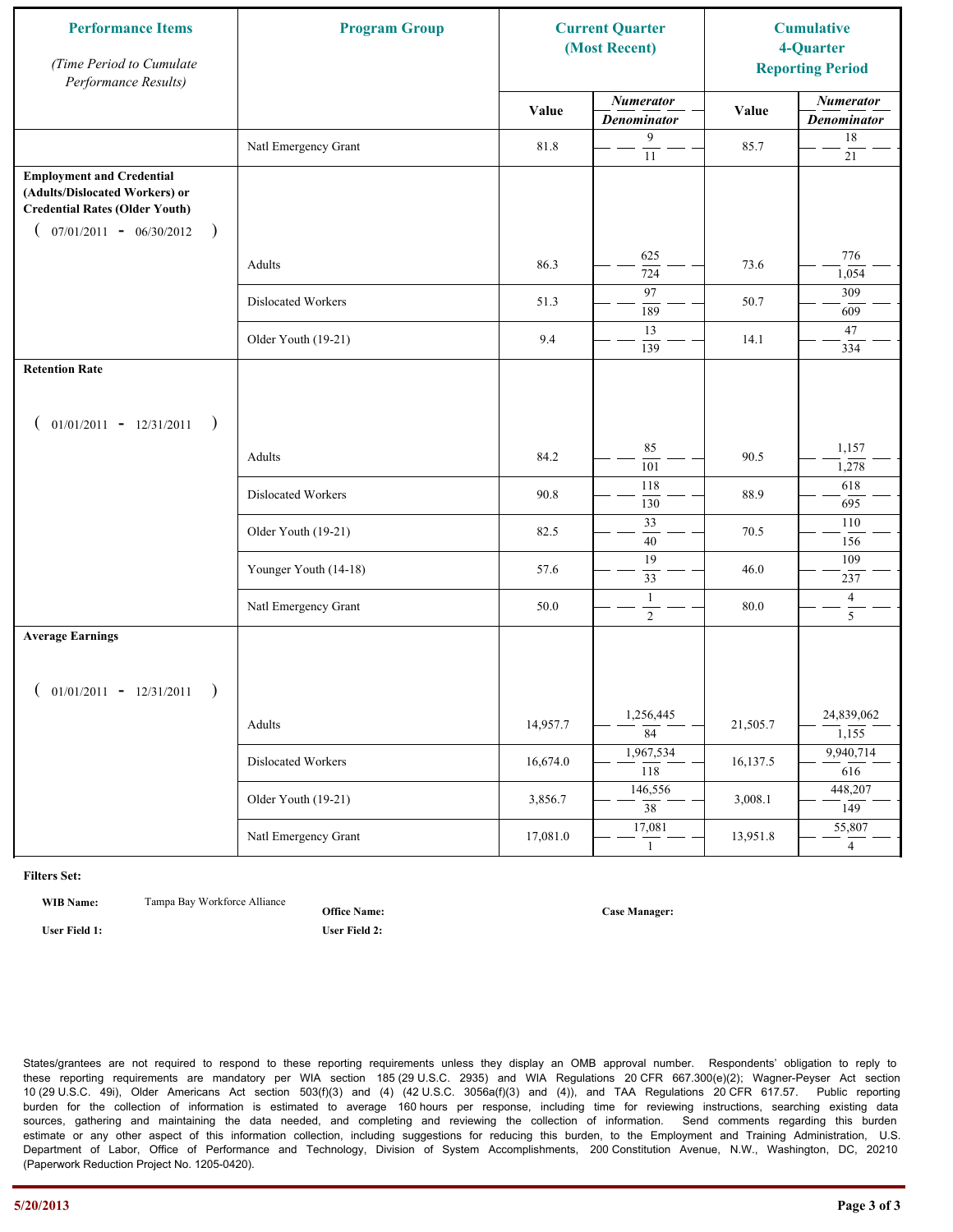| Performance Items *(Time Period to Cumulate Performance Results)* | Program Group | Current Quarter (Most Recent) | | Cumulative 4-Quarter Reporting Period | |
|---|---|---|---|---|---|
| | | Value | *Numerator* / *Denominator* | Value | *Numerator* / *Denominator* |
| | Natl Emergency Grant | 81.8 | 9 / 11 | 85.7 | 18 / 21 |
| **Employment and Credential (Adults/Dislocated Workers) or Credential Rates (Older Youth)** ( 07/01/2011 - 06/30/2012 ) | | | | | |
| | Adults | 86.3 | 625 / 724 | 73.6 | 776 / 1,054 |
| | Dislocated Workers | 51.3 | 97 / 189 | 50.7 | 309 / 609 |
| | Older Youth (19-21) | 9.4 | 13 / 139 | 14.1 | 47 / 334 |
| **Retention Rate** ( 01/01/2011 - 12/31/2011 ) | | | | | |
| | Adults | 84.2 | 85 / 101 | 90.5 | 1,157 / 1,278 |
| | Dislocated Workers | 90.8 | 118 / 130 | 88.9 | 618 / 695 |
| | Older Youth (19-21) | 82.5 | 33 / 40 | 70.5 | 110 / 156 |
| | Younger Youth (14-18) | 57.6 | 19 / 33 | 46.0 | 109 / 237 |
| | Natl Emergency Grant | 50.0 | 1 / 2 | 80.0 | 4 / 5 |
| **Average Earnings** ( 01/01/2011 - 12/31/2011 ) | | | | | |
| | Adults | 14,957.7 | 1,256,445 / 84 | 21,505.7 | 24,839,062 / 1,155 |
| | Dislocated Workers | 16,674.0 | 1,967,534 / 118 | 16,137.5 | 9,940,714 / 616 |
| | Older Youth (19-21) | 3,856.7 | 146,556 / 38 | 3,008.1 | 448,207 / 149 |
| | Natl Emergency Grant | 17,081.0 | 17,081 / 1 | 13,951.8 | 55,807 / 4 |

**Filters Set:**

**WIB Name:** Tampa Bay Workforce Alliance

**Office Name:**

**Case Manager:**

**User Field 1:**

**User Field 2:**

States/grantees are not required to respond to these reporting requirements unless they display an OMB approval number. Respondents' obligation to reply to these reporting requirements are mandatory per WIA section 185 (29 U.S.C. 2935) and WIA Regulations 20 CFR 667.300(e)(2); Wagner-Peyser Act section 10 (29 U.S.C. 49i), Older Americans Act section 503(f)(3) and (4) (42 U.S.C. 3056a(f)(3) and (4)), and TAA Regulations 20 CFR 617.57. Public reporting burden for the collection of information is estimated to average 160 hours per response, including time for reviewing instructions, searching existing data sources, gathering and maintaining the data needed, and completing and reviewing the collection of information. Send comments regarding this burden estimate or any other aspect of this information collection, including suggestions for reducing this burden, to the Employment and Training Administration, U.S. Department of Labor, Office of Performance and Technology, Division of System Accomplishments, 200 Constitution Avenue, N.W., Washington, DC, 20210 (Paperwork Reduction Project No. 1205-0420).

5/20/2013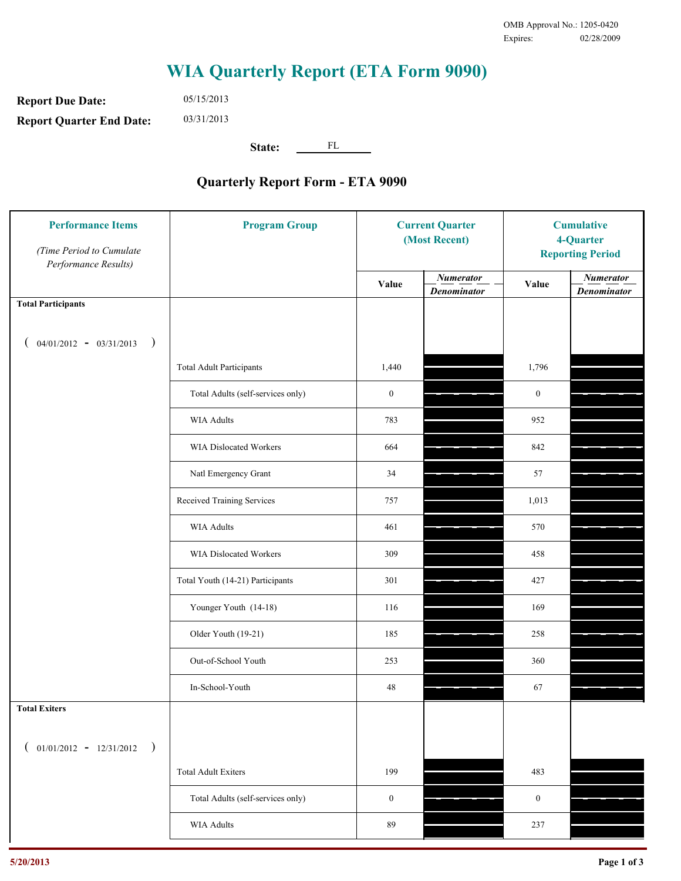OMB Approval No.: 1205-0420
Expires: 02/28/2009

# WIA Quarterly Report (ETA Form 9090)

**Report Due Date:** 05/15/2013

**Report Quarter End Date:** 03/31/2013

**State:** FL

## Quarterly Report Form - ETA 9090

| Performance Items *(Time Period to Cumulate Performance Results)* | Program Group | Current Quarter (Most Recent) Value | Current Quarter *Numerator / Denominator* | Cumulative 4-Quarter Reporting Period Value | Cumulative *Numerator / Denominator* |
|---|---|---|---|---|---|
| **Total Participants** ( 04/01/2012 - 03/31/2013 ) | | | | | |
| | Total Adult Participants | 1,440 | | 1,796 | |
| | Total Adults (self-services only) | 0 | | 0 | |
| | WIA Adults | 783 | | 952 | |
| | WIA Dislocated Workers | 664 | | 842 | |
| | Natl Emergency Grant | 34 | | 57 | |
| | Received Training Services | 757 | | 1,013 | |
| | WIA Adults | 461 | | 570 | |
| | WIA Dislocated Workers | 309 | | 458 | |
| | Total Youth (14-21) Participants | 301 | | 427 | |
| | Younger Youth (14-18) | 116 | | 169 | |
| | Older Youth (19-21) | 185 | | 258 | |
| | Out-of-School Youth | 253 | | 360 | |
| | In-School-Youth | 48 | | 67 | |
| **Total Exiters** ( 01/01/2012 - 12/31/2012 ) | | | | | |
| | Total Adult Exiters | 199 | | 483 | |
| | Total Adults (self-services only) | 0 | | 0 | |
| | WIA Adults | 89 | | 237 | |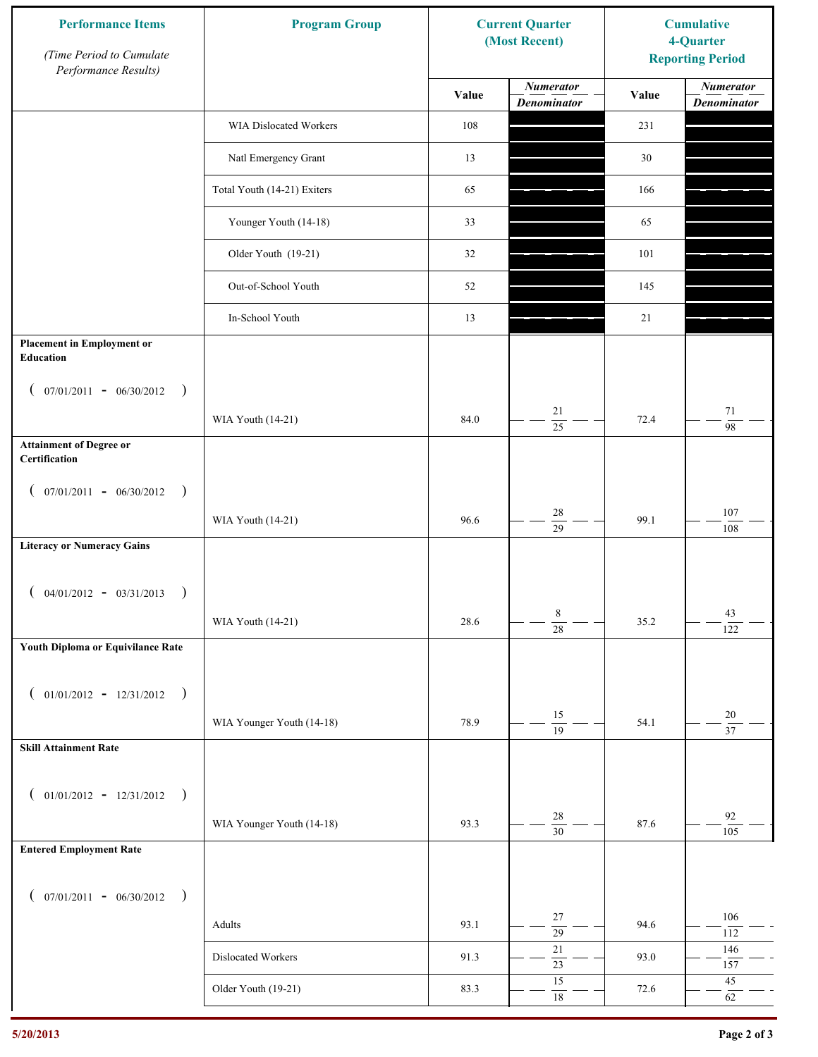| Performance Items (Time Period to Cumulate Performance Results) | Program Group | Current Quarter (Most Recent) Value | Current Quarter Numerator / Denominator | Cumulative 4-Quarter Reporting Period Value | Cumulative Numerator / Denominator |
|---|---|---|---|---|---|
| | WIA Dislocated Workers | 108 | | 231 | |
| | Natl Emergency Grant | 13 | | 30 | |
| | Total Youth (14-21) Exiters | 65 | | 166 | |
| | Younger Youth (14-18) | 33 | | 65 | |
| | Older Youth (19-21) | 32 | | 101 | |
| | Out-of-School Youth | 52 | | 145 | |
| | In-School Youth | 13 | | 21 | |
| **Placement in Employment or Education** (07/01/2011 - 06/30/2012) | WIA Youth (14-21) | 84.0 | 21 / 25 | 72.4 | 71 / 98 |
| **Attainment of Degree or Certification** (07/01/2011 - 06/30/2012) | WIA Youth (14-21) | 96.6 | 28 / 29 | 99.1 | 107 / 108 |
| **Literacy or Numeracy Gains** (04/01/2012 - 03/31/2013) | WIA Youth (14-21) | 28.6 | 8 / 28 | 35.2 | 43 / 122 |
| **Youth Diploma or Equivilance Rate** (01/01/2012 - 12/31/2012) | WIA Younger Youth (14-18) | 78.9 | 15 / 19 | 54.1 | 20 / 37 |
| **Skill Attainment Rate** (01/01/2012 - 12/31/2012) | WIA Younger Youth (14-18) | 93.3 | 28 / 30 | 87.6 | 92 / 105 |
| **Entered Employment Rate** (07/01/2011 - 06/30/2012) | Adults | 93.1 | 27 / 29 | 94.6 | 106 / 112 |
| | Dislocated Workers | 91.3 | 21 / 23 | 93.0 | 146 / 157 |
| | Older Youth (19-21) | 83.3 | 15 / 18 | 72.6 | 45 / 62 |

5/20/2013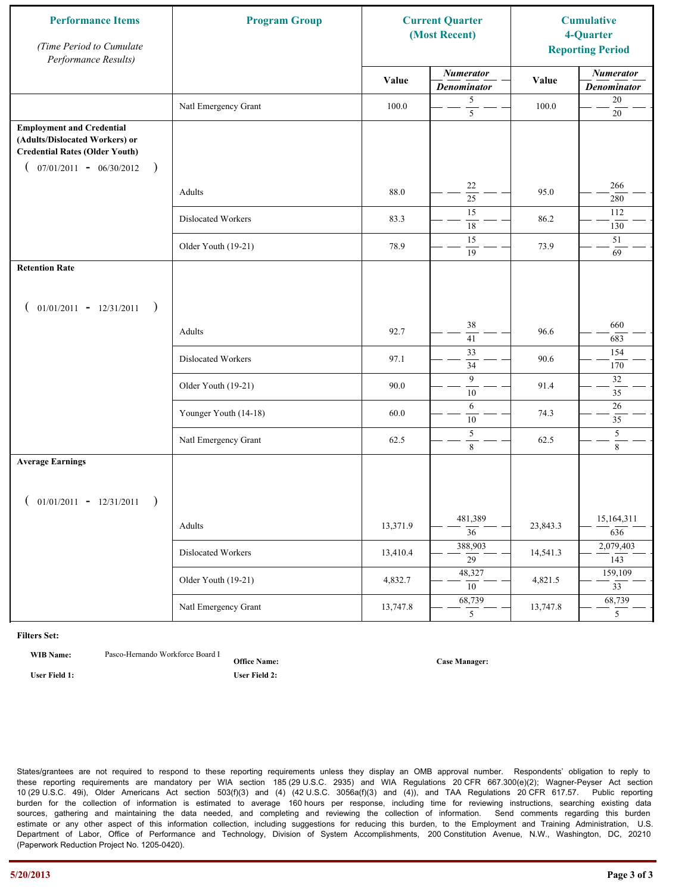| Performance Items *(Time Period to Cumulate Performance Results)* | Program Group | Current Quarter (Most Recent) | | Cumulative 4-Quarter Reporting Period | |
|---|---|---|---|---|---|
| | | Value | *Numerator* / *Denominator* | Value | *Numerator* / *Denominator* |
| | Natl Emergency Grant | 100.0 | 5 / 5 | 100.0 | 20 / 20 |
| **Employment and Credential (Adults/Dislocated Workers) or Credential Rates (Older Youth)** ( 07/01/2011 - 06/30/2012 ) | | | | | |
| | Adults | 88.0 | 22 / 25 | 95.0 | 266 / 280 |
| | Dislocated Workers | 83.3 | 15 / 18 | 86.2 | 112 / 130 |
| | Older Youth (19-21) | 78.9 | 15 / 19 | 73.9 | 51 / 69 |
| **Retention Rate** ( 01/01/2011 - 12/31/2011 ) | | | | | |
| | Adults | 92.7 | 38 / 41 | 96.6 | 660 / 683 |
| | Dislocated Workers | 97.1 | 33 / 34 | 90.6 | 154 / 170 |
| | Older Youth (19-21) | 90.0 | 9 / 10 | 91.4 | 32 / 35 |
| | Younger Youth (14-18) | 60.0 | 6 / 10 | 74.3 | 26 / 35 |
| | Natl Emergency Grant | 62.5 | 5 / 8 | 62.5 | 5 / 8 |
| **Average Earnings** ( 01/01/2011 - 12/31/2011 ) | | | | | |
| | Adults | 13,371.9 | 481,389 / 36 | 23,843.3 | 15,164,311 / 636 |
| | Dislocated Workers | 13,410.4 | 388,903 / 29 | 14,541.3 | 2,079,403 / 143 |
| | Older Youth (19-21) | 4,832.7 | 48,327 / 10 | 4,821.5 | 159,109 / 33 |
| | Natl Emergency Grant | 13,747.8 | 68,739 / 5 | 13,747.8 | 68,739 / 5 |

**Filters Set:**

**WIB Name:** Pasco-Hernando Workforce Board I

**Office Name:**

**Case Manager:**

**User Field 1:**

**User Field 2:**

States/grantees are not required to respond to these reporting requirements unless they display an OMB approval number. Respondents' obligation to reply to these reporting requirements are mandatory per WIA section 185 (29 U.S.C. 2935) and WIA Regulations 20 CFR 667.300(e)(2); Wagner-Peyser Act section 10 (29 U.S.C. 49i), Older Americans Act section 503(f)(3) and (4) (42 U.S.C. 3056a(f)(3) and (4)), and TAA Regulations 20 CFR 617.57. Public reporting burden for the collection of information is estimated to average 160 hours per response, including time for reviewing instructions, searching existing data sources, gathering and maintaining the data needed, and completing and reviewing the collection of information. Send comments regarding this burden estimate or any other aspect of this information collection, including suggestions for reducing this burden, to the Employment and Training Administration, U.S. Department of Labor, Office of Performance and Technology, Division of System Accomplishments, 200 Constitution Avenue, N.W., Washington, DC, 20210 (Paperwork Reduction Project No. 1205-0420).

5/20/2013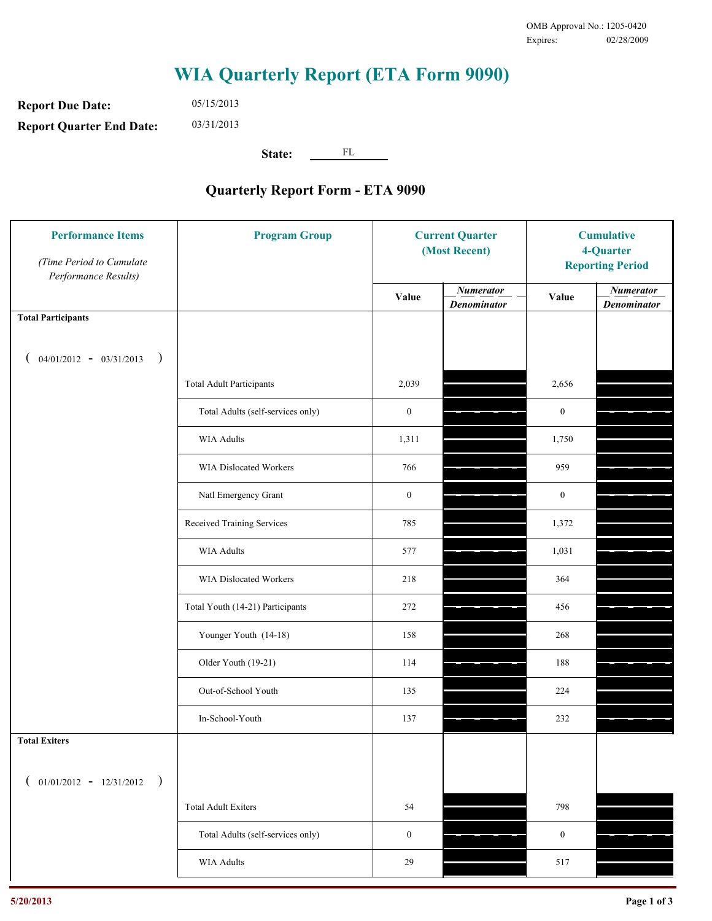OMB Approval No.: 1205-0420
Expires: 02/28/2009

# WIA Quarterly Report (ETA Form 9090)

**Report Due Date:** 05/15/2013

**Report Quarter End Date:** 03/31/2013

**State:** FL

## Quarterly Report Form - ETA 9090

| Performance Items *(Time Period to Cumulate Performance Results)* | Program Group | Current Quarter (Most Recent) Value | Current Quarter *Numerator / Denominator* | Cumulative 4-Quarter Reporting Period Value | Cumulative *Numerator / Denominator* |
|---|---|---|---|---|---|
| **Total Participants** ( 04/01/2012 - 03/31/2013 ) | | | | | |
| | Total Adult Participants | 2,039 | | 2,656 | |
| | Total Adults (self-services only) | 0 | | 0 | |
| | WIA Adults | 1,311 | | 1,750 | |
| | WIA Dislocated Workers | 766 | | 959 | |
| | Natl Emergency Grant | 0 | | 0 | |
| | Received Training Services | 785 | | 1,372 | |
| | WIA Adults | 577 | | 1,031 | |
| | WIA Dislocated Workers | 218 | | 364 | |
| | Total Youth (14-21) Participants | 272 | | 456 | |
| | Younger Youth (14-18) | 158 | | 268 | |
| | Older Youth (19-21) | 114 | | 188 | |
| | Out-of-School Youth | 135 | | 224 | |
| | In-School-Youth | 137 | | 232 | |
| **Total Exiters** ( 01/01/2012 - 12/31/2012 ) | | | | | |
| | Total Adult Exiters | 54 | | 798 | |
| | Total Adults (self-services only) | 0 | | 0 | |
| | WIA Adults | 29 | | 517 | |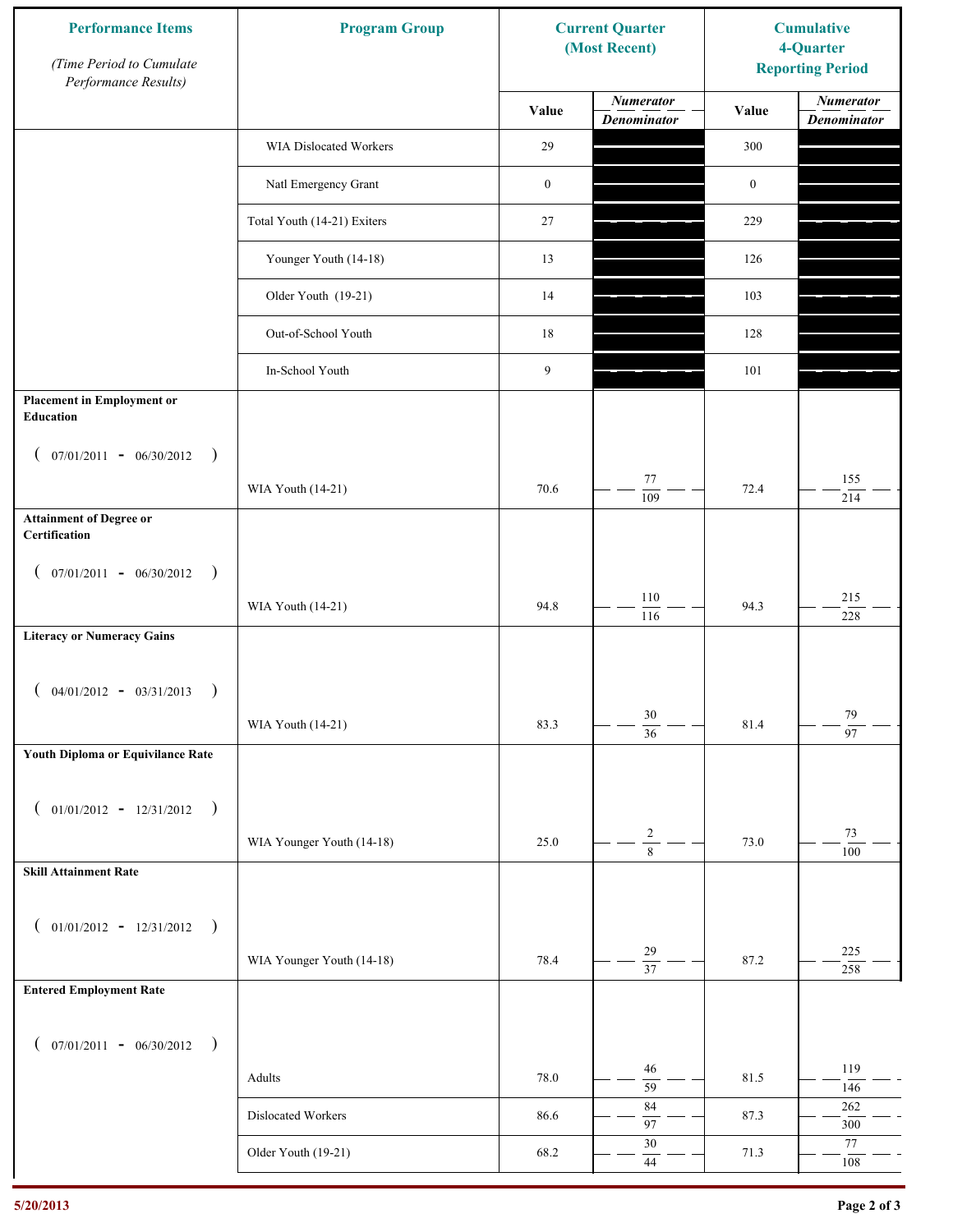| Performance Items *(Time Period to Cumulate Performance Results)* | Program Group | Current Quarter (Most Recent) | | Cumulative 4-Quarter Reporting Period | |
|---|---|---|---|---|---|
| | | Value | *Numerator* / *Denominator* | Value | *Numerator* / *Denominator* |
| | WIA Dislocated Workers | 29 | | 300 | |
| | Natl Emergency Grant | 0 | | 0 | |
| | Total Youth (14-21) Exiters | 27 | | 229 | |
| | Younger Youth (14-18) | 13 | | 126 | |
| | Older Youth (19-21) | 14 | | 103 | |
| | Out-of-School Youth | 18 | | 128 | |
| | In-School Youth | 9 | | 101 | |
| **Placement in Employment or Education** ( 07/01/2011 - 06/30/2012 ) | WIA Youth (14-21) | 70.6 | 77 / 109 | 72.4 | 155 / 214 |
| **Attainment of Degree or Certification** ( 07/01/2011 - 06/30/2012 ) | WIA Youth (14-21) | 94.8 | 110 / 116 | 94.3 | 215 / 228 |
| **Literacy or Numeracy Gains** ( 04/01/2012 - 03/31/2013 ) | WIA Youth (14-21) | 83.3 | 30 / 36 | 81.4 | 79 / 97 |
| **Youth Diploma or Equivilance Rate** ( 01/01/2012 - 12/31/2012 ) | WIA Younger Youth (14-18) | 25.0 | 2 / 8 | 73.0 | 73 / 100 |
| **Skill Attainment Rate** ( 01/01/2012 - 12/31/2012 ) | WIA Younger Youth (14-18) | 78.4 | 29 / 37 | 87.2 | 225 / 258 |
| **Entered Employment Rate** ( 07/01/2011 - 06/30/2012 ) | Adults | 78.0 | 46 / 59 | 81.5 | 119 / 146 |
| | Dislocated Workers | 86.6 | 84 / 97 | 87.3 | 262 / 300 |
| | Older Youth (19-21) | 68.2 | 30 / 44 | 71.3 | 77 / 108 |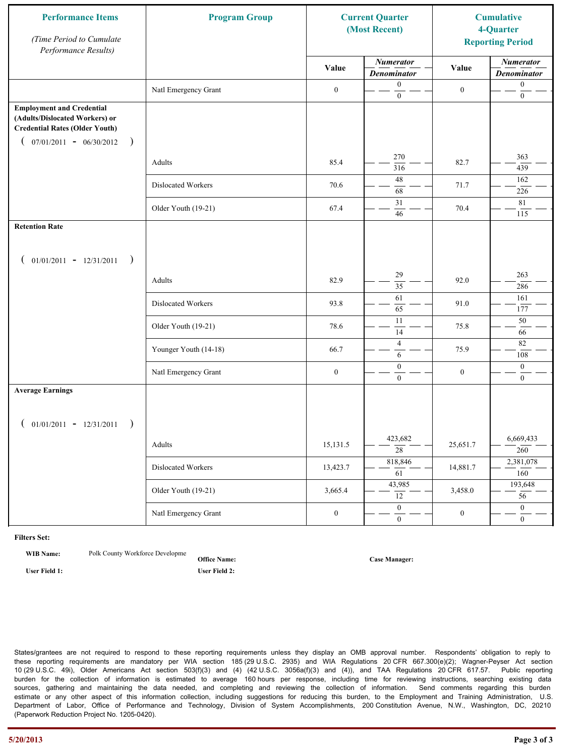| Performance Items *(Time Period to Cumulate Performance Results)* | Program Group | Current Quarter (Most Recent) | | Cumulative 4-Quarter Reporting Period | |
|---|---|---|---|---|---|
| | | Value | *Numerator / Denominator* | Value | *Numerator / Denominator* |
| | Natl Emergency Grant | 0 | 0 / 0 | 0 | 0 / 0 |
| **Employment and Credential (Adults/Dislocated Workers) or Credential Rates (Older Youth)** ( 07/01/2011 - 06/30/2012 ) | | | | | |
| | Adults | 85.4 | 270 / 316 | 82.7 | 363 / 439 |
| | Dislocated Workers | 70.6 | 48 / 68 | 71.7 | 162 / 226 |
| | Older Youth (19-21) | 67.4 | 31 / 46 | 70.4 | 81 / 115 |
| **Retention Rate** ( 01/01/2011 - 12/31/2011 ) | | | | | |
| | Adults | 82.9 | 29 / 35 | 92.0 | 263 / 286 |
| | Dislocated Workers | 93.8 | 61 / 65 | 91.0 | 161 / 177 |
| | Older Youth (19-21) | 78.6 | 11 / 14 | 75.8 | 50 / 66 |
| | Younger Youth (14-18) | 66.7 | 4 / 6 | 75.9 | 82 / 108 |
| | Natl Emergency Grant | 0 | 0 / 0 | 0 | 0 / 0 |
| **Average Earnings** ( 01/01/2011 - 12/31/2011 ) | | | | | |
| | Adults | 15,131.5 | 423,682 / 28 | 25,651.7 | 6,669,433 / 260 |
| | Dislocated Workers | 13,423.7 | 818,846 / 61 | 14,881.7 | 2,381,078 / 160 |
| | Older Youth (19-21) | 3,665.4 | 43,985 / 12 | 3,458.0 | 193,648 / 56 |
| | Natl Emergency Grant | 0 | 0 / 0 | 0 | 0 / 0 |

**Filters Set:**

**WIB Name:** Polk County Workforce Developme **Office Name:** **Case Manager:**

**User Field 1:** **User Field 2:**

States/grantees are not required to respond to these reporting requirements unless they display an OMB approval number. Respondents' obligation to reply to these reporting requirements are mandatory per WIA section 185 (29 U.S.C. 2935) and WIA Regulations 20 CFR 667.300(e)(2); Wagner-Peyser Act section 10 (29 U.S.C. 49i), Older Americans Act section 503(f)(3) and (4) (42 U.S.C. 3056a(f)(3) and (4)), and TAA Regulations 20 CFR 617.57. Public reporting burden for the collection of information is estimated to average 160 hours per response, including time for reviewing instructions, searching existing data sources, gathering and maintaining the data needed, and completing and reviewing the collection of information. Send comments regarding this burden estimate or any other aspect of this information collection, including suggestions for reducing this burden, to the Employment and Training Administration, U.S. Department of Labor, Office of Performance and Technology, Division of System Accomplishments, 200 Constitution Avenue, N.W., Washington, DC, 20210 (Paperwork Reduction Project No. 1205-0420).

5/20/2013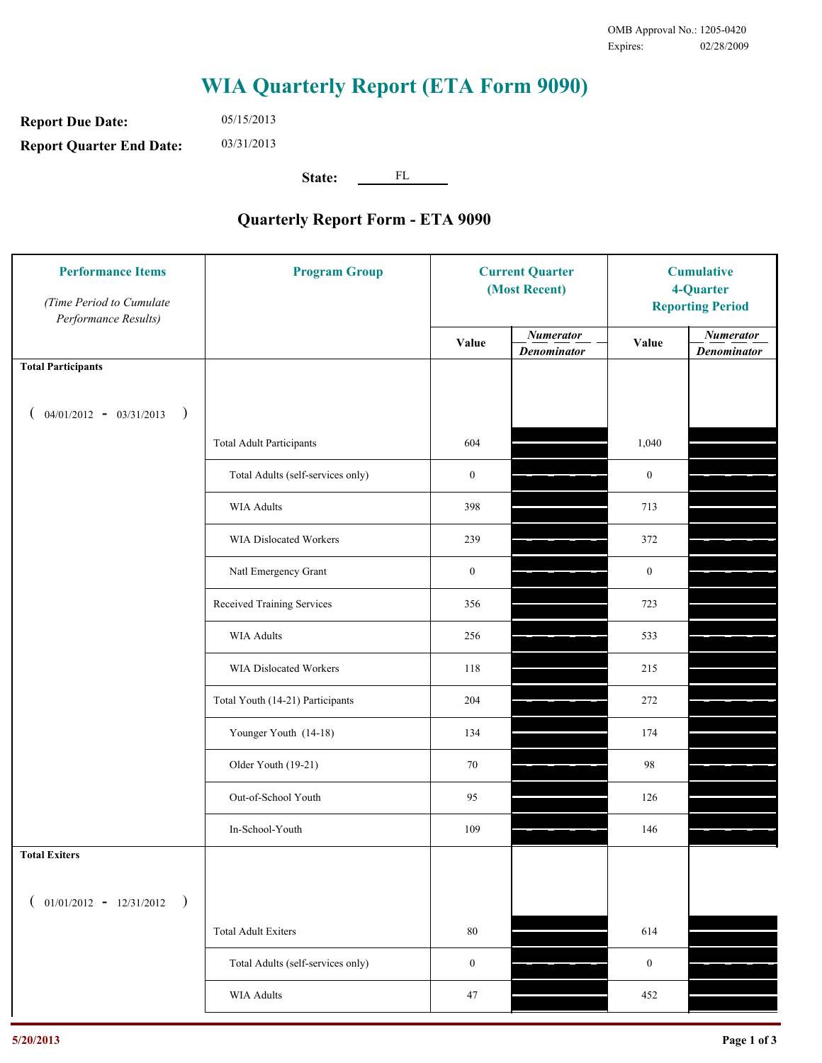OMB Approval No.: 1205-0420
Expires: 02/28/2009

# WIA Quarterly Report (ETA Form 9090)

**Report Due Date:** 05/15/2013

**Report Quarter End Date:** 03/31/2013

**State:** FL

## Quarterly Report Form - ETA 9090

| Performance Items *(Time Period to Cumulate Performance Results)* | Program Group | Current Quarter (Most Recent) | | Cumulative 4-Quarter Reporting Period | |
|---|---|---|---|---|---|
| | | Value | *Numerator / Denominator* | Value | *Numerator / Denominator* |
| **Total Participants** ( 04/01/2012 - 03/31/2013 ) | | | | | |
| | Total Adult Participants | 604 | | 1,040 | |
| | Total Adults (self-services only) | 0 | | 0 | |
| | WIA Adults | 398 | | 713 | |
| | WIA Dislocated Workers | 239 | | 372 | |
| | Natl Emergency Grant | 0 | | 0 | |
| | Received Training Services | 356 | | 723 | |
| | WIA Adults | 256 | | 533 | |
| | WIA Dislocated Workers | 118 | | 215 | |
| | Total Youth (14-21) Participants | 204 | | 272 | |
| | Younger Youth (14-18) | 134 | | 174 | |
| | Older Youth (19-21) | 70 | | 98 | |
| | Out-of-School Youth | 95 | | 126 | |
| | In-School-Youth | 109 | | 146 | |
| **Total Exiters** ( 01/01/2012 - 12/31/2012 ) | | | | | |
| | Total Adult Exiters | 80 | | 614 | |
| | Total Adults (self-services only) | 0 | | 0 | |
| | WIA Adults | 47 | | 452 | |

5/20/2013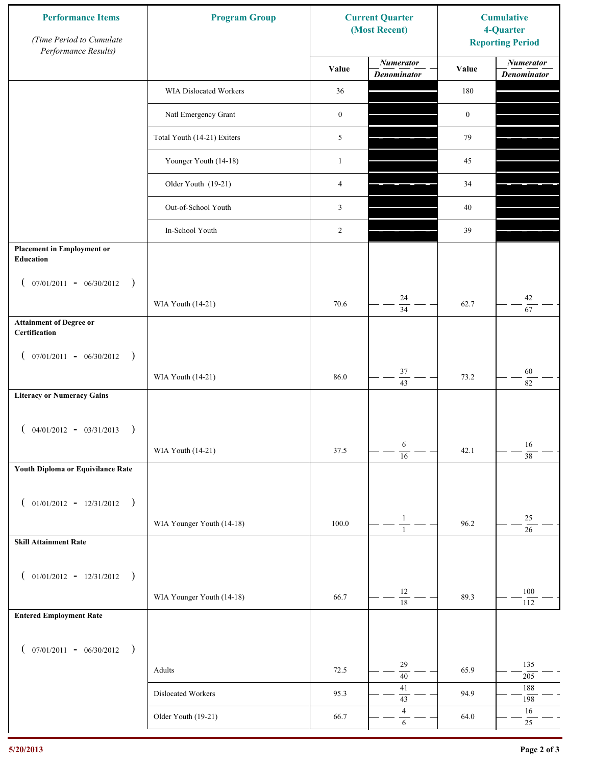| Performance Items *(Time Period to Cumulate Performance Results)* | Program Group | Current Quarter (Most Recent) | | Cumulative 4-Quarter Reporting Period | |
|---|---|---|---|---|---|
| | | Value | *Numerator / Denominator* | Value | *Numerator / Denominator* |
| | WIA Dislocated Workers | 36 | | 180 | |
| | Natl Emergency Grant | 0 | | 0 | |
| | Total Youth (14-21) Exiters | 5 | | 79 | |
| | Younger Youth (14-18) | 1 | | 45 | |
| | Older Youth (19-21) | 4 | | 34 | |
| | Out-of-School Youth | 3 | | 40 | |
| | In-School Youth | 2 | | 39 | |
| **Placement in Employment or Education** ( 07/01/2011 - 06/30/2012 ) | WIA Youth (14-21) | 70.6 | 24 / 34 | 62.7 | 42 / 67 |
| **Attainment of Degree or Certification** ( 07/01/2011 - 06/30/2012 ) | WIA Youth (14-21) | 86.0 | 37 / 43 | 73.2 | 60 / 82 |
| **Literacy or Numeracy Gains** ( 04/01/2012 - 03/31/2013 ) | WIA Youth (14-21) | 37.5 | 6 / 16 | 42.1 | 16 / 38 |
| **Youth Diploma or Equivilance Rate** ( 01/01/2012 - 12/31/2012 ) | WIA Younger Youth (14-18) | 100.0 | 1 / 1 | 96.2 | 25 / 26 |
| **Skill Attainment Rate** ( 01/01/2012 - 12/31/2012 ) | WIA Younger Youth (14-18) | 66.7 | 12 / 18 | 89.3 | 100 / 112 |
| **Entered Employment Rate** ( 07/01/2011 - 06/30/2012 ) | Adults | 72.5 | 29 / 40 | 65.9 | 135 / 205 |
| | Dislocated Workers | 95.3 | 41 / 43 | 94.9 | 188 / 198 |
| | Older Youth (19-21) | 66.7 | 4 / 6 | 64.0 | 16 / 25 |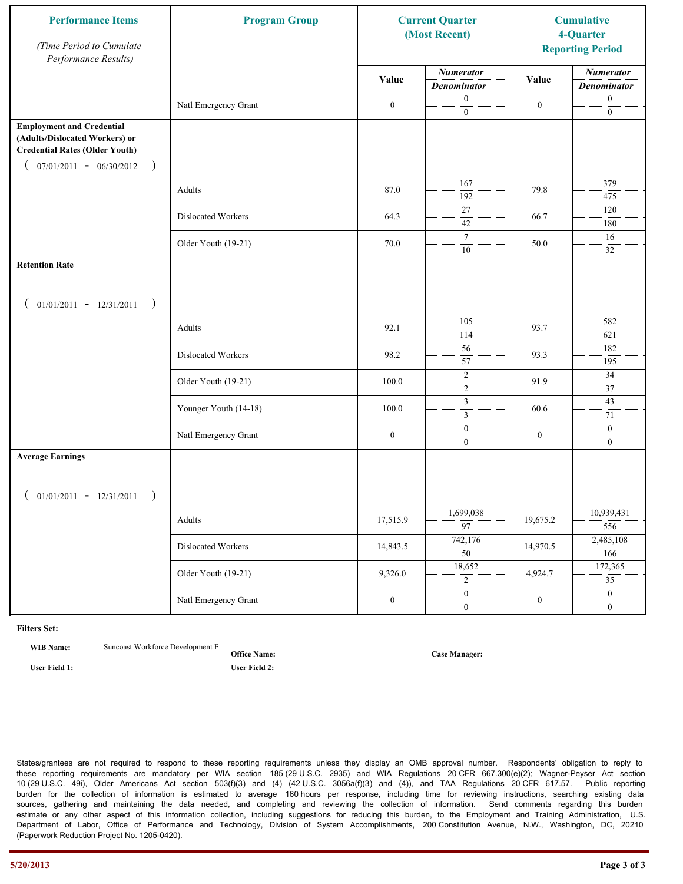| Performance Items (Time Period to Cumulate Performance Results) | Program Group | Current Quarter (Most Recent) | | Cumulative 4-Quarter Reporting Period | |
|---|---|---|---|---|---|
| | | Value | Numerator / Denominator | Value | Numerator / Denominator |
| | Natl Emergency Grant | 0 | 0 / 0 | 0 | 0 / 0 |
| **Employment and Credential (Adults/Dislocated Workers) or Credential Rates (Older Youth)** ( 07/01/2011 - 06/30/2012 ) | | | | | |
| | Adults | 87.0 | 167 / 192 | 79.8 | 379 / 475 |
| | Dislocated Workers | 64.3 | 27 / 42 | 66.7 | 120 / 180 |
| | Older Youth (19-21) | 70.0 | 7 / 10 | 50.0 | 16 / 32 |
| **Retention Rate** ( 01/01/2011 - 12/31/2011 ) | | | | | |
| | Adults | 92.1 | 105 / 114 | 93.7 | 582 / 621 |
| | Dislocated Workers | 98.2 | 56 / 57 | 93.3 | 182 / 195 |
| | Older Youth (19-21) | 100.0 | 2 / 2 | 91.9 | 34 / 37 |
| | Younger Youth (14-18) | 100.0 | 3 / 3 | 60.6 | 43 / 71 |
| | Natl Emergency Grant | 0 | 0 / 0 | 0 | 0 / 0 |
| **Average Earnings** ( 01/01/2011 - 12/31/2011 ) | | | | | |
| | Adults | 17,515.9 | 1,699,038 / 97 | 19,675.2 | 10,939,431 / 556 |
| | Dislocated Workers | 14,843.5 | 742,176 / 50 | 14,970.5 | 2,485,108 / 166 |
| | Older Youth (19-21) | 9,326.0 | 18,652 / 2 | 4,924.7 | 172,365 / 35 |
| | Natl Emergency Grant | 0 | 0 / 0 | 0 | 0 / 0 |

**Filters Set:**

**WIB Name:** Suncoast Workforce Development E

**Office Name:**

**Case Manager:**

**User Field 1:**

**User Field 2:**

States/grantees are not required to respond to these reporting requirements unless they display an OMB approval number. Respondents' obligation to reply to these reporting requirements are mandatory per WIA section 185 (29 U.S.C. 2935) and WIA Regulations 20 CFR 667.300(e)(2); Wagner-Peyser Act section 10 (29 U.S.C. 49i), Older Americans Act section 503(f)(3) and (4) (42 U.S.C. 3056a(f)(3) and (4)), and TAA Regulations 20 CFR 617.57. Public reporting burden for the collection of information is estimated to average 160 hours per response, including time for reviewing instructions, searching existing data sources, gathering and maintaining the data needed, and completing and reviewing the collection of information. Send comments regarding this burden estimate or any other aspect of this information collection, including suggestions for reducing this burden, to the Employment and Training Administration, U.S. Department of Labor, Office of Performance and Technology, Division of System Accomplishments, 200 Constitution Avenue, N.W., Washington, DC, 20210 (Paperwork Reduction Project No. 1205-0420).

5/20/2013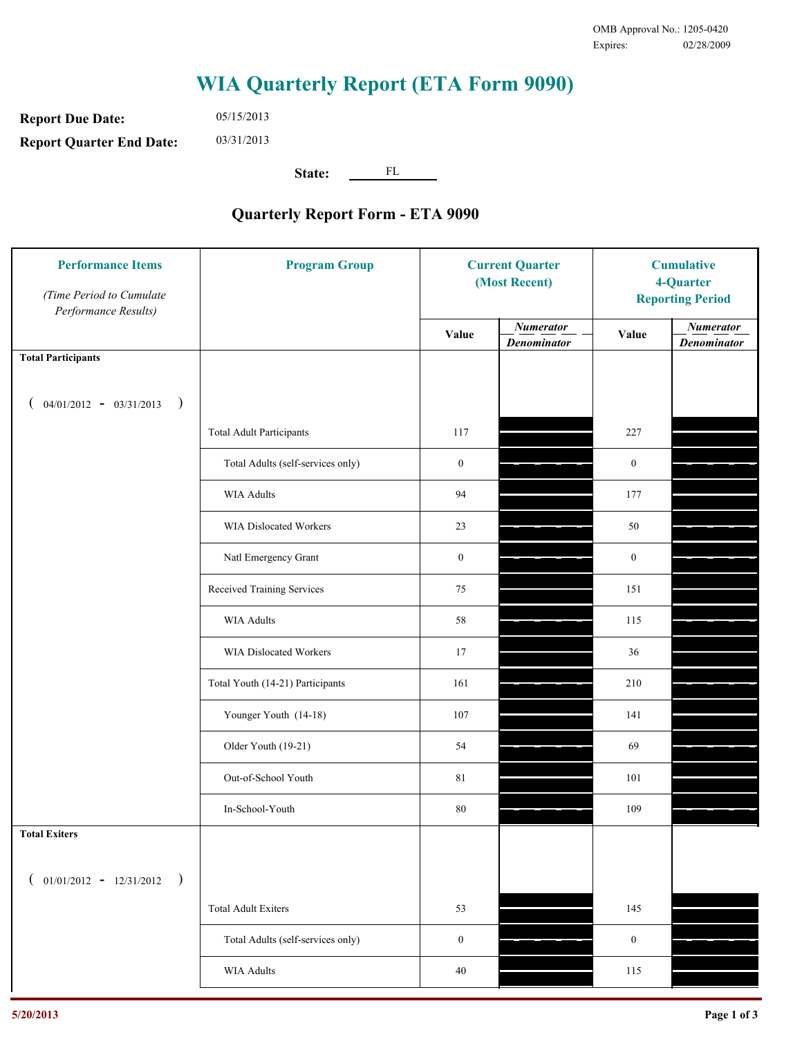OMB Approval No.: 1205-0420
Expires: 02/28/2009

# WIA Quarterly Report (ETA Form 9090)

**Report Due Date:** 05/15/2013

**Report Quarter End Date:** 03/31/2013

**State:** FL

## Quarterly Report Form - ETA 9090

| Performance Items *(Time Period to Cumulate Performance Results)* | Program Group | Current Quarter (Most Recent) Value | Current Quarter Numerator / Denominator | Cumulative 4-Quarter Reporting Period Value | Cumulative Numerator / Denominator |
|---|---|---|---|---|---|
| **Total Participants** ( 04/01/2012 - 03/31/2013 ) | | | | | |
| | Total Adult Participants | 117 | | 227 | |
| | Total Adults (self-services only) | 0 | | 0 | |
| | WIA Adults | 94 | | 177 | |
| | WIA Dislocated Workers | 23 | | 50 | |
| | Natl Emergency Grant | 0 | | 0 | |
| | Received Training Services | 75 | | 151 | |
| | WIA Adults | 58 | | 115 | |
| | WIA Dislocated Workers | 17 | | 36 | |
| | Total Youth (14-21) Participants | 161 | | 210 | |
| | Younger Youth (14-18) | 107 | | 141 | |
| | Older Youth (19-21) | 54 | | 69 | |
| | Out-of-School Youth | 81 | | 101 | |
| | In-School-Youth | 80 | | 109 | |
| **Total Exiters** ( 01/01/2012 - 12/31/2012 ) | | | | | |
| | Total Adult Exiters | 53 | | 145 | |
| | Total Adults (self-services only) | 0 | | 0 | |
| | WIA Adults | 40 | | 115 | |

5/20/2013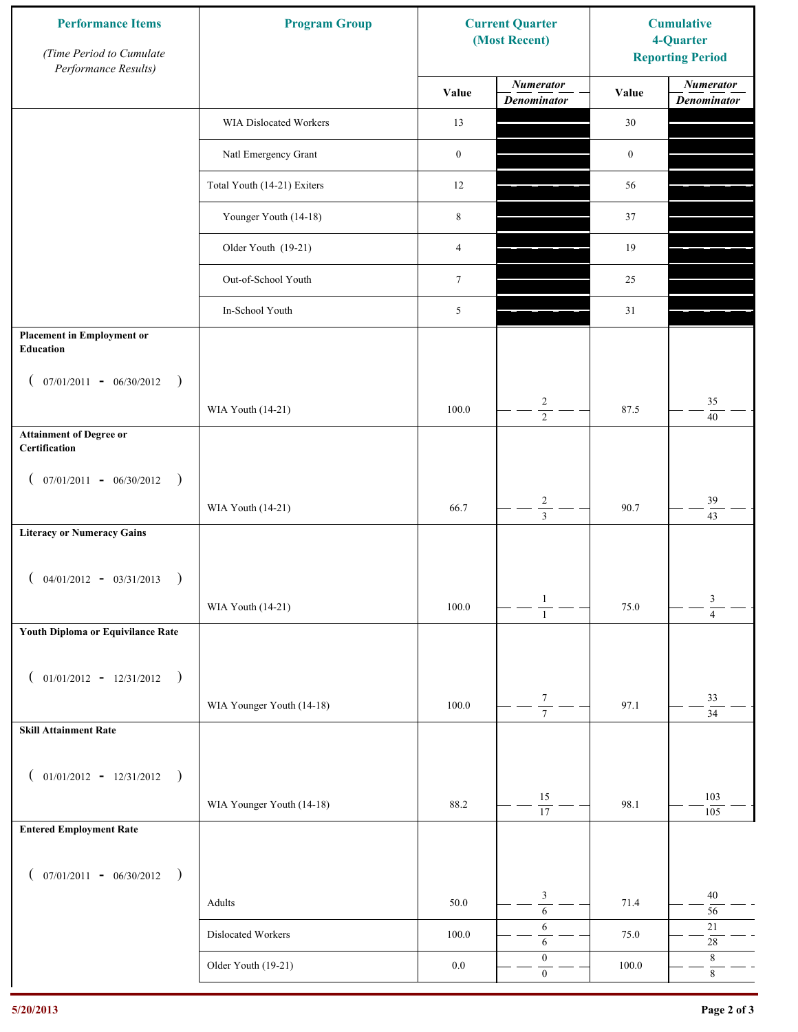| Performance Items *(Time Period to Cumulate Performance Results)* | Program Group | Current Quarter (Most Recent) | | Cumulative 4-Quarter Reporting Period | |
|---|---|---|---|---|---|
| | | Value | *Numerator* / *Denominator* | Value | *Numerator* / *Denominator* |
| | WIA Dislocated Workers | 13 | | 30 | |
| | Natl Emergency Grant | 0 | | 0 | |
| | Total Youth (14-21) Exiters | 12 | | 56 | |
| | Younger Youth (14-18) | 8 | | 37 | |
| | Older Youth (19-21) | 4 | | 19 | |
| | Out-of-School Youth | 7 | | 25 | |
| | In-School Youth | 5 | | 31 | |
| **Placement in Employment or Education** (07/01/2011 - 06/30/2012) | WIA Youth (14-21) | 100.0 | 2 / 2 | 87.5 | 35 / 40 |
| **Attainment of Degree or Certification** (07/01/2011 - 06/30/2012) | WIA Youth (14-21) | 66.7 | 2 / 3 | 90.7 | 39 / 43 |
| **Literacy or Numeracy Gains** (04/01/2012 - 03/31/2013) | WIA Youth (14-21) | 100.0 | 1 / 1 | 75.0 | 3 / 4 |
| **Youth Diploma or Equivilance Rate** (01/01/2012 - 12/31/2012) | WIA Younger Youth (14-18) | 100.0 | 7 / 7 | 97.1 | 33 / 34 |
| **Skill Attainment Rate** (01/01/2012 - 12/31/2012) | WIA Younger Youth (14-18) | 88.2 | 15 / 17 | 98.1 | 103 / 105 |
| **Entered Employment Rate** (07/01/2011 - 06/30/2012) | Adults | 50.0 | 3 / 6 | 71.4 | 40 / 56 |
| | Dislocated Workers | 100.0 | 6 / 6 | 75.0 | 21 / 28 |
| | Older Youth (19-21) | 0.0 | 0 / 0 | 100.0 | 8 / 8 |

5/20/2013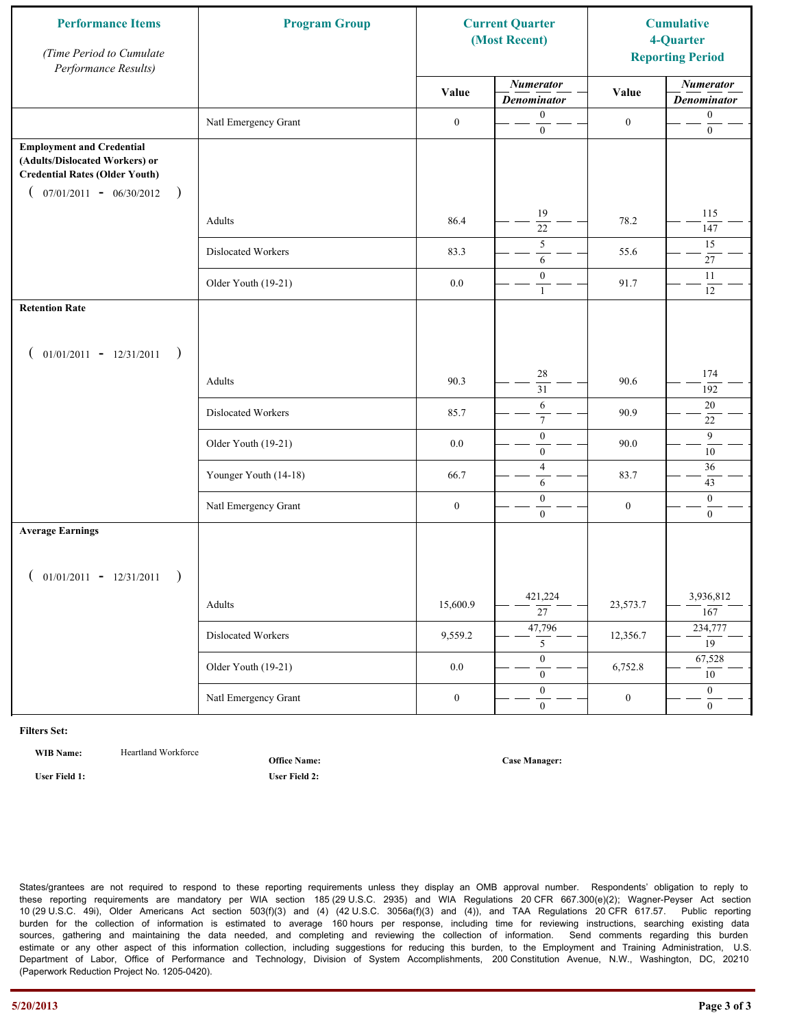| Performance Items<br>*(Time Period to Cumulate Performance Results)* | Program Group | Current Quarter (Most Recent) | | Cumulative 4-Quarter Reporting Period | |
|---|---|---|---|---|---|
| | | Value | *Numerator / Denominator* | Value | *Numerator / Denominator* |
| | Natl Emergency Grant | 0 | 0 / 0 | 0 | 0 / 0 |
| **Employment and Credential (Adults/Dislocated Workers) or Credential Rates (Older Youth)**<br>( 07/01/2011 - 06/30/2012 ) | | | | | |
| | Adults | 86.4 | 19 / 22 | 78.2 | 115 / 147 |
| | Dislocated Workers | 83.3 | 5 / 6 | 55.6 | 15 / 27 |
| | Older Youth (19-21) | 0.0 | 0 / 1 | 91.7 | 11 / 12 |
| **Retention Rate**<br>( 01/01/2011 - 12/31/2011 ) | | | | | |
| | Adults | 90.3 | 28 / 31 | 90.6 | 174 / 192 |
| | Dislocated Workers | 85.7 | 6 / 7 | 90.9 | 20 / 22 |
| | Older Youth (19-21) | 0.0 | 0 / 0 | 90.0 | 9 / 10 |
| | Younger Youth (14-18) | 66.7 | 4 / 6 | 83.7 | 36 / 43 |
| | Natl Emergency Grant | 0 | 0 / 0 | 0 | 0 / 0 |
| **Average Earnings**<br>( 01/01/2011 - 12/31/2011 ) | | | | | |
| | Adults | 15,600.9 | 421,224 / 27 | 23,573.7 | 3,936,812 / 167 |
| | Dislocated Workers | 9,559.2 | 47,796 / 5 | 12,356.7 | 234,777 / 19 |
| | Older Youth (19-21) | 0.0 | 0 / 0 | 6,752.8 | 67,528 / 10 |
| | Natl Emergency Grant | 0 | 0 / 0 | 0 | 0 / 0 |

**Filters Set:**

**WIB Name:** Heartland Workforce

**Office Name:**

**Case Manager:**

**User Field 1:**

**User Field 2:**

States/grantees are not required to respond to these reporting requirements unless they display an OMB approval number. Respondents' obligation to reply to these reporting requirements are mandatory per WIA section 185 (29 U.S.C. 2935) and WIA Regulations 20 CFR 667.300(e)(2); Wagner-Peyser Act section 10 (29 U.S.C. 49i), Older Americans Act section 503(f)(3) and (4) (42 U.S.C. 3056a(f)(3) and (4)), and TAA Regulations 20 CFR 617.57. Public reporting burden for the collection of information is estimated to average 160 hours per response, including time for reviewing instructions, searching existing data sources, gathering and maintaining the data needed, and completing and reviewing the collection of information. Send comments regarding this burden estimate or any other aspect of this information collection, including suggestions for reducing this burden, to the Employment and Training Administration, U.S. Department of Labor, Office of Performance and Technology, Division of System Accomplishments, 200 Constitution Avenue, N.W., Washington, DC, 20210 (Paperwork Reduction Project No. 1205-0420).

5/20/2013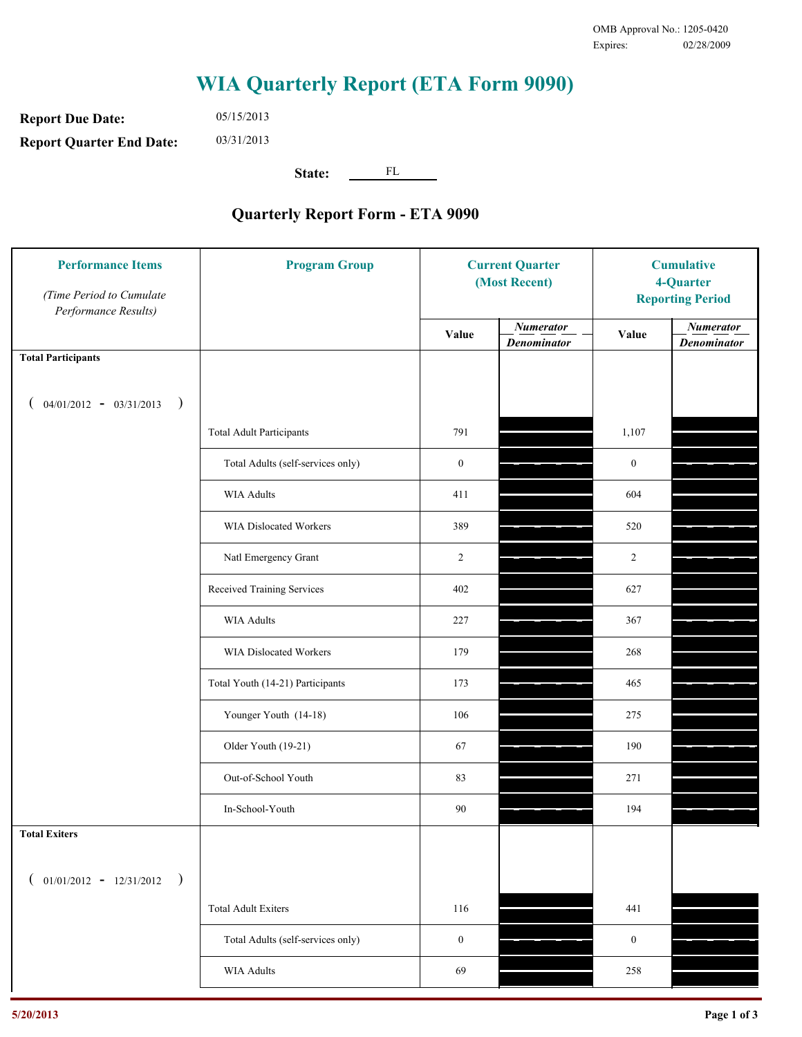OMB Approval No.: 1205-0420
Expires: 02/28/2009

# WIA Quarterly Report (ETA Form 9090)

**Report Due Date:** 05/15/2013

**Report Quarter End Date:** 03/31/2013

**State:** FL

## Quarterly Report Form - ETA 9090

| Performance Items (Time Period to Cumulate Performance Results) | Program Group | Current Quarter (Most Recent) Value | Current Quarter Numerator / Denominator | Cumulative 4-Quarter Reporting Period Value | Cumulative 4-Quarter Numerator / Denominator |
|---|---|---|---|---|---|
| **Total Participants** ( 04/01/2012 - 03/31/2013 ) | | | | | |
| | Total Adult Participants | 791 | | 1,107 | |
| | Total Adults (self-services only) | 0 | | 0 | |
| | WIA Adults | 411 | | 604 | |
| | WIA Dislocated Workers | 389 | | 520 | |
| | Natl Emergency Grant | 2 | | 2 | |
| | Received Training Services | 402 | | 627 | |
| | WIA Adults | 227 | | 367 | |
| | WIA Dislocated Workers | 179 | | 268 | |
| | Total Youth (14-21) Participants | 173 | | 465 | |
| | Younger Youth (14-18) | 106 | | 275 | |
| | Older Youth (19-21) | 67 | | 190 | |
| | Out-of-School Youth | 83 | | 271 | |
| | In-School-Youth | 90 | | 194 | |
| **Total Exiters** ( 01/01/2012 - 12/31/2012 ) | | | | | |
| | Total Adult Exiters | 116 | | 441 | |
| | Total Adults (self-services only) | 0 | | 0 | |
| | WIA Adults | 69 | | 258 | |

5/20/2013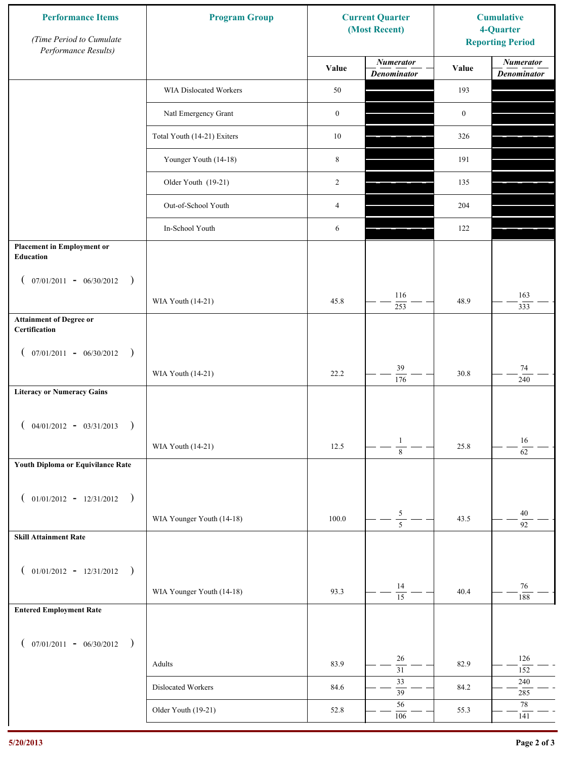| Performance Items *(Time Period to Cumulate Performance Results)* | Program Group | Current Quarter (Most Recent) Value | Current Quarter Numerator / Denominator | Cumulative 4-Quarter Reporting Period Value | Cumulative Numerator / Denominator |
|---|---|---|---|---|---|
| | WIA Dislocated Workers | 50 | | 193 | |
| | Natl Emergency Grant | 0 | | 0 | |
| | Total Youth (14-21) Exiters | 10 | | 326 | |
| | Younger Youth (14-18) | 8 | | 191 | |
| | Older Youth (19-21) | 2 | | 135 | |
| | Out-of-School Youth | 4 | | 204 | |
| | In-School Youth | 6 | | 122 | |
| **Placement in Employment or Education** ( 07/01/2011 - 06/30/2012 ) | WIA Youth (14-21) | 45.8 | 116 / 253 | 48.9 | 163 / 333 |
| **Attainment of Degree or Certification** ( 07/01/2011 - 06/30/2012 ) | WIA Youth (14-21) | 22.2 | 39 / 176 | 30.8 | 74 / 240 |
| **Literacy or Numeracy Gains** ( 04/01/2012 - 03/31/2013 ) | WIA Youth (14-21) | 12.5 | 1 / 8 | 25.8 | 16 / 62 |
| **Youth Diploma or Equivilance Rate** ( 01/01/2012 - 12/31/2012 ) | WIA Younger Youth (14-18) | 100.0 | 5 / 5 | 43.5 | 40 / 92 |
| **Skill Attainment Rate** ( 01/01/2012 - 12/31/2012 ) | WIA Younger Youth (14-18) | 93.3 | 14 / 15 | 40.4 | 76 / 188 |
| **Entered Employment Rate** ( 07/01/2011 - 06/30/2012 ) | Adults | 83.9 | 26 / 31 | 82.9 | 126 / 152 |
| | Dislocated Workers | 84.6 | 33 / 39 | 84.2 | 240 / 285 |
| | Older Youth (19-21) | 52.8 | 56 / 106 | 55.3 | 78 / 141 |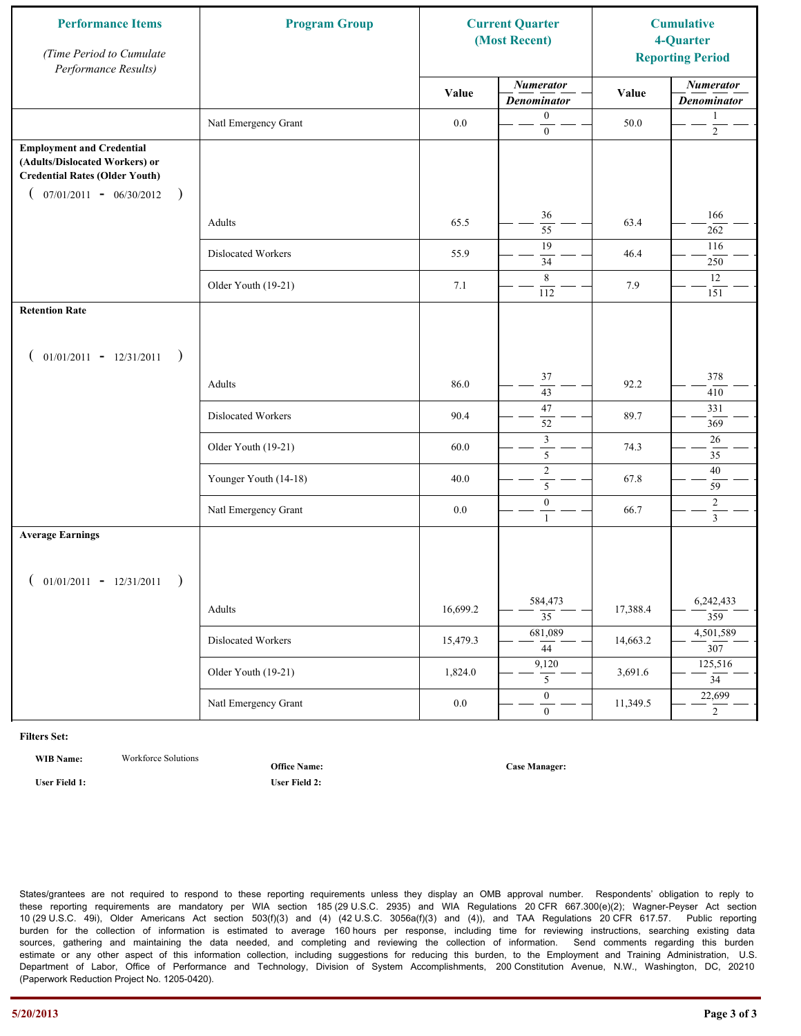| Performance Items *(Time Period to Cumulate Performance Results)* | Program Group | Current Quarter (Most Recent) | | Cumulative 4-Quarter Reporting Period | |
|---|---|---|---|---|---|
| | | Value | *Numerator* / *Denominator* | Value | *Numerator* / *Denominator* |
| | Natl Emergency Grant | 0.0 | 0 / 0 | 50.0 | 1 / 2 |
| **Employment and Credential (Adults/Dislocated Workers) or Credential Rates (Older Youth)** ( 07/01/2011 - 06/30/2012 ) | | | | | |
| | Adults | 65.5 | 36 / 55 | 63.4 | 166 / 262 |
| | Dislocated Workers | 55.9 | 19 / 34 | 46.4 | 116 / 250 |
| | Older Youth (19-21) | 7.1 | 8 / 112 | 7.9 | 12 / 151 |
| **Retention Rate** ( 01/01/2011 - 12/31/2011 ) | | | | | |
| | Adults | 86.0 | 37 / 43 | 92.2 | 378 / 410 |
| | Dislocated Workers | 90.4 | 47 / 52 | 89.7 | 331 / 369 |
| | Older Youth (19-21) | 60.0 | 3 / 5 | 74.3 | 26 / 35 |
| | Younger Youth (14-18) | 40.0 | 2 / 5 | 67.8 | 40 / 59 |
| | Natl Emergency Grant | 0.0 | 0 / 1 | 66.7 | 2 / 3 |
| **Average Earnings** ( 01/01/2011 - 12/31/2011 ) | | | | | |
| | Adults | 16,699.2 | 584,473 / 35 | 17,388.4 | 6,242,433 / 359 |
| | Dislocated Workers | 15,479.3 | 681,089 / 44 | 14,663.2 | 4,501,589 / 307 |
| | Older Youth (19-21) | 1,824.0 | 9,120 / 5 | 3,691.6 | 125,516 / 34 |
| | Natl Emergency Grant | 0.0 | 0 / 0 | 11,349.5 | 22,699 / 2 |

**Filters Set:**

**WIB Name:** Workforce Solutions

**Office Name:**

**Case Manager:**

**User Field 1:**

**User Field 2:**

States/grantees are not required to respond to these reporting requirements unless they display an OMB approval number. Respondents' obligation to reply to these reporting requirements are mandatory per WIA section 185 (29 U.S.C. 2935) and WIA Regulations 20 CFR 667.300(e)(2); Wagner-Peyser Act section 10 (29 U.S.C. 49i), Older Americans Act section 503(f)(3) and (4) (42 U.S.C. 3056a(f)(3) and (4)), and TAA Regulations 20 CFR 617.57. Public reporting burden for the collection of information is estimated to average 160 hours per response, including time for reviewing instructions, searching existing data sources, gathering and maintaining the data needed, and completing and reviewing the collection of information. Send comments regarding this burden estimate or any other aspect of this information collection, including suggestions for reducing this burden, to the Employment and Training Administration, U.S. Department of Labor, Office of Performance and Technology, Division of System Accomplishments, 200 Constitution Avenue, N.W., Washington, DC, 20210 (Paperwork Reduction Project No. 1205-0420).

5/20/2013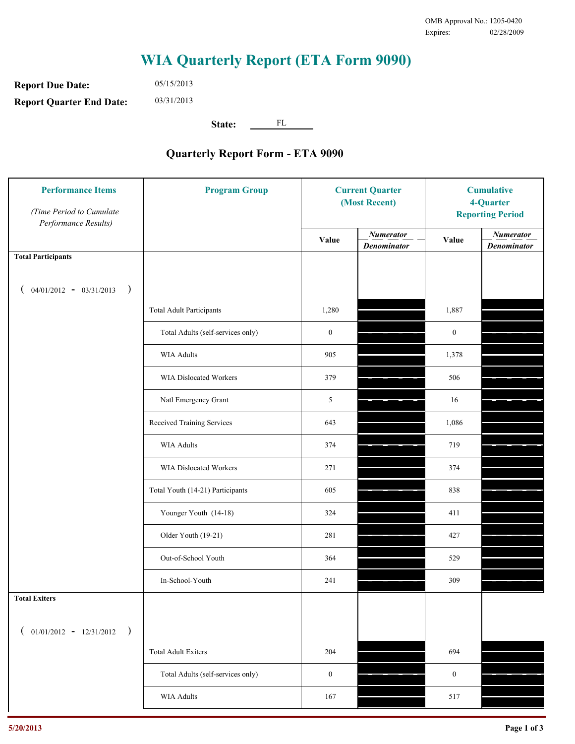OMB Approval No.: 1205-0420
Expires: 02/28/2009

# WIA Quarterly Report (ETA Form 9090)

**Report Due Date:** 05/15/2013

**Report Quarter End Date:** 03/31/2013

**State:** FL

## Quarterly Report Form - ETA 9090

| Performance Items *(Time Period to Cumulate Performance Results)* | Program Group | Current Quarter (Most Recent) Value | Current Quarter *Numerator / Denominator* | Cumulative 4-Quarter Reporting Period Value | Cumulative 4-Quarter *Numerator / Denominator* |
|---|---|---|---|---|---|
| **Total Participants** ( 04/01/2012 - 03/31/2013 ) | | | | | |
| | Total Adult Participants | 1,280 | | 1,887 | |
| | Total Adults (self-services only) | 0 | | 0 | |
| | WIA Adults | 905 | | 1,378 | |
| | WIA Dislocated Workers | 379 | | 506 | |
| | Natl Emergency Grant | 5 | | 16 | |
| | Received Training Services | 643 | | 1,086 | |
| | WIA Adults | 374 | | 719 | |
| | WIA Dislocated Workers | 271 | | 374 | |
| | Total Youth (14-21) Participants | 605 | | 838 | |
| | Younger Youth (14-18) | 324 | | 411 | |
| | Older Youth (19-21) | 281 | | 427 | |
| | Out-of-School Youth | 364 | | 529 | |
| | In-School-Youth | 241 | | 309 | |
| **Total Exiters** ( 01/01/2012 - 12/31/2012 ) | | | | | |
| | Total Adult Exiters | 204 | | 694 | |
| | Total Adults (self-services only) | 0 | | 0 | |
| | WIA Adults | 167 | | 517 | |

5/20/2013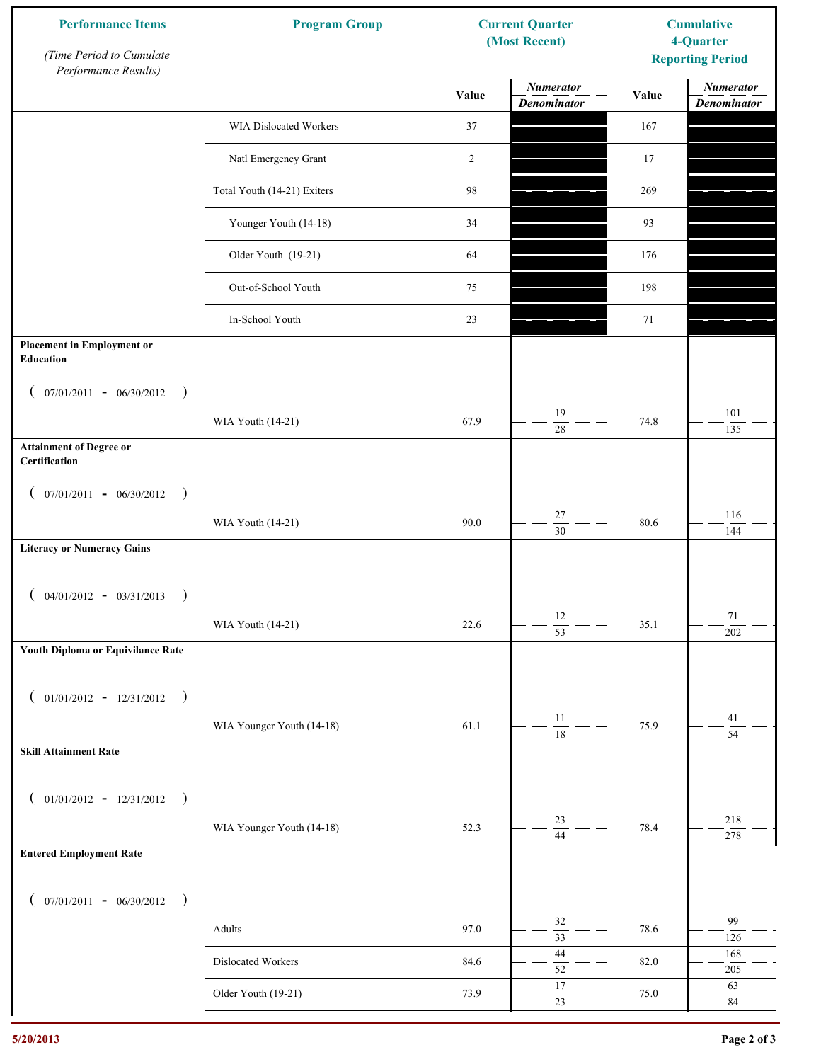| Performance Items<br>*(Time Period to Cumulate Performance Results)* | Program Group | Current Quarter (Most Recent) | | Cumulative 4-Quarter Reporting Period | |
|---|---|---|---|---|---|
| | | Value | *Numerator / Denominator* | Value | *Numerator / Denominator* |
| | WIA Dislocated Workers | 37 | | 167 | |
| | Natl Emergency Grant | 2 | | 17 | |
| | Total Youth (14-21) Exiters | 98 | | 269 | |
| | Younger Youth (14-18) | 34 | | 93 | |
| | Older Youth (19-21) | 64 | | 176 | |
| | Out-of-School Youth | 75 | | 198 | |
| | In-School Youth | 23 | | 71 | |
| **Placement in Employment or Education** ( 07/01/2011 - 06/30/2012 ) | WIA Youth (14-21) | 67.9 | 19 / 28 | 74.8 | 101 / 135 |
| **Attainment of Degree or Certification** ( 07/01/2011 - 06/30/2012 ) | WIA Youth (14-21) | 90.0 | 27 / 30 | 80.6 | 116 / 144 |
| **Literacy or Numeracy Gains** ( 04/01/2012 - 03/31/2013 ) | WIA Youth (14-21) | 22.6 | 12 / 53 | 35.1 | 71 / 202 |
| **Youth Diploma or Equivilance Rate** ( 01/01/2012 - 12/31/2012 ) | WIA Younger Youth (14-18) | 61.1 | 11 / 18 | 75.9 | 41 / 54 |
| **Skill Attainment Rate** ( 01/01/2012 - 12/31/2012 ) | WIA Younger Youth (14-18) | 52.3 | 23 / 44 | 78.4 | 218 / 278 |
| **Entered Employment Rate** ( 07/01/2011 - 06/30/2012 ) | Adults | 97.0 | 32 / 33 | 78.6 | 99 / 126 |
| | Dislocated Workers | 84.6 | 44 / 52 | 82.0 | 168 / 205 |
| | Older Youth (19-21) | 73.9 | 17 / 23 | 75.0 | 63 / 84 |

5/20/2013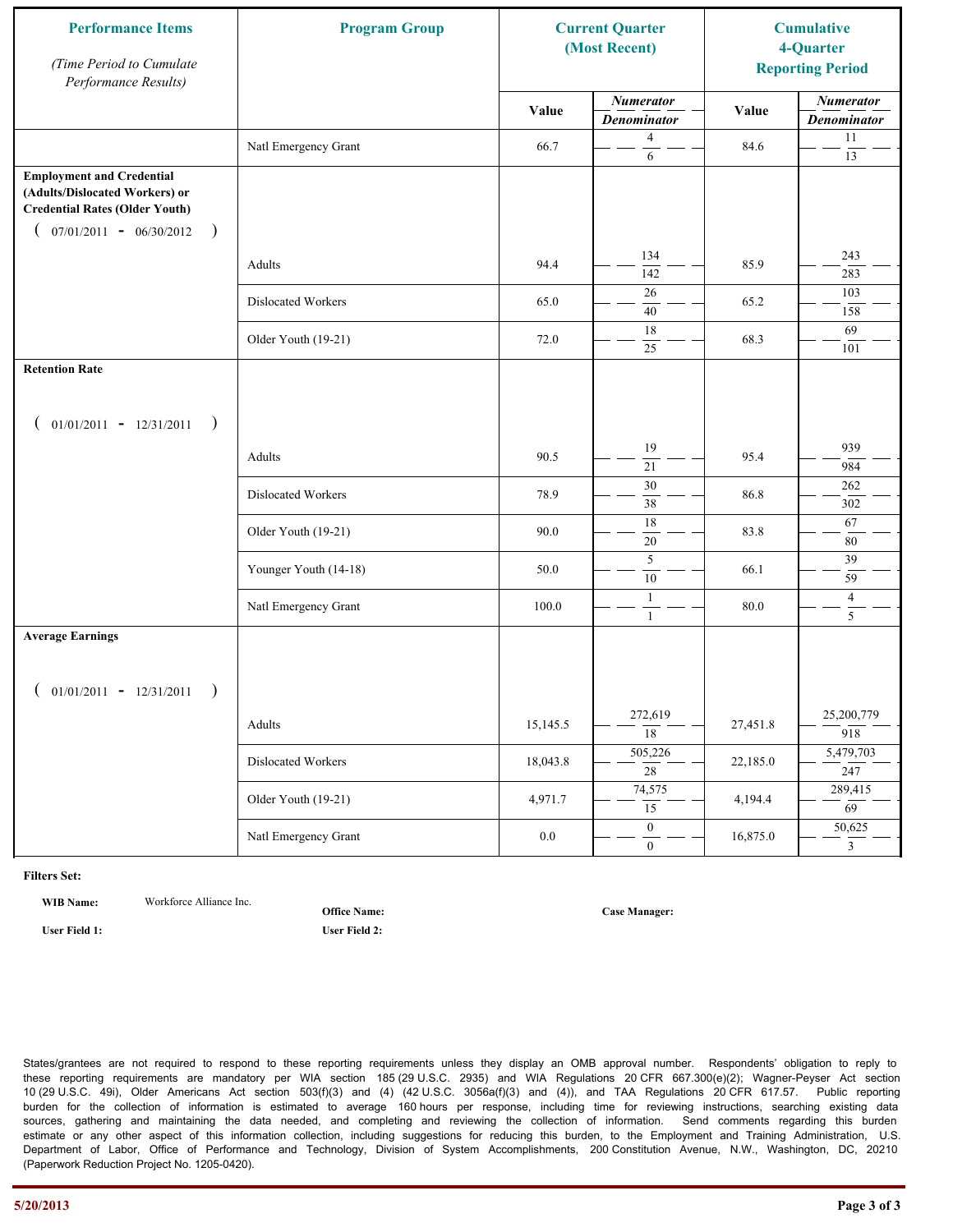| Performance Items (Time Period to Cumulate Performance Results) | Program Group | Current Quarter (Most Recent) | | Cumulative 4-Quarter Reporting Period | |
|---|---|---|---|---|---|
| | | Value | Numerator / Denominator | Value | Numerator / Denominator |
| | Natl Emergency Grant | 66.7 | 4 / 6 | 84.6 | 11 / 13 |
| **Employment and Credential (Adults/Dislocated Workers) or Credential Rates (Older Youth)** ( 07/01/2011 - 06/30/2012 ) | | | | | |
| | Adults | 94.4 | 134 / 142 | 85.9 | 243 / 283 |
| | Dislocated Workers | 65.0 | 26 / 40 | 65.2 | 103 / 158 |
| | Older Youth (19-21) | 72.0 | 18 / 25 | 68.3 | 69 / 101 |
| **Retention Rate** ( 01/01/2011 - 12/31/2011 ) | | | | | |
| | Adults | 90.5 | 19 / 21 | 95.4 | 939 / 984 |
| | Dislocated Workers | 78.9 | 30 / 38 | 86.8 | 262 / 302 |
| | Older Youth (19-21) | 90.0 | 18 / 20 | 83.8 | 67 / 80 |
| | Younger Youth (14-18) | 50.0 | 5 / 10 | 66.1 | 39 / 59 |
| | Natl Emergency Grant | 100.0 | 1 / 1 | 80.0 | 4 / 5 |
| **Average Earnings** ( 01/01/2011 - 12/31/2011 ) | | | | | |
| | Adults | 15,145.5 | 272,619 / 18 | 27,451.8 | 25,200,779 / 918 |
| | Dislocated Workers | 18,043.8 | 505,226 / 28 | 22,185.0 | 5,479,703 / 247 |
| | Older Youth (19-21) | 4,971.7 | 74,575 / 15 | 4,194.4 | 289,415 / 69 |
| | Natl Emergency Grant | 0.0 | 0 / 0 | 16,875.0 | 50,625 / 3 |

**Filters Set:**

**WIB Name:** Workforce Alliance Inc. **Office Name:** **Case Manager:**

**User Field 1:** **User Field 2:**

States/grantees are not required to respond to these reporting requirements unless they display an OMB approval number. Respondents' obligation to reply to these reporting requirements are mandatory per WIA section 185 (29 U.S.C. 2935) and WIA Regulations 20 CFR 667.300(e)(2); Wagner-Peyser Act section 10 (29 U.S.C. 49i), Older Americans Act section 503(f)(3) and (4) (42 U.S.C. 3056a(f)(3) and (4)), and TAA Regulations 20 CFR 617.57. Public reporting burden for the collection of information is estimated to average 160 hours per response, including time for reviewing instructions, searching existing data sources, gathering and maintaining the data needed, and completing and reviewing the collection of information. Send comments regarding this burden estimate or any other aspect of this information collection, including suggestions for reducing this burden, to the Employment and Training Administration, U.S. Department of Labor, Office of Performance and Technology, Division of System Accomplishments, 200 Constitution Avenue, N.W., Washington, DC, 20210 (Paperwork Reduction Project No. 1205-0420).

5/20/2013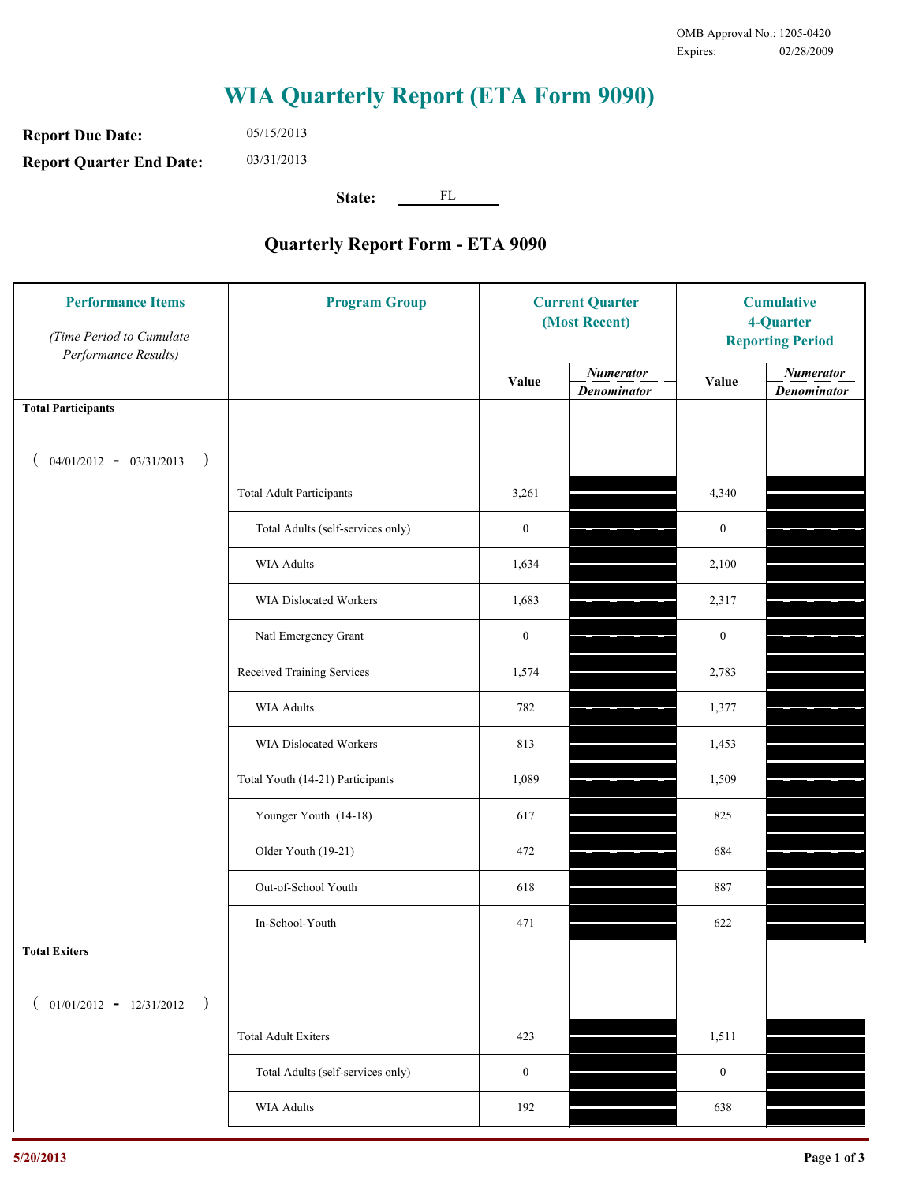OMB Approval No.: 1205-0420
Expires: 02/28/2009

# WIA Quarterly Report (ETA Form 9090)

**Report Due Date:** 05/15/2013

**Report Quarter End Date:** 03/31/2013

**State:** FL

## Quarterly Report Form - ETA 9090

| Performance Items *(Time Period to Cumulate Performance Results)* | Program Group | Current Quarter (Most Recent) Value | Current Quarter *Numerator / Denominator* | Cumulative 4-Quarter Reporting Period Value | Cumulative *Numerator / Denominator* |
|---|---|---|---|---|---|
| **Total Participants** ( 04/01/2012 - 03/31/2013 ) | | | | | |
| | Total Adult Participants | 3,261 | | 4,340 | |
| | Total Adults (self-services only) | 0 | | 0 | |
| | WIA Adults | 1,634 | | 2,100 | |
| | WIA Dislocated Workers | 1,683 | | 2,317 | |
| | Natl Emergency Grant | 0 | | 0 | |
| | Received Training Services | 1,574 | | 2,783 | |
| | WIA Adults | 782 | | 1,377 | |
| | WIA Dislocated Workers | 813 | | 1,453 | |
| | Total Youth (14-21) Participants | 1,089 | | 1,509 | |
| | Younger Youth (14-18) | 617 | | 825 | |
| | Older Youth (19-21) | 472 | | 684 | |
| | Out-of-School Youth | 618 | | 887 | |
| | In-School-Youth | 471 | | 622 | |
| **Total Exiters** ( 01/01/2012 - 12/31/2012 ) | | | | | |
| | Total Adult Exiters | 423 | | 1,511 | |
| | Total Adults (self-services only) | 0 | | 0 | |
| | WIA Adults | 192 | | 638 | |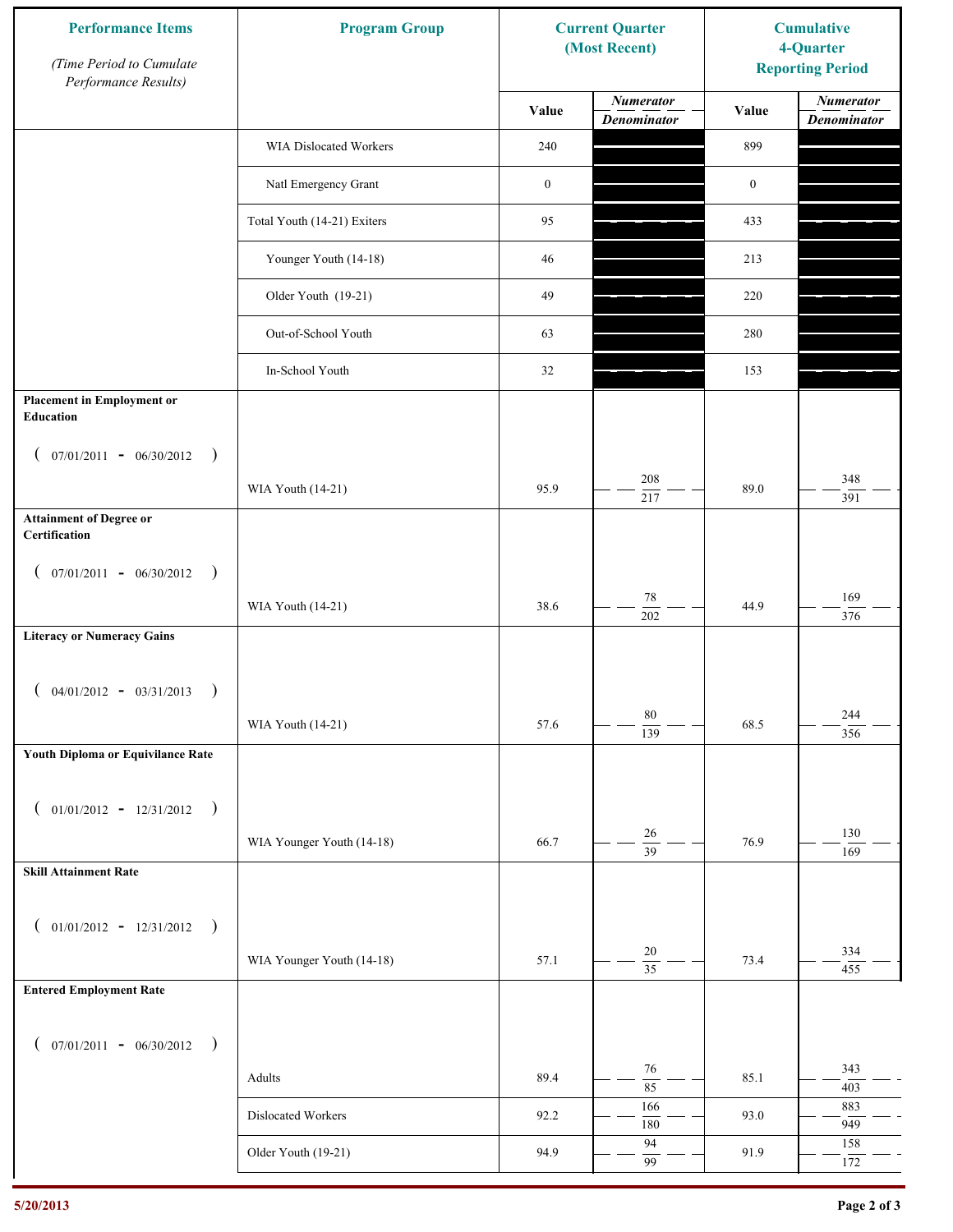| Performance Items *(Time Period to Cumulate Performance Results)* | Program Group | Current Quarter (Most Recent) Value | Current Quarter Numerator / Denominator | Cumulative 4-Quarter Reporting Period Value | Cumulative Numerator / Denominator |
|---|---|---|---|---|---|
| | WIA Dislocated Workers | 240 | | 899 | |
| | Natl Emergency Grant | 0 | | 0 | |
| | Total Youth (14-21) Exiters | 95 | | 433 | |
| | Younger Youth (14-18) | 46 | | 213 | |
| | Older Youth (19-21) | 49 | | 220 | |
| | Out-of-School Youth | 63 | | 280 | |
| | In-School Youth | 32 | | 153 | |
| **Placement in Employment or Education** ( 07/01/2011 - 06/30/2012 ) | WIA Youth (14-21) | 95.9 | 208 / 217 | 89.0 | 348 / 391 |
| **Attainment of Degree or Certification** ( 07/01/2011 - 06/30/2012 ) | WIA Youth (14-21) | 38.6 | 78 / 202 | 44.9 | 169 / 376 |
| **Literacy or Numeracy Gains** ( 04/01/2012 - 03/31/2013 ) | WIA Youth (14-21) | 57.6 | 80 / 139 | 68.5 | 244 / 356 |
| **Youth Diploma or Equivilance Rate** ( 01/01/2012 - 12/31/2012 ) | WIA Younger Youth (14-18) | 66.7 | 26 / 39 | 76.9 | 130 / 169 |
| **Skill Attainment Rate** ( 01/01/2012 - 12/31/2012 ) | WIA Younger Youth (14-18) | 57.1 | 20 / 35 | 73.4 | 334 / 455 |
| **Entered Employment Rate** ( 07/01/2011 - 06/30/2012 ) | Adults | 89.4 | 76 / 85 | 85.1 | 343 / 403 |
| | Dislocated Workers | 92.2 | 166 / 180 | 93.0 | 883 / 949 |
| | Older Youth (19-21) | 94.9 | 94 / 99 | 91.9 | 158 / 172 |

5/20/2013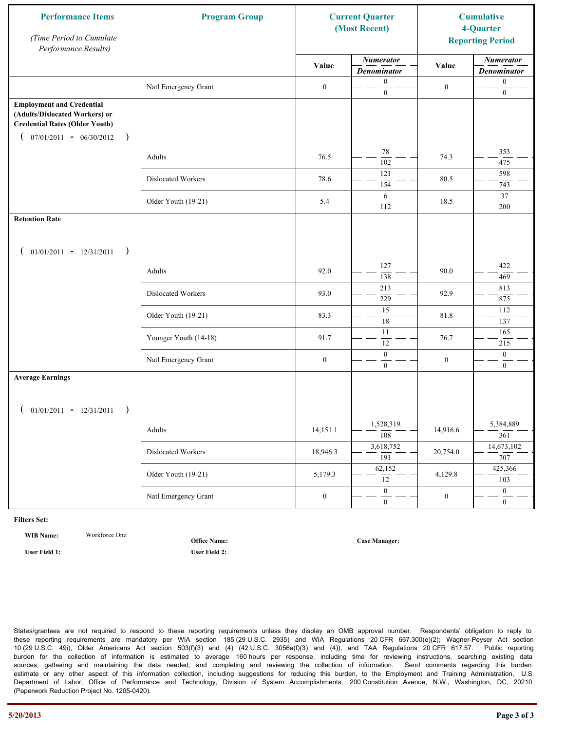| Performance Items<br>*(Time Period to Cumulate Performance Results)* | Program Group | Current Quarter (Most Recent) | | Cumulative 4-Quarter Reporting Period | |
|---|---|---|---|---|---|
| | | Value | *Numerator / Denominator* | Value | *Numerator / Denominator* |
| | Natl Emergency Grant | 0 | 0 / 0 | 0 | 0 / 0 |
| **Employment and Credential (Adults/Dislocated Workers) or Credential Rates (Older Youth)** ( 07/01/2011 - 06/30/2012 ) | | | | | |
| | Adults | 76.5 | 78 / 102 | 74.3 | 353 / 475 |
| | Dislocated Workers | 78.6 | 121 / 154 | 80.5 | 598 / 743 |
| | Older Youth (19-21) | 5.4 | 6 / 112 | 18.5 | 37 / 200 |
| **Retention Rate** ( 01/01/2011 - 12/31/2011 ) | | | | | |
| | Adults | 92.0 | 127 / 138 | 90.0 | 422 / 469 |
| | Dislocated Workers | 93.0 | 213 / 229 | 92.9 | 813 / 875 |
| | Older Youth (19-21) | 83.3 | 15 / 18 | 81.8 | 112 / 137 |
| | Younger Youth (14-18) | 91.7 | 11 / 12 | 76.7 | 165 / 215 |
| | Natl Emergency Grant | 0 | 0 / 0 | 0 | 0 / 0 |
| **Average Earnings** ( 01/01/2011 - 12/31/2011 ) | | | | | |
| | Adults | 14,151.1 | 1,528,319 / 108 | 14,916.6 | 5,384,889 / 361 |
| | Dislocated Workers | 18,946.3 | 3,618,752 / 191 | 20,754.0 | 14,673,102 / 707 |
| | Older Youth (19-21) | 5,179.3 | 62,152 / 12 | 4,129.8 | 425,366 / 103 |
| | Natl Emergency Grant | 0 | 0 / 0 | 0 | 0 / 0 |

**Filters Set:**

**WIB Name:** Workforce One

**Office Name:**

**Case Manager:**

**User Field 1:**

**User Field 2:**

States/grantees are not required to respond to these reporting requirements unless they display an OMB approval number. Respondents' obligation to reply to these reporting requirements are mandatory per WIA section 185 (29 U.S.C. 2935) and WIA Regulations 20 CFR 667.300(e)(2); Wagner-Peyser Act section 10 (29 U.S.C. 49i), Older Americans Act section 503(f)(3) and (4) (42 U.S.C. 3056a(f)(3) and (4)), and TAA Regulations 20 CFR 617.57. Public reporting burden for the collection of information is estimated to average 160 hours per response, including time for reviewing instructions, searching existing data sources, gathering and maintaining the data needed, and completing and reviewing the collection of information. Send comments regarding this burden estimate or any other aspect of this information collection, including suggestions for reducing this burden, to the Employment and Training Administration, U.S. Department of Labor, Office of Performance and Technology, Division of System Accomplishments, 200 Constitution Avenue, N.W., Washington, DC, 20210 (Paperwork Reduction Project No. 1205-0420).

5/20/2013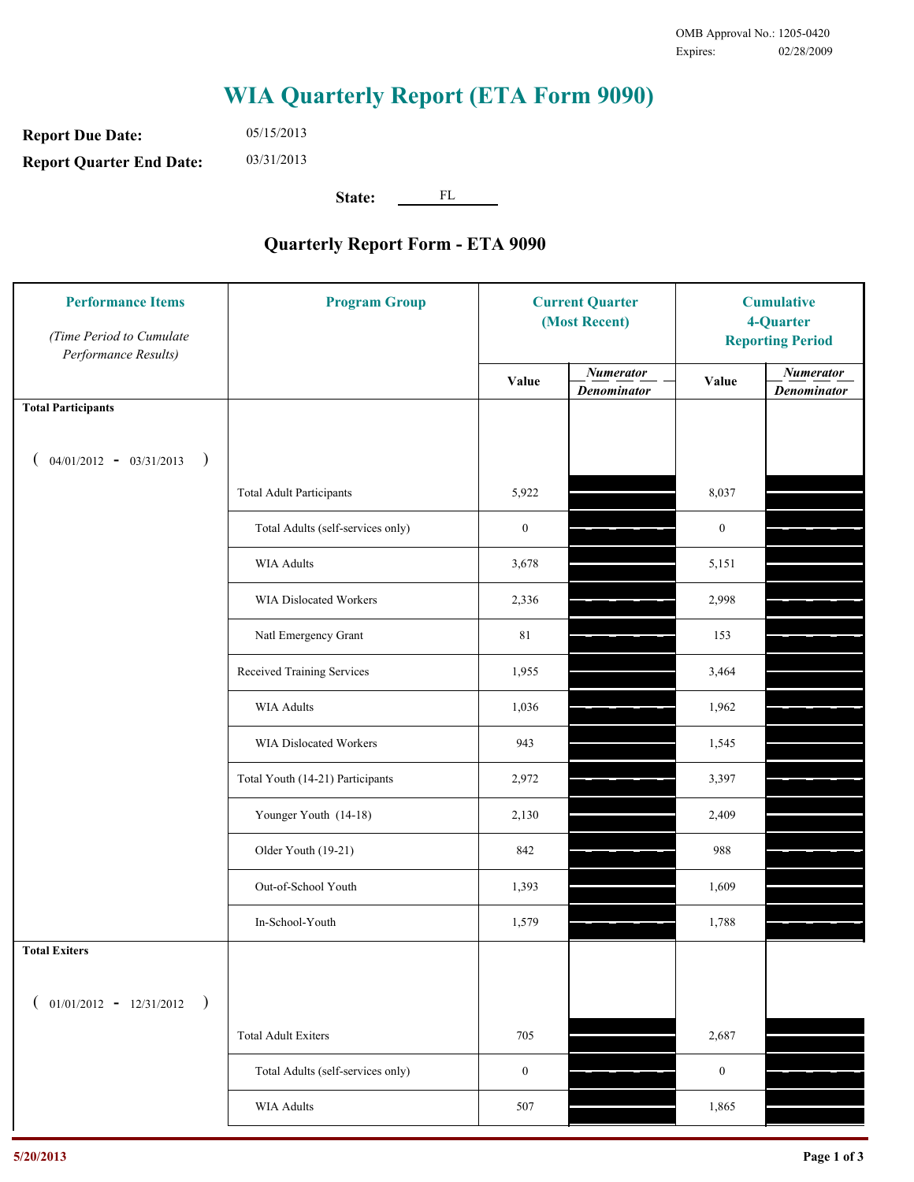OMB Approval No.: 1205-0420
Expires: 02/28/2009

# WIA Quarterly Report (ETA Form 9090)

**Report Due Date:** 05/15/2013

**Report Quarter End Date:** 03/31/2013

**State:** FL

## Quarterly Report Form - ETA 9090

| Performance Items *(Time Period to Cumulate Performance Results)* | Program Group | Current Quarter (Most Recent) Value | Current Quarter Numerator / Denominator | Cumulative 4-Quarter Reporting Period Value | Cumulative 4-Quarter Numerator / Denominator |
|---|---|---|---|---|---|
| **Total Participants** ( 04/01/2012 - 03/31/2013 ) | | | | | |
| | Total Adult Participants | 5,922 | | 8,037 | |
| | Total Adults (self-services only) | 0 | | 0 | |
| | WIA Adults | 3,678 | | 5,151 | |
| | WIA Dislocated Workers | 2,336 | | 2,998 | |
| | Natl Emergency Grant | 81 | | 153 | |
| | Received Training Services | 1,955 | | 3,464 | |
| | WIA Adults | 1,036 | | 1,962 | |
| | WIA Dislocated Workers | 943 | | 1,545 | |
| | Total Youth (14-21) Participants | 2,972 | | 3,397 | |
| | Younger Youth (14-18) | 2,130 | | 2,409 | |
| | Older Youth (19-21) | 842 | | 988 | |
| | Out-of-School Youth | 1,393 | | 1,609 | |
| | In-School-Youth | 1,579 | | 1,788 | |
| **Total Exiters** ( 01/01/2012 - 12/31/2012 ) | | | | | |
| | Total Adult Exiters | 705 | | 2,687 | |
| | Total Adults (self-services only) | 0 | | 0 | |
| | WIA Adults | 507 | | 1,865 | |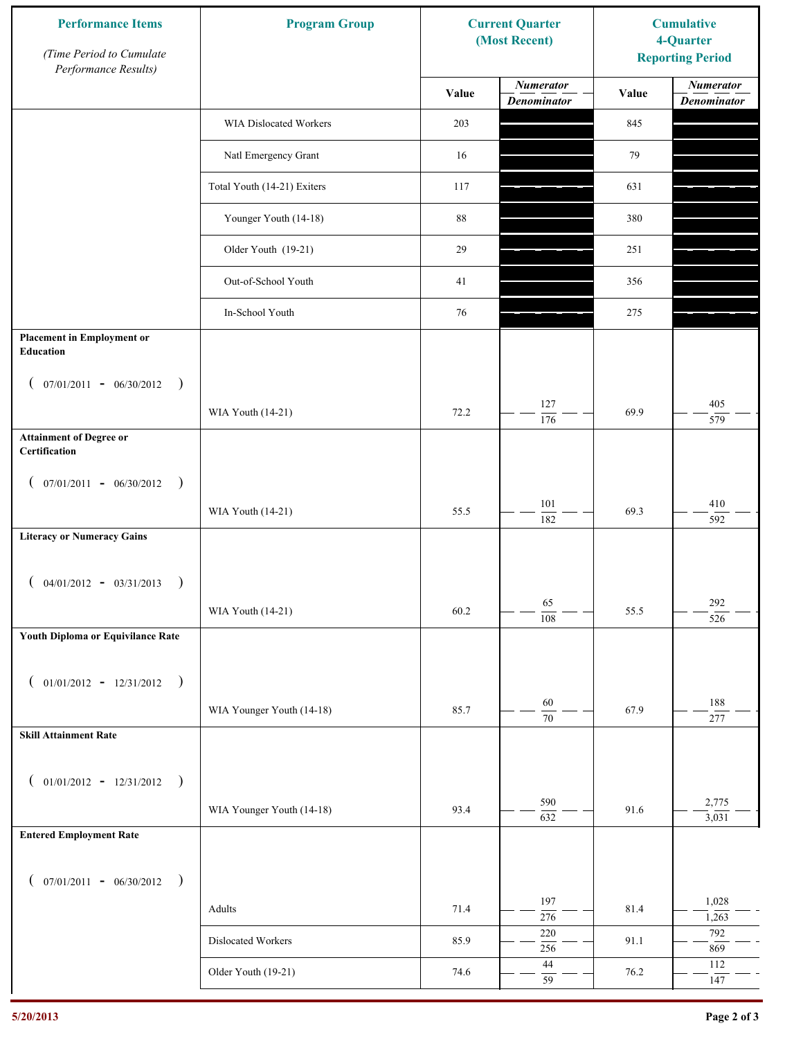| Performance Items *(Time Period to Cumulate Performance Results)* | Program Group | Current Quarter (Most Recent) | | Cumulative 4-Quarter Reporting Period | |
|---|---|---|---|---|---|
| | | Value | *Numerator* / *Denominator* | Value | *Numerator* / *Denominator* |
| | WIA Dislocated Workers | 203 | | 845 | |
| | Natl Emergency Grant | 16 | | 79 | |
| | Total Youth (14-21) Exiters | 117 | | 631 | |
| | Younger Youth (14-18) | 88 | | 380 | |
| | Older Youth (19-21) | 29 | | 251 | |
| | Out-of-School Youth | 41 | | 356 | |
| | In-School Youth | 76 | | 275 | |
| **Placement in Employment or Education** ( 07/01/2011 - 06/30/2012 ) | WIA Youth (14-21) | 72.2 | 127 / 176 | 69.9 | 405 / 579 |
| **Attainment of Degree or Certification** ( 07/01/2011 - 06/30/2012 ) | WIA Youth (14-21) | 55.5 | 101 / 182 | 69.3 | 410 / 592 |
| **Literacy or Numeracy Gains** ( 04/01/2012 - 03/31/2013 ) | WIA Youth (14-21) | 60.2 | 65 / 108 | 55.5 | 292 / 526 |
| **Youth Diploma or Equivilance Rate** ( 01/01/2012 - 12/31/2012 ) | WIA Younger Youth (14-18) | 85.7 | 60 / 70 | 67.9 | 188 / 277 |
| **Skill Attainment Rate** ( 01/01/2012 - 12/31/2012 ) | WIA Younger Youth (14-18) | 93.4 | 590 / 632 | 91.6 | 2,775 / 3,031 |
| **Entered Employment Rate** ( 07/01/2011 - 06/30/2012 ) | Adults | 71.4 | 197 / 276 | 81.4 | 1,028 / 1,263 |
| | Dislocated Workers | 85.9 | 220 / 256 | 91.1 | 792 / 869 |
| | Older Youth (19-21) | 74.6 | 44 / 59 | 76.2 | 112 / 147 |

5/20/2013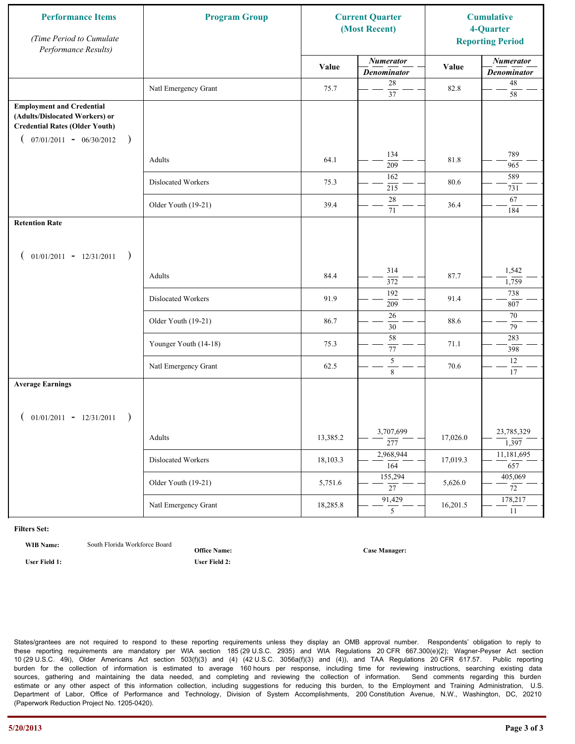| Performance Items *(Time Period to Cumulate Performance Results)* | Program Group | Current Quarter (Most Recent) | | Cumulative 4-Quarter Reporting Period | |
|---|---|---|---|---|---|
| | | Value | *Numerator* / *Denominator* | Value | *Numerator* / *Denominator* |
| | Natl Emergency Grant | 75.7 | 28 / 37 | 82.8 | 48 / 58 |
| **Employment and Credential (Adults/Dislocated Workers) or Credential Rates (Older Youth)** ( 07/01/2011 - 06/30/2012 ) | | | | | |
| | Adults | 64.1 | 134 / 209 | 81.8 | 789 / 965 |
| | Dislocated Workers | 75.3 | 162 / 215 | 80.6 | 589 / 731 |
| | Older Youth (19-21) | 39.4 | 28 / 71 | 36.4 | 67 / 184 |
| **Retention Rate** ( 01/01/2011 - 12/31/2011 ) | | | | | |
| | Adults | 84.4 | 314 / 372 | 87.7 | 1,542 / 1,759 |
| | Dislocated Workers | 91.9 | 192 / 209 | 91.4 | 738 / 807 |
| | Older Youth (19-21) | 86.7 | 26 / 30 | 88.6 | 70 / 79 |
| | Younger Youth (14-18) | 75.3 | 58 / 77 | 71.1 | 283 / 398 |
| | Natl Emergency Grant | 62.5 | 5 / 8 | 70.6 | 12 / 17 |
| **Average Earnings** ( 01/01/2011 - 12/31/2011 ) | | | | | |
| | Adults | 13,385.2 | 3,707,699 / 277 | 17,026.0 | 23,785,329 / 1,397 |
| | Dislocated Workers | 18,103.3 | 2,968,944 / 164 | 17,019.3 | 11,181,695 / 657 |
| | Older Youth (19-21) | 5,751.6 | 155,294 / 27 | 5,626.0 | 405,069 / 72 |
| | Natl Emergency Grant | 18,285.8 | 91,429 / 5 | 16,201.5 | 178,217 / 11 |

**Filters Set:**

**WIB Name:** South Florida Workforce Board  **Office Name:**  **Case Manager:**

**User Field 1:**  **User Field 2:**

States/grantees are not required to respond to these reporting requirements unless they display an OMB approval number. Respondents' obligation to reply to these reporting requirements are mandatory per WIA section 185 (29 U.S.C. 2935) and WIA Regulations 20 CFR 667.300(e)(2); Wagner-Peyser Act section 10 (29 U.S.C. 49i), Older Americans Act section 503(f)(3) and (4) (42 U.S.C. 3056a(f)(3) and (4)), and TAA Regulations 20 CFR 617.57. Public reporting burden for the collection of information is estimated to average 160 hours per response, including time for reviewing instructions, searching existing data sources, gathering and maintaining the data needed, and completing and reviewing the collection of information. Send comments regarding this burden estimate or any other aspect of this information collection, including suggestions for reducing this burden, to the Employment and Training Administration, U.S. Department of Labor, Office of Performance and Technology, Division of System Accomplishments, 200 Constitution Avenue, N.W., Washington, DC, 20210 (Paperwork Reduction Project No. 1205-0420).

5/20/2013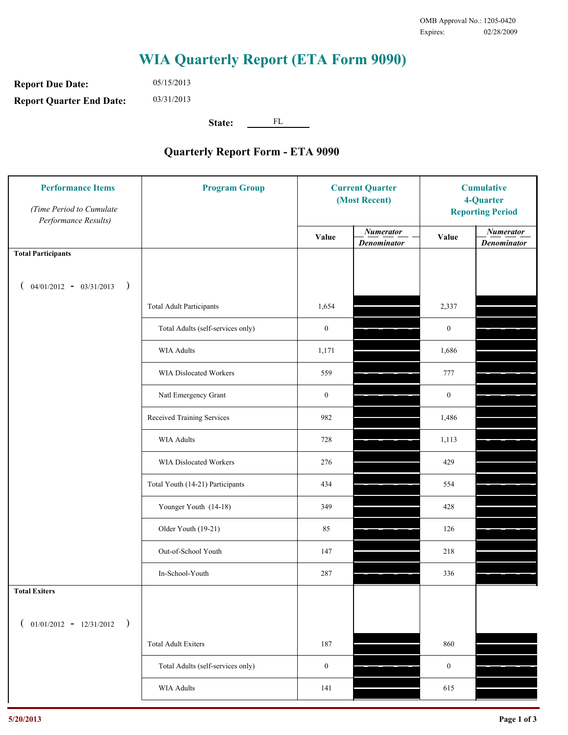OMB Approval No.: 1205-0420
Expires: 02/28/2009

# WIA Quarterly Report (ETA Form 9090)

**Report Due Date:** 05/15/2013

**Report Quarter End Date:** 03/31/2013

**State:** FL

## Quarterly Report Form - ETA 9090

| Performance Items *(Time Period to Cumulate Performance Results)* | Program Group | Current Quarter (Most Recent) | | Cumulative 4-Quarter Reporting Period | |
|---|---|---|---|---|---|
| | | Value | *Numerator* / *Denominator* | Value | *Numerator* / *Denominator* |
| **Total Participants** ( 04/01/2012 - 03/31/2013 ) | | | | | |
| | Total Adult Participants | 1,654 | | 2,337 | |
| | Total Adults (self-services only) | 0 | | 0 | |
| | WIA Adults | 1,171 | | 1,686 | |
| | WIA Dislocated Workers | 559 | | 777 | |
| | Natl Emergency Grant | 0 | | 0 | |
| | Received Training Services | 982 | | 1,486 | |
| | WIA Adults | 728 | | 1,113 | |
| | WIA Dislocated Workers | 276 | | 429 | |
| | Total Youth (14-21) Participants | 434 | | 554 | |
| | Younger Youth (14-18) | 349 | | 428 | |
| | Older Youth (19-21) | 85 | | 126 | |
| | Out-of-School Youth | 147 | | 218 | |
| | In-School-Youth | 287 | | 336 | |
| **Total Exiters** ( 01/01/2012 - 12/31/2012 ) | | | | | |
| | Total Adult Exiters | 187 | | 860 | |
| | Total Adults (self-services only) | 0 | | 0 | |
| | WIA Adults | 141 | | 615 | |

5/20/2013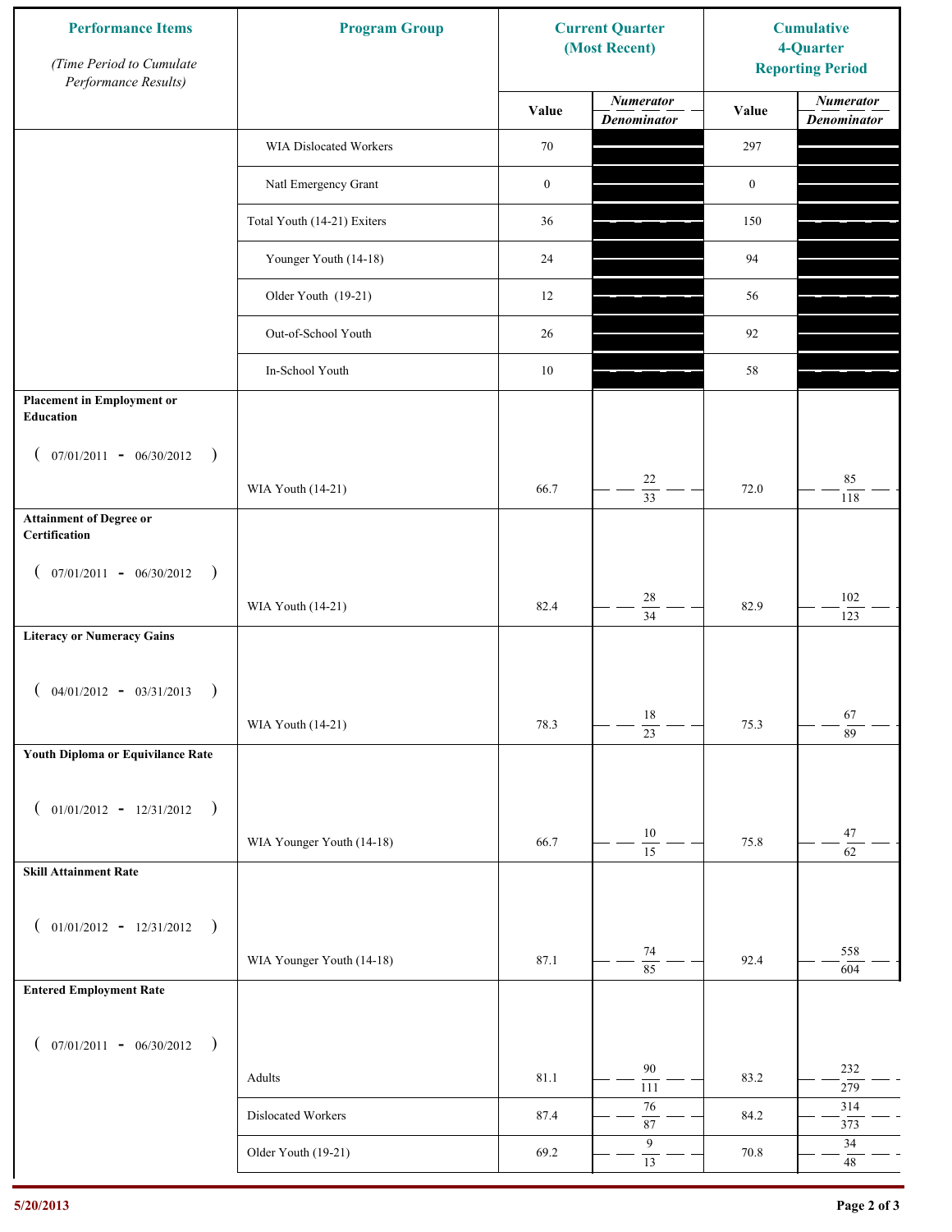| Performance Items *(Time Period to Cumulate Performance Results)* | Program Group | Current Quarter (Most Recent) | | Cumulative 4-Quarter Reporting Period | |
|---|---|---|---|---|---|
| | | Value | *Numerator / Denominator* | Value | *Numerator / Denominator* |
| | WIA Dislocated Workers | 70 | | 297 | |
| | Natl Emergency Grant | 0 | | 0 | |
| | Total Youth (14-21) Exiters | 36 | | 150 | |
| | Younger Youth (14-18) | 24 | | 94 | |
| | Older Youth (19-21) | 12 | | 56 | |
| | Out-of-School Youth | 26 | | 92 | |
| | In-School Youth | 10 | | 58 | |
| **Placement in Employment or Education** ( 07/01/2011 - 06/30/2012 ) | WIA Youth (14-21) | 66.7 | 22 / 33 | 72.0 | 85 / 118 |
| **Attainment of Degree or Certification** ( 07/01/2011 - 06/30/2012 ) | WIA Youth (14-21) | 82.4 | 28 / 34 | 82.9 | 102 / 123 |
| **Literacy or Numeracy Gains** ( 04/01/2012 - 03/31/2013 ) | WIA Youth (14-21) | 78.3 | 18 / 23 | 75.3 | 67 / 89 |
| **Youth Diploma or Equivilance Rate** ( 01/01/2012 - 12/31/2012 ) | WIA Younger Youth (14-18) | 66.7 | 10 / 15 | 75.8 | 47 / 62 |
| **Skill Attainment Rate** ( 01/01/2012 - 12/31/2012 ) | WIA Younger Youth (14-18) | 87.1 | 74 / 85 | 92.4 | 558 / 604 |
| **Entered Employment Rate** ( 07/01/2011 - 06/30/2012 ) | Adults | 81.1 | 90 / 111 | 83.2 | 232 / 279 |
| | Dislocated Workers | 87.4 | 76 / 87 | 84.2 | 314 / 373 |
| | Older Youth (19-21) | 69.2 | 9 / 13 | 70.8 | 34 / 48 |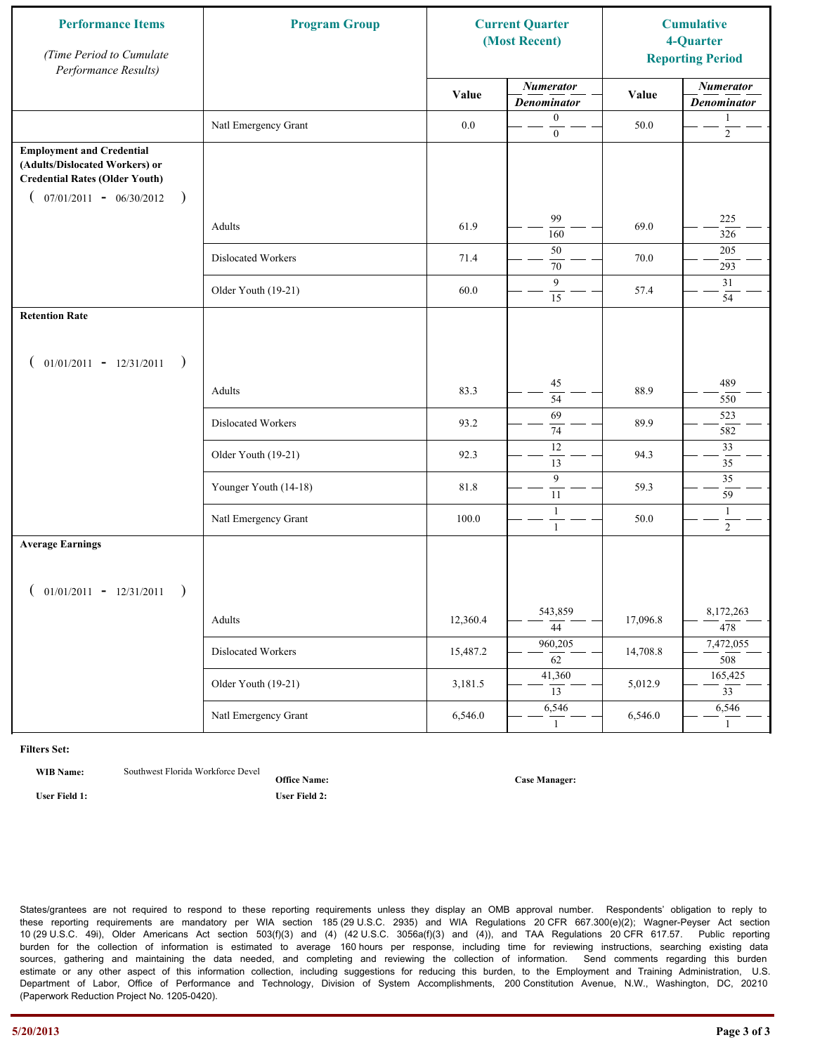| Performance Items *(Time Period to Cumulate Performance Results)* | Program Group | Current Quarter (Most Recent) | | Cumulative 4-Quarter Reporting Period | |
|---|---|---|---|---|---|
| | | Value | *Numerator / Denominator* | Value | *Numerator / Denominator* |
| | Natl Emergency Grant | 0.0 | 0 / 0 | 50.0 | 1 / 2 |
| **Employment and Credential (Adults/Dislocated Workers) or Credential Rates (Older Youth)** ( 07/01/2011 - 06/30/2012 ) | | | | | |
| | Adults | 61.9 | 99 / 160 | 69.0 | 225 / 326 |
| | Dislocated Workers | 71.4 | 50 / 70 | 70.0 | 205 / 293 |
| | Older Youth (19-21) | 60.0 | 9 / 15 | 57.4 | 31 / 54 |
| **Retention Rate** ( 01/01/2011 - 12/31/2011 ) | | | | | |
| | Adults | 83.3 | 45 / 54 | 88.9 | 489 / 550 |
| | Dislocated Workers | 93.2 | 69 / 74 | 89.9 | 523 / 582 |
| | Older Youth (19-21) | 92.3 | 12 / 13 | 94.3 | 33 / 35 |
| | Younger Youth (14-18) | 81.8 | 9 / 11 | 59.3 | 35 / 59 |
| | Natl Emergency Grant | 100.0 | 1 / 1 | 50.0 | 1 / 2 |
| **Average Earnings** ( 01/01/2011 - 12/31/2011 ) | | | | | |
| | Adults | 12,360.4 | 543,859 / 44 | 17,096.8 | 8,172,263 / 478 |
| | Dislocated Workers | 15,487.2 | 960,205 / 62 | 14,708.8 | 7,472,055 / 508 |
| | Older Youth (19-21) | 3,181.5 | 41,360 / 13 | 5,012.9 | 165,425 / 33 |
| | Natl Emergency Grant | 6,546.0 | 6,546 / 1 | 6,546.0 | 6,546 / 1 |

**Filters Set:**

**WIB Name:** Southwest Florida Workforce Devel
**Office Name:**
**Case Manager:**
**User Field 1:**
**User Field 2:**

States/grantees are not required to respond to these reporting requirements unless they display an OMB approval number. Respondents' obligation to reply to these reporting requirements are mandatory per WIA section 185 (29 U.S.C. 2935) and WIA Regulations 20 CFR 667.300(e)(2); Wagner-Peyser Act section 10 (29 U.S.C. 49i), Older Americans Act section 503(f)(3) and (4) (42 U.S.C. 3056a(f)(3) and (4)), and TAA Regulations 20 CFR 617.57. Public reporting burden for the collection of information is estimated to average 160 hours per response, including time for reviewing instructions, searching existing data sources, gathering and maintaining the data needed, and completing and reviewing the collection of information. Send comments regarding this burden estimate or any other aspect of this information collection, including suggestions for reducing this burden, to the Employment and Training Administration, U.S. Department of Labor, Office of Performance and Technology, Division of System Accomplishments, 200 Constitution Avenue, N.W., Washington, DC, 20210 (Paperwork Reduction Project No. 1205-0420).

5/20/2013